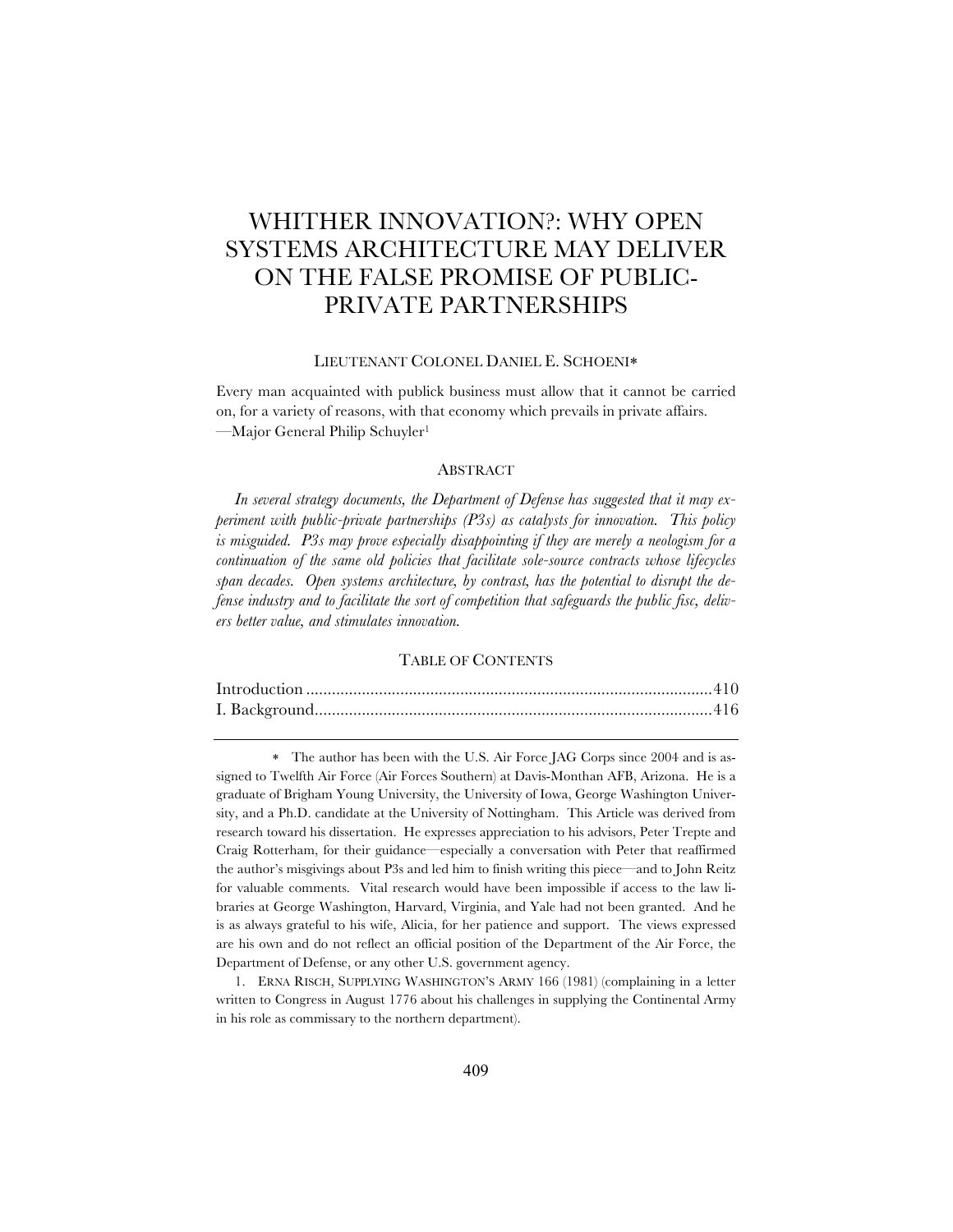# WHITHER INNOVATION?: WHY OPEN SYSTEMS ARCHITECTURE MAY DELIVER ON THE FALSE PROMISE OF PUBLIC-PRIVATE PARTNERSHIPS

LIEUTENANT COLONEL DANIEL E. SCHOENI*

Every man acquainted with publick business must allow that it cannot be carried on, for a variety of reasons, with that economy which prevails in private affairs.
—Major General Philip Schuyler[1]

## ABSTRACT

*In several strategy documents, the Department of Defense has suggested that it may experiment with public-private partnerships (P3s) as catalysts for innovation. This policy is misguided. P3s may prove especially disappointing if they are merely a neologism for a continuation of the same old policies that facilitate sole-source contracts whose lifecycles span decades. Open systems architecture, by contrast, has the potential to disrupt the defense industry and to facilitate the sort of competition that safeguards the public fisc, delivers better value, and stimulates innovation.*

## TABLE OF CONTENTS

Introduction ............................................................................................410
I. Background...........................................................................................416

---

\* The author has been with the U.S. Air Force JAG Corps since 2004 and is assigned to Twelfth Air Force (Air Forces Southern) at Davis-Monthan AFB, Arizona. He is a graduate of Brigham Young University, the University of Iowa, George Washington University, and a Ph.D. candidate at the University of Nottingham. This Article was derived from research toward his dissertation. He expresses appreciation to his advisors, Peter Trepte and Craig Rotterham, for their guidance—especially a conversation with Peter that reaffirmed the author's misgivings about P3s and led him to finish writing this piece—and to John Reitz for valuable comments. Vital research would have been impossible if access to the law libraries at George Washington, Harvard, Virginia, and Yale had not been granted. And he is as always grateful to his wife, Alicia, for her patience and support. The views expressed are his own and do not reflect an official position of the Department of the Air Force, the Department of Defense, or any other U.S. government agency.

1. ERNA RISCH, SUPPLYING WASHINGTON'S ARMY 166 (1981) (complaining in a letter written to Congress in August 1776 about his challenges in supplying the Continental Army in his role as commissary to the northern department).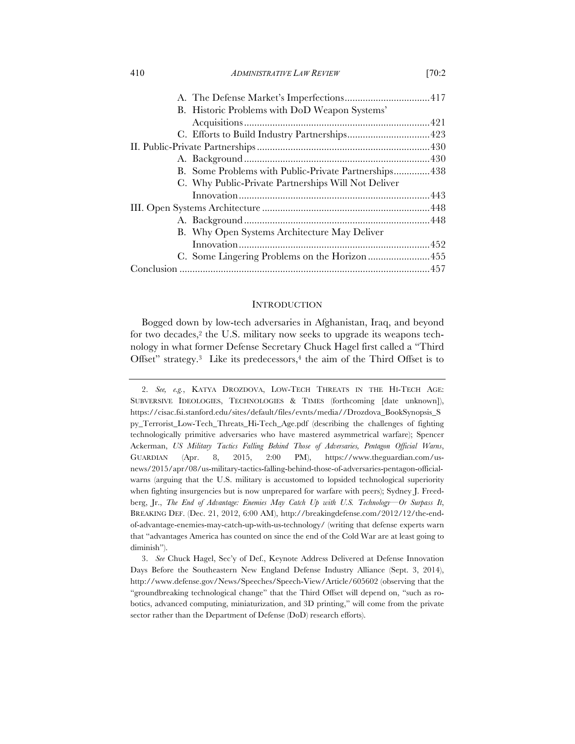A. The Defense Market's Imperfections ................................. 417
B. Historic Problems with DoD Weapon Systems' Acquisitions ........................................................................ 421
C. Efforts to Build Industry Partnerships ................................ 423

II. Public-Private Partnerships ................................................................. 430
A. Background ....................................................................... 430
B. Some Problems with Public-Private Partnerships .............. 438
C. Why Public-Private Partnerships Will Not Deliver Innovation .......................................................................... 443

III. Open Systems Architecture ................................................................ 448
A. Background ....................................................................... 448
B. Why Open Systems Architecture May Deliver Innovation .......................................................................... 452
C. Some Lingering Problems on the Horizon ........................ 455

Conclusion ................................................................................................ 457

## INTRODUCTION

Bogged down by low-tech adversaries in Afghanistan, Iraq, and beyond for two decades,[2] the U.S. military now seeks to upgrade its weapons technology in what former Defense Secretary Chuck Hagel first called a "Third Offset" strategy.[3] Like its predecessors,[4] the aim of the Third Offset is to

---

2. *See, e.g.*, KATYA DROZDOVA, LOW-TECH THREATS IN THE HI-TECH AGE: SUBVERSIVE IDEOLOGIES, TECHNOLOGIES & TIMES (forthcoming [date unknown]), https://cisac.fsi.stanford.edu/sites/default/files/evnts/media//Drozdova_BookSynopsis_Spy_Terrorist_Low-Tech_Threats_Hi-Tech_Age.pdf (describing the challenges of fighting technologically primitive adversaries who have mastered asymmetrical warfare); Spencer Ackerman, *US Military Tactics Falling Behind Those of Adversaries, Pentagon Official Warns*, GUARDIAN (Apr. 8, 2015, 2:00 PM), https://www.theguardian.com/us-news/2015/apr/08/us-military-tactics-falling-behind-those-of-adversaries-pentagon-official-warns (arguing that the U.S. military is accustomed to lopsided technological superiority when fighting insurgencies but is now unprepared for warfare with peers); Sydney J. Freedberg, Jr., *The End of Advantage: Enemies May Catch Up with U.S. Technology—Or Surpass It*, BREAKING DEF. (Dec. 21, 2012, 6:00 AM), http://breakingdefense.com/2012/12/the-end-of-advantage-enemies-may-catch-up-with-us-technology/ (writing that defense experts warn that "advantages America has counted on since the end of the Cold War are at least going to diminish").

3. *See* Chuck Hagel, Sec'y of Def., Keynote Address Delivered at Defense Innovation Days Before the Southeastern New England Defense Industry Alliance (Sept. 3, 2014), http://www.defense.gov/News/Speeches/Speech-View/Article/605602 (observing that the "groundbreaking technological change" that the Third Offset will depend on, "such as robotics, advanced computing, miniaturization, and 3D printing," will come from the private sector rather than the Department of Defense (DoD) research efforts).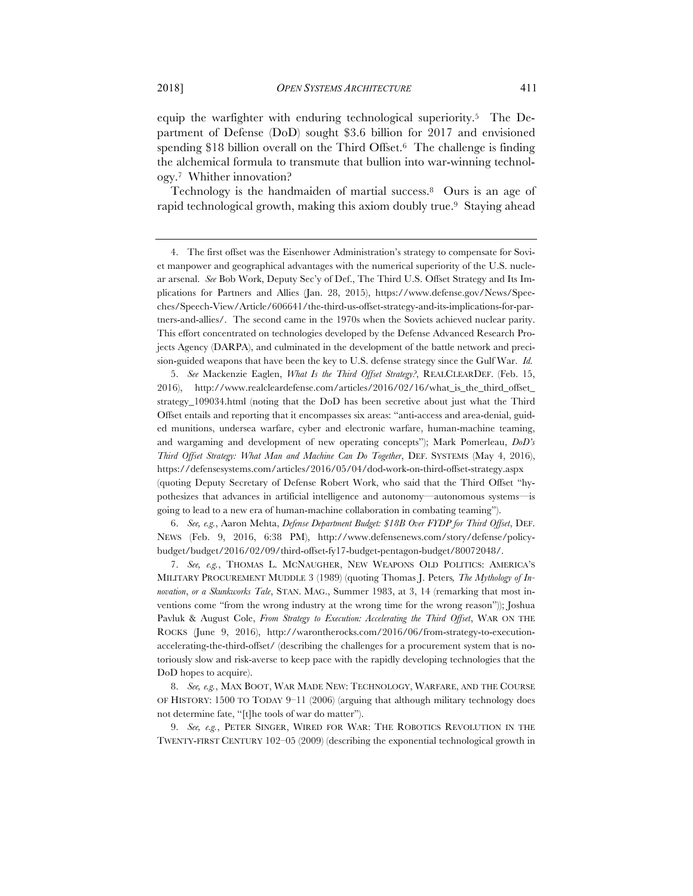equip the warfighter with enduring technological superiority.[5] The Department of Defense (DoD) sought $3.6 billion for 2017 and envisioned spending $18 billion overall on the Third Offset.[6] The challenge is finding the alchemical formula to transmute that bullion into war-winning technology.[7] Whither innovation?

Technology is the handmaiden of martial success.[8] Ours is an age of rapid technological growth, making this axiom doubly true.[9] Staying ahead

---

4. The first offset was the Eisenhower Administration's strategy to compensate for Soviet manpower and geographical advantages with the numerical superiority of the U.S. nuclear arsenal. *See* Bob Work, Deputy Sec'y of Def., The Third U.S. Offset Strategy and Its Implications for Partners and Allies (Jan. 28, 2015), https://www.defense.gov/News/Speeches/Speech-View/Article/606641/the-third-us-offset-strategy-and-its-implications-for-partners-and-allies/. The second came in the 1970s when the Soviets achieved nuclear parity. This effort concentrated on technologies developed by the Defense Advanced Research Projects Agency (DARPA), and culminated in the development of the battle network and precision-guided weapons that have been the key to U.S. defense strategy since the Gulf War. *Id.*

5. *See* Mackenzie Eaglen, *What Is the Third Offset Strategy?*, REALCLEARDEF. (Feb. 15, 2016), http://www.realcleardefense.com/articles/2016/02/16/what_is_the_third_offset_strategy_109034.html (noting that the DoD has been secretive about just what the Third Offset entails and reporting that it encompasses six areas: "anti-access and area-denial, guided munitions, undersea warfare, cyber and electronic warfare, human-machine teaming, and wargaming and development of new operating concepts"); Mark Pomerleau, *DoD's Third Offset Strategy: What Man and Machine Can Do Together*, DEF. SYSTEMS (May 4, 2016), https://defensesystems.com/articles/2016/05/04/dod-work-on-third-offset-strategy.aspx (quoting Deputy Secretary of Defense Robert Work, who said that the Third Offset "hypothesizes that advances in artificial intelligence and autonomy—autonomous systems—is going to lead to a new era of human-machine collaboration in combating teaming").

6. *See, e.g.*, Aaron Mehta, *Defense Department Budget: $18B Over FYDP for Third Offset*, DEF. NEWS (Feb. 9, 2016, 6:38 PM), http://www.defensenews.com/story/defense/policy-budget/budget/2016/02/09/third-offset-fy17-budget-pentagon-budget/80072048/.

7. *See, e.g.*, THOMAS L. MCNAUGHER, NEW WEAPONS OLD POLITICS: AMERICA'S MILITARY PROCUREMENT MUDDLE 3 (1989) (quoting Thomas J. Peters, *The Mythology of Innovation, or a Skunkworks Tale*, STAN. MAG., Summer 1983, at 3, 14 (remarking that most inventions come "from the wrong industry at the wrong time for the wrong reason")); Joshua Pavluk & August Cole, *From Strategy to Execution: Accelerating the Third Offset*, WAR ON THE ROCKS (June 9, 2016), http://warontherocks.com/2016/06/from-strategy-to-execution-accelerating-the-third-offset/ (describing the challenges for a procurement system that is notoriously slow and risk-averse to keep pace with the rapidly developing technologies that the DoD hopes to acquire).

8. *See, e.g.*, MAX BOOT, WAR MADE NEW: TECHNOLOGY, WARFARE, AND THE COURSE OF HISTORY: 1500 TO TODAY 9–11 (2006) (arguing that although military technology does not determine fate, "[t]he tools of war do matter").

9. *See, e.g.*, PETER SINGER, WIRED FOR WAR: THE ROBOTICS REVOLUTION IN THE TWENTY-FIRST CENTURY 102–05 (2009) (describing the exponential technological growth in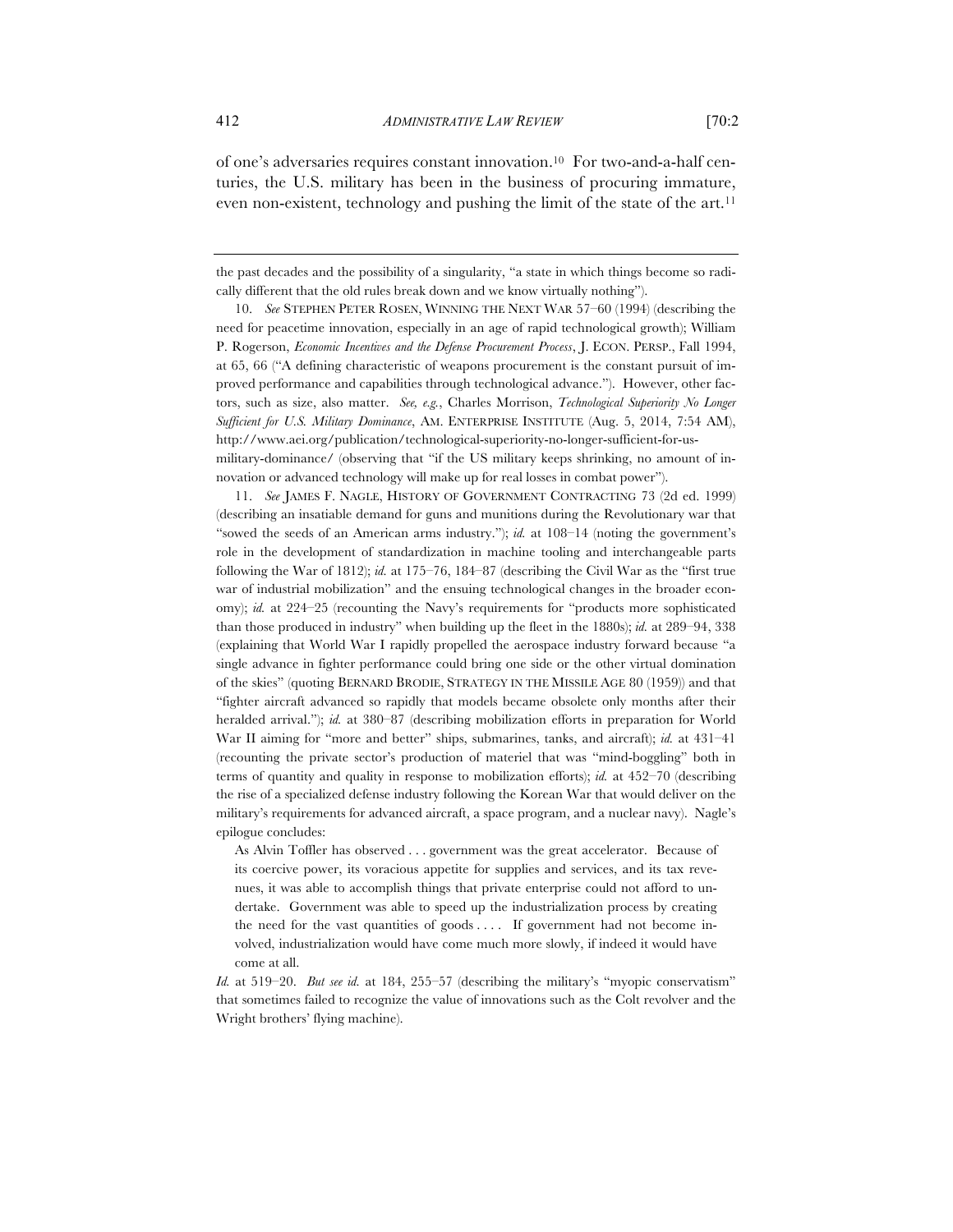of one's adversaries requires constant innovation.[10] For two-and-a-half centuries, the U.S. military has been in the business of procuring immature, even non-existent, technology and pushing the limit of the state of the art.[11]

---

the past decades and the possibility of a singularity, "a state in which things become so radically different that the old rules break down and we know virtually nothing").

10. *See* STEPHEN PETER ROSEN, WINNING THE NEXT WAR 57–60 (1994) (describing the need for peacetime innovation, especially in an age of rapid technological growth); William P. Rogerson, *Economic Incentives and the Defense Procurement Process*, J. ECON. PERSP., Fall 1994, at 65, 66 ("A defining characteristic of weapons procurement is the constant pursuit of improved performance and capabilities through technological advance."). However, other factors, such as size, also matter. *See, e.g.*, Charles Morrison, *Technological Superiority No Longer Sufficient for U.S. Military Dominance*, AM. ENTERPRISE INSTITUTE (Aug. 5, 2014, 7:54 AM), http://www.aei.org/publication/technological-superiority-no-longer-sufficient-for-us-military-dominance/ (observing that "if the US military keeps shrinking, no amount of innovation or advanced technology will make up for real losses in combat power").

11. *See* JAMES F. NAGLE, HISTORY OF GOVERNMENT CONTRACTING 73 (2d ed. 1999) (describing an insatiable demand for guns and munitions during the Revolutionary war that "sowed the seeds of an American arms industry."); *id.* at 108–14 (noting the government's role in the development of standardization in machine tooling and interchangeable parts following the War of 1812); *id.* at 175–76, 184–87 (describing the Civil War as the "first true war of industrial mobilization" and the ensuing technological changes in the broader economy); *id.* at 224–25 (recounting the Navy's requirements for "products more sophisticated than those produced in industry" when building up the fleet in the 1880s); *id.* at 289–94, 338 (explaining that World War I rapidly propelled the aerospace industry forward because "a single advance in fighter performance could bring one side or the other virtual domination of the skies" (quoting BERNARD BRODIE, STRATEGY IN THE MISSILE AGE 80 (1959)) and that "fighter aircraft advanced so rapidly that models became obsolete only months after their heralded arrival."); *id.* at 380–87 (describing mobilization efforts in preparation for World War II aiming for "more and better" ships, submarines, tanks, and aircraft); *id.* at 431–41 (recounting the private sector's production of materiel that was "mind-boggling" both in terms of quantity and quality in response to mobilization efforts); *id.* at 452–70 (describing the rise of a specialized defense industry following the Korean War that would deliver on the military's requirements for advanced aircraft, a space program, and a nuclear navy). Nagle's epilogue concludes:

> As Alvin Toffler has observed . . . government was the great accelerator. Because of its coercive power, its voracious appetite for supplies and services, and its tax revenues, it was able to accomplish things that private enterprise could not afford to undertake. Government was able to speed up the industrialization process by creating the need for the vast quantities of goods . . . . If government had not become involved, industrialization would have come much more slowly, if indeed it would have come at all.

*Id.* at 519–20. *But see id.* at 184, 255–57 (describing the military's "myopic conservatism" that sometimes failed to recognize the value of innovations such as the Colt revolver and the Wright brothers' flying machine).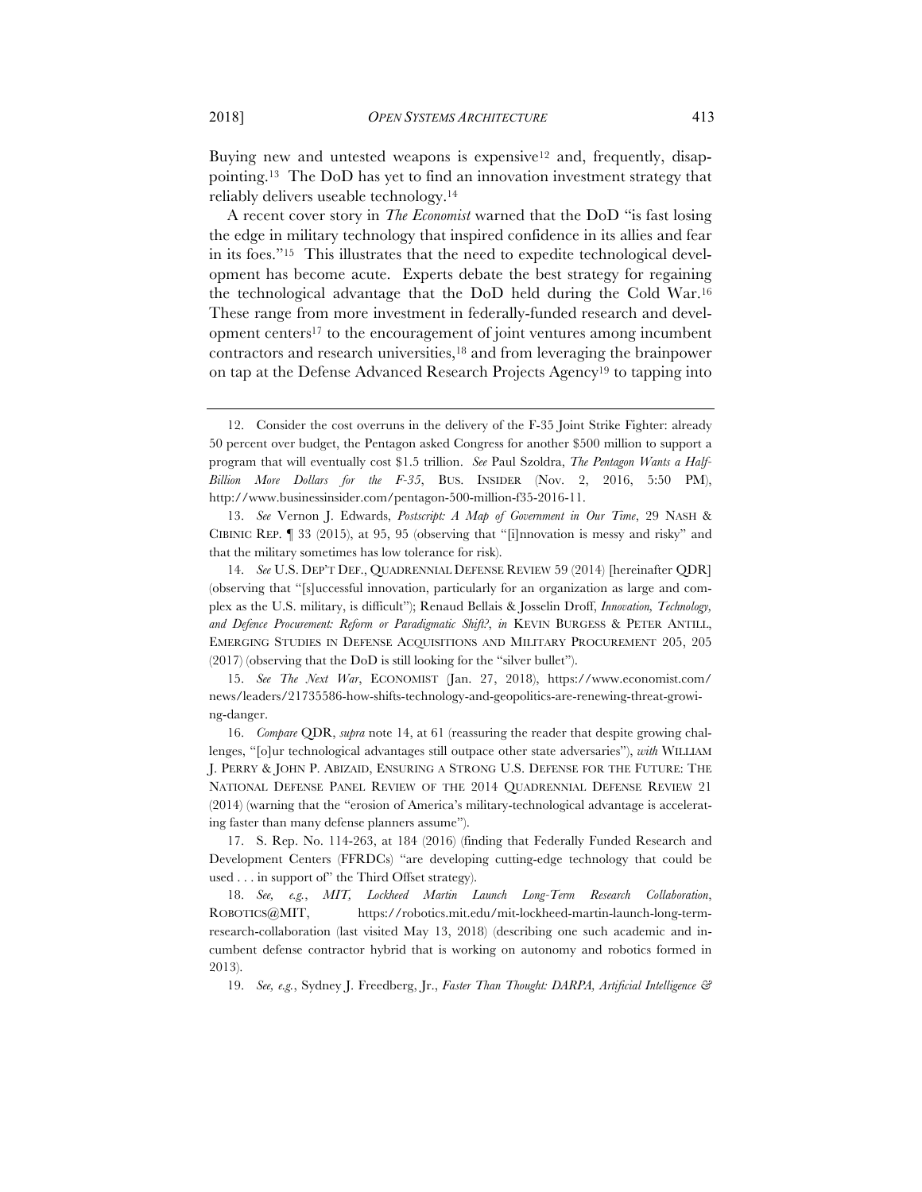Buying new and untested weapons is expensive[12] and, frequently, disappointing.[13] The DoD has yet to find an innovation investment strategy that reliably delivers useable technology.[14]

A recent cover story in *The Economist* warned that the DoD "is fast losing the edge in military technology that inspired confidence in its allies and fear in its foes."[15] This illustrates that the need to expedite technological development has become acute. Experts debate the best strategy for regaining the technological advantage that the DoD held during the Cold War.[16] These range from more investment in federally-funded research and development centers[17] to the encouragement of joint ventures among incumbent contractors and research universities,[18] and from leveraging the brainpower on tap at the Defense Advanced Research Projects Agency[19] to tapping into

---

12. Consider the cost overruns in the delivery of the F-35 Joint Strike Fighter: already 50 percent over budget, the Pentagon asked Congress for another $500 million to support a program that will eventually cost $1.5 trillion. *See* Paul Szoldra, *The Pentagon Wants a Half-Billion More Dollars for the F-35*, BUS. INSIDER (Nov. 2, 2016, 5:50 PM), http://www.businessinsider.com/pentagon-500-million-f35-2016-11.

13. *See* Vernon J. Edwards, *Postscript: A Map of Government in Our Time*, 29 NASH & CIBINIC REP. ¶ 33 (2015), at 95, 95 (observing that "[i]nnovation is messy and risky" and that the military sometimes has low tolerance for risk).

14. *See* U.S. DEP'T DEF., QUADRENNIAL DEFENSE REVIEW 59 (2014) [hereinafter QDR] (observing that "[s]uccessful innovation, particularly for an organization as large and complex as the U.S. military, is difficult"); Renaud Bellais & Josselin Droff, *Innovation, Technology, and Defence Procurement: Reform or Paradigmatic Shift?*, *in* KEVIN BURGESS & PETER ANTILL, EMERGING STUDIES IN DEFENSE ACQUISITIONS AND MILITARY PROCUREMENT 205, 205 (2017) (observing that the DoD is still looking for the "silver bullet").

15. *See The Next War*, ECONOMIST (Jan. 27, 2018), https://www.economist.com/news/leaders/21735586-how-shifts-technology-and-geopolitics-are-renewing-threat-growing-danger.

16. *Compare* QDR, *supra* note 14, at 61 (reassuring the reader that despite growing challenges, "[o]ur technological advantages still outpace other state adversaries"), *with* WILLIAM J. PERRY & JOHN P. ABIZAID, ENSURING A STRONG U.S. DEFENSE FOR THE FUTURE: THE NATIONAL DEFENSE PANEL REVIEW OF THE 2014 QUADRENNIAL DEFENSE REVIEW 21 (2014) (warning that the "erosion of America's military-technological advantage is accelerating faster than many defense planners assume").

17. S. Rep. No. 114-263, at 184 (2016) (finding that Federally Funded Research and Development Centers (FFRDCs) "are developing cutting-edge technology that could be used . . . in support of" the Third Offset strategy).

18. *See, e.g.*, *MIT, Lockheed Martin Launch Long-Term Research Collaboration*, ROBOTICS@MIT, https://robotics.mit.edu/mit-lockheed-martin-launch-long-term-research-collaboration (last visited May 13, 2018) (describing one such academic and incumbent defense contractor hybrid that is working on autonomy and robotics formed in 2013).

19. *See, e.g.*, Sydney J. Freedberg, Jr., *Faster Than Thought: DARPA, Artificial Intelligence &*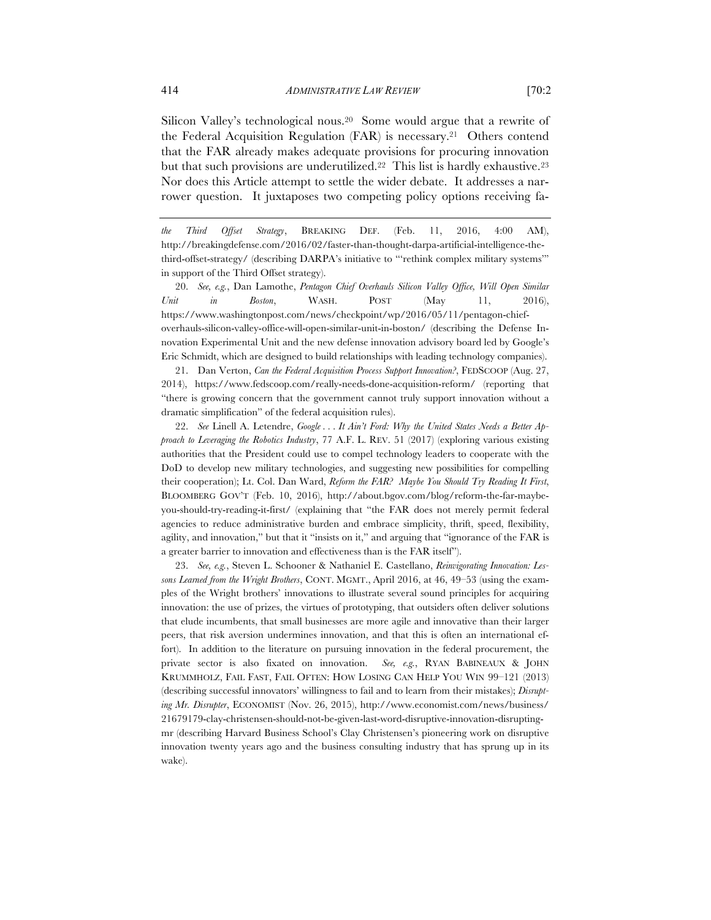Silicon Valley's technological nous.[20] Some would argue that a rewrite of the Federal Acquisition Regulation (FAR) is necessary.[21] Others contend that the FAR already makes adequate provisions for procuring innovation but that such provisions are underutilized.[22] This list is hardly exhaustive.[23] Nor does this Article attempt to settle the wider debate. It addresses a narrower question. It juxtaposes two competing policy options receiving fa-

---

*the Third Offset Strategy*, BREAKING DEF. (Feb. 11, 2016, 4:00 AM), http://breakingdefense.com/2016/02/faster-than-thought-darpa-artificial-intelligence-the-third-offset-strategy/ (describing DARPA's initiative to "'rethink complex military systems'" in support of the Third Offset strategy).

20. *See, e.g.*, Dan Lamothe, *Pentagon Chief Overhauls Silicon Valley Office, Will Open Similar Unit in Boston*, WASH. POST (May 11, 2016), https://www.washingtonpost.com/news/checkpoint/wp/2016/05/11/pentagon-chief-overhauls-silicon-valley-office-will-open-similar-unit-in-boston/ (describing the Defense Innovation Experimental Unit and the new defense innovation advisory board led by Google's Eric Schmidt, which are designed to build relationships with leading technology companies).

21. Dan Verton, *Can the Federal Acquisition Process Support Innovation?*, FEDSCOOP (Aug. 27, 2014), https://www.fedscoop.com/really-needs-done-acquisition-reform/ (reporting that "there is growing concern that the government cannot truly support innovation without a dramatic simplification" of the federal acquisition rules).

22. *See* Linell A. Letendre, *Google . . . It Ain't Ford: Why the United States Needs a Better Approach to Leveraging the Robotics Industry*, 77 A.F. L. REV. 51 (2017) (exploring various existing authorities that the President could use to compel technology leaders to cooperate with the DoD to develop new military technologies, and suggesting new possibilities for compelling their cooperation); Lt. Col. Dan Ward, *Reform the FAR? Maybe You Should Try Reading It First*, BLOOMBERG GOV'T (Feb. 10, 2016), http://about.bgov.com/blog/reform-the-far-maybe-you-should-try-reading-it-first/ (explaining that "the FAR does not merely permit federal agencies to reduce administrative burden and embrace simplicity, thrift, speed, flexibility, agility, and innovation," but that it "insists on it," and arguing that "ignorance of the FAR is a greater barrier to innovation and effectiveness than is the FAR itself").

23. *See, e.g.*, Steven L. Schooner & Nathaniel E. Castellano, *Reinvigorating Innovation: Lessons Learned from the Wright Brothers*, CONT. MGMT., April 2016, at 46, 49–53 (using the examples of the Wright brothers' innovations to illustrate several sound principles for acquiring innovation: the use of prizes, the virtues of prototyping, that outsiders often deliver solutions that elude incumbents, that small businesses are more agile and innovative than their larger peers, that risk aversion undermines innovation, and that this is often an international effort). In addition to the literature on pursuing innovation in the federal procurement, the private sector is also fixated on innovation. *See, e.g.*, RYAN BABINEAUX & JOHN KRUMMHOLZ, FAIL FAST, FAIL OFTEN: HOW LOSING CAN HELP YOU WIN 99–121 (2013) (describing successful innovators' willingness to fail and to learn from their mistakes); *Disrupting Mr. Disrupter*, ECONOMIST (Nov. 26, 2015), http://www.economist.com/news/business/21679179-clay-christensen-should-not-be-given-last-word-disruptive-innovation-disrupting-mr (describing Harvard Business School's Clay Christensen's pioneering work on disruptive innovation twenty years ago and the business consulting industry that has sprung up in its wake).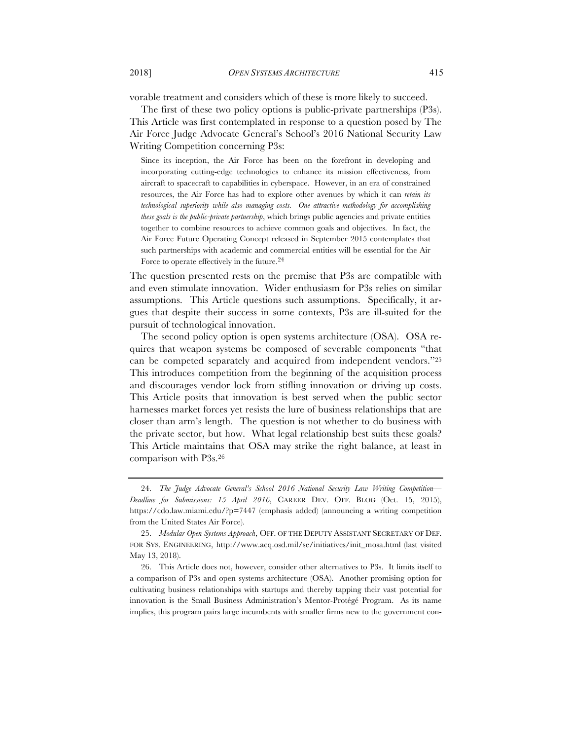vorable treatment and considers which of these is more likely to succeed.

The first of these two policy options is public-private partnerships (P3s). This Article was first contemplated in response to a question posed by The Air Force Judge Advocate General's School's 2016 National Security Law Writing Competition concerning P3s:

> Since its inception, the Air Force has been on the forefront in developing and incorporating cutting-edge technologies to enhance its mission effectiveness, from aircraft to spacecraft to capabilities in cyberspace. However, in an era of constrained resources, the Air Force has had to explore other avenues by which it can *retain its technological superiority while also managing costs. One attractive methodology for accomplishing these goals is the public-private partnership*, which brings public agencies and private entities together to combine resources to achieve common goals and objectives. In fact, the Air Force Future Operating Concept released in September 2015 contemplates that such partnerships with academic and commercial entities will be essential for the Air Force to operate effectively in the future.[24]

The question presented rests on the premise that P3s are compatible with and even stimulate innovation. Wider enthusiasm for P3s relies on similar assumptions. This Article questions such assumptions. Specifically, it argues that despite their success in some contexts, P3s are ill-suited for the pursuit of technological innovation.

The second policy option is open systems architecture (OSA). OSA requires that weapon systems be composed of severable components "that can be competed separately and acquired from independent vendors."[25] This introduces competition from the beginning of the acquisition process and discourages vendor lock from stifling innovation or driving up costs. This Article posits that innovation is best served when the public sector harnesses market forces yet resists the lure of business relationships that are closer than arm's length. The question is not whether to do business with the private sector, but how. What legal relationship best suits these goals? This Article maintains that OSA may strike the right balance, at least in comparison with P3s.[26]

---

24. *The Judge Advocate General's School 2016 National Security Law Writing Competition—Deadline for Submissions: 15 April 2016*, CAREER DEV. OFF. BLOG (Oct. 15, 2015), https://cdo.law.miami.edu/?p=7447 (emphasis added) (announcing a writing competition from the United States Air Force).

25. *Modular Open Systems Approach*, OFF. OF THE DEPUTY ASSISTANT SECRETARY OF DEF. FOR SYS. ENGINEERING, http://www.acq.osd.mil/se/initiatives/init_mosa.html (last visited May 13, 2018).

26. This Article does not, however, consider other alternatives to P3s. It limits itself to a comparison of P3s and open systems architecture (OSA). Another promising option for cultivating business relationships with startups and thereby tapping their vast potential for innovation is the Small Business Administration's Mentor-Protégé Program. As its name implies, this program pairs large incumbents with smaller firms new to the government con-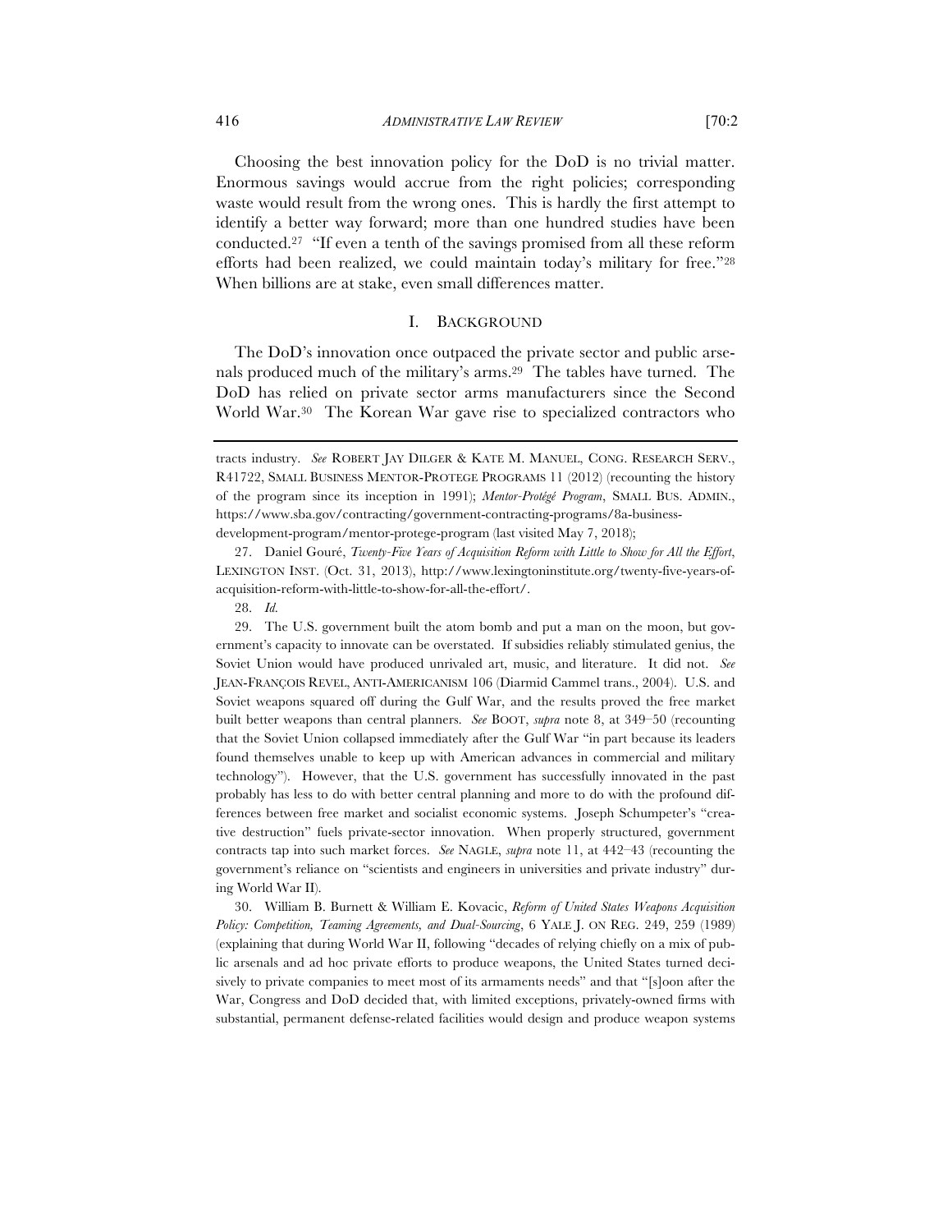Choosing the best innovation policy for the DoD is no trivial matter. Enormous savings would accrue from the right policies; corresponding waste would result from the wrong ones. This is hardly the first attempt to identify a better way forward; more than one hundred studies have been conducted.[27] "If even a tenth of the savings promised from all these reform efforts had been realized, we could maintain today's military for free."[28] When billions are at stake, even small differences matter.

## I. BACKGROUND

The DoD's innovation once outpaced the private sector and public arsenals produced much of the military's arms.[29] The tables have turned. The DoD has relied on private sector arms manufacturers since the Second World War.[30] The Korean War gave rise to specialized contractors who

---

tracts industry. *See* ROBERT JAY DILGER & KATE M. MANUEL, CONG. RESEARCH SERV., R41722, SMALL BUSINESS MENTOR-PROTEGE PROGRAMS 11 (2012) (recounting the history of the program since its inception in 1991); *Mentor-Protégé Program*, SMALL BUS. ADMIN., https://www.sba.gov/contracting/government-contracting-programs/8a-business-development-program/mentor-protege-program (last visited May 7, 2018);

27. Daniel Gouré, *Twenty-Five Years of Acquisition Reform with Little to Show for All the Effort*, LEXINGTON INST. (Oct. 31, 2013), http://www.lexingtoninstitute.org/twenty-five-years-of-acquisition-reform-with-little-to-show-for-all-the-effort/.

28. *Id.*

29. The U.S. government built the atom bomb and put a man on the moon, but government's capacity to innovate can be overstated. If subsidies reliably stimulated genius, the Soviet Union would have produced unrivaled art, music, and literature. It did not. *See* JEAN-FRANÇOIS REVEL, ANTI-AMERICANISM 106 (Diarmid Cammel trans., 2004). U.S. and Soviet weapons squared off during the Gulf War, and the results proved the free market built better weapons than central planners. *See* BOOT, *supra* note 8, at 349–50 (recounting that the Soviet Union collapsed immediately after the Gulf War "in part because its leaders found themselves unable to keep up with American advances in commercial and military technology"). However, that the U.S. government has successfully innovated in the past probably has less to do with better central planning and more to do with the profound differences between free market and socialist economic systems. Joseph Schumpeter's "creative destruction" fuels private-sector innovation. When properly structured, government contracts tap into such market forces. *See* NAGLE, *supra* note 11, at 442–43 (recounting the government's reliance on "scientists and engineers in universities and private industry" during World War II).

30. William B. Burnett & William E. Kovacic, *Reform of United States Weapons Acquisition Policy: Competition, Teaming Agreements, and Dual-Sourcing*, 6 YALE J. ON REG. 249, 259 (1989) (explaining that during World War II, following "decades of relying chiefly on a mix of public arsenals and ad hoc private efforts to produce weapons, the United States turned decisively to private companies to meet most of its armaments needs" and that "[s]oon after the War, Congress and DoD decided that, with limited exceptions, privately-owned firms with substantial, permanent defense-related facilities would design and produce weapon systems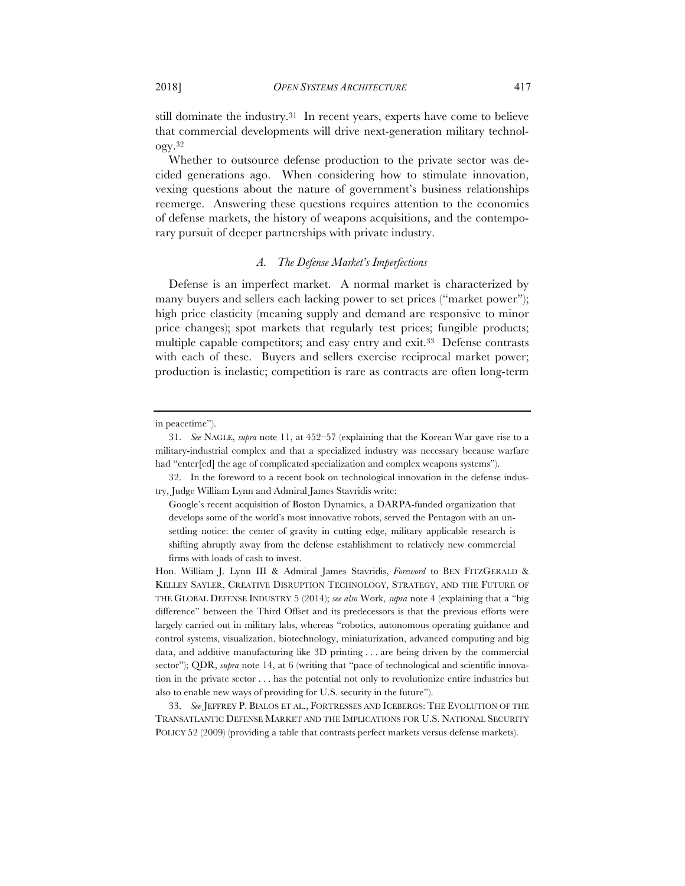still dominate the industry.[31] In recent years, experts have come to believe that commercial developments will drive next-generation military technology.[32]

Whether to outsource defense production to the private sector was decided generations ago. When considering how to stimulate innovation, vexing questions about the nature of government's business relationships reemerge. Answering these questions requires attention to the economics of defense markets, the history of weapons acquisitions, and the contemporary pursuit of deeper partnerships with private industry.

### *A. The Defense Market's Imperfections*

Defense is an imperfect market. A normal market is characterized by many buyers and sellers each lacking power to set prices ("market power"); high price elasticity (meaning supply and demand are responsive to minor price changes); spot markets that regularly test prices; fungible products; multiple capable competitors; and easy entry and exit.[33] Defense contrasts with each of these. Buyers and sellers exercise reciprocal market power; production is inelastic; competition is rare as contracts are often long-term

---

in peacetime").

31. *See* NAGLE, *supra* note 11, at 452–57 (explaining that the Korean War gave rise to a military-industrial complex and that a specialized industry was necessary because warfare had "enter[ed] the age of complicated specialization and complex weapons systems").

32. In the foreword to a recent book on technological innovation in the defense industry, Judge William Lynn and Admiral James Stavridis write:

> Google's recent acquisition of Boston Dynamics, a DARPA-funded organization that develops some of the world's most innovative robots, served the Pentagon with an unsettling notice: the center of gravity in cutting edge, military applicable research is shifting abruptly away from the defense establishment to relatively new commercial firms with loads of cash to invest.

Hon. William J. Lynn III & Admiral James Stavridis, *Foreword* to BEN FITZGERALD & KELLEY SAYLER, CREATIVE DISRUPTION TECHNOLOGY, STRATEGY, AND THE FUTURE OF THE GLOBAL DEFENSE INDUSTRY 5 (2014); *see also* Work, *supra* note 4 (explaining that a "big difference" between the Third Offset and its predecessors is that the previous efforts were largely carried out in military labs, whereas "robotics, autonomous operating guidance and control systems, visualization, biotechnology, miniaturization, advanced computing and big data, and additive manufacturing like 3D printing . . . are being driven by the commercial sector"); QDR, *supra* note 14, at 6 (writing that "pace of technological and scientific innovation in the private sector . . . has the potential not only to revolutionize entire industries but also to enable new ways of providing for U.S. security in the future").

33. *See* JEFFREY P. BIALOS ET AL., FORTRESSES AND ICEBERGS: THE EVOLUTION OF THE TRANSATLANTIC DEFENSE MARKET AND THE IMPLICATIONS FOR U.S. NATIONAL SECURITY POLICY 52 (2009) (providing a table that contrasts perfect markets versus defense markets).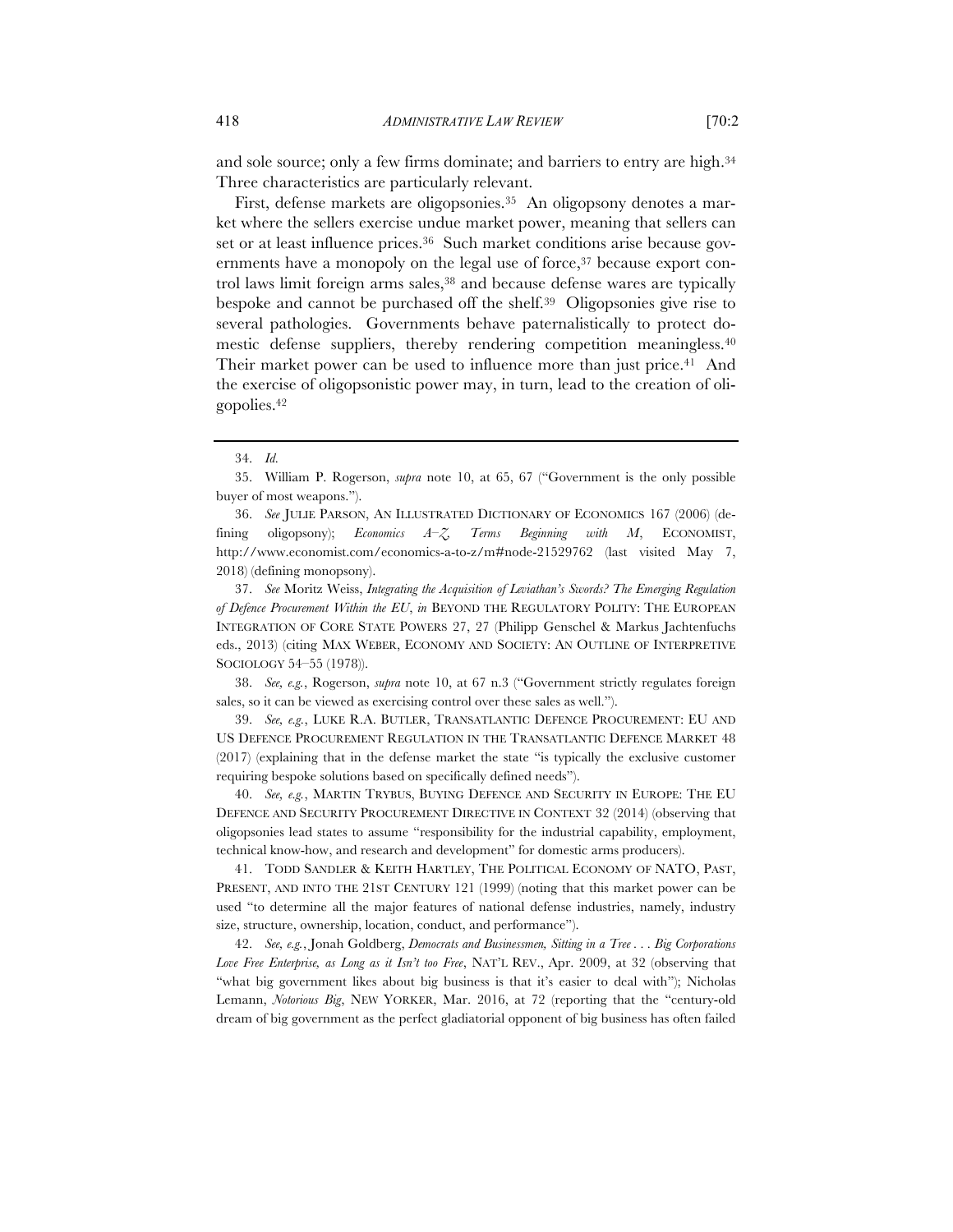and sole source; only a few firms dominate; and barriers to entry are high.[34] Three characteristics are particularly relevant.

First, defense markets are oligopsonies.[35] An oligopsony denotes a market where the sellers exercise undue market power, meaning that sellers can set or at least influence prices.[36] Such market conditions arise because governments have a monopoly on the legal use of force,[37] because export control laws limit foreign arms sales,[38] and because defense wares are typically bespoke and cannot be purchased off the shelf.[39] Oligopsonies give rise to several pathologies. Governments behave paternalistically to protect domestic defense suppliers, thereby rendering competition meaningless.[40] Their market power can be used to influence more than just price.[41] And the exercise of oligopsonistic power may, in turn, lead to the creation of oligopolies.[42]

---

34. *Id.*

35. William P. Rogerson, *supra* note 10, at 65, 67 ("Government is the only possible buyer of most weapons.").

36. *See* JULIE PARSON, AN ILLUSTRATED DICTIONARY OF ECONOMICS 167 (2006) (defining oligopsony); *Economics A–Z, Terms Beginning with M*, ECONOMIST, http://www.economist.com/economics-a-to-z/m#node-21529762 (last visited May 7, 2018) (defining monopsony).

37. *See* Moritz Weiss, *Integrating the Acquisition of Leviathan's Swords? The Emerging Regulation of Defence Procurement Within the EU*, *in* BEYOND THE REGULATORY POLITY: THE EUROPEAN INTEGRATION OF CORE STATE POWERS 27, 27 (Philipp Genschel & Markus Jachtenfuchs eds., 2013) (citing MAX WEBER, ECONOMY AND SOCIETY: AN OUTLINE OF INTERPRETIVE SOCIOLOGY 54–55 (1978)).

38. *See, e.g.*, Rogerson, *supra* note 10, at 67 n.3 ("Government strictly regulates foreign sales, so it can be viewed as exercising control over these sales as well.").

39. *See, e.g.*, LUKE R.A. BUTLER, TRANSATLANTIC DEFENCE PROCUREMENT: EU AND US DEFENCE PROCUREMENT REGULATION IN THE TRANSATLANTIC DEFENCE MARKET 48 (2017) (explaining that in the defense market the state "is typically the exclusive customer requiring bespoke solutions based on specifically defined needs").

40. *See, e.g.*, MARTIN TRYBUS, BUYING DEFENCE AND SECURITY IN EUROPE: THE EU DEFENCE AND SECURITY PROCUREMENT DIRECTIVE IN CONTEXT 32 (2014) (observing that oligopsonies lead states to assume "responsibility for the industrial capability, employment, technical know-how, and research and development" for domestic arms producers).

41. TODD SANDLER & KEITH HARTLEY, THE POLITICAL ECONOMY OF NATO, PAST, PRESENT, AND INTO THE 21ST CENTURY 121 (1999) (noting that this market power can be used "to determine all the major features of national defense industries, namely, industry size, structure, ownership, location, conduct, and performance").

42. *See, e.g.*, Jonah Goldberg, *Democrats and Businessmen, Sitting in a Tree . . . Big Corporations Love Free Enterprise, as Long as it Isn't too Free*, NAT'L REV., Apr. 2009, at 32 (observing that "what big government likes about big business is that it's easier to deal with"); Nicholas Lemann, *Notorious Big*, NEW YORKER, Mar. 2016, at 72 (reporting that the "century-old dream of big government as the perfect gladiatorial opponent of big business has often failed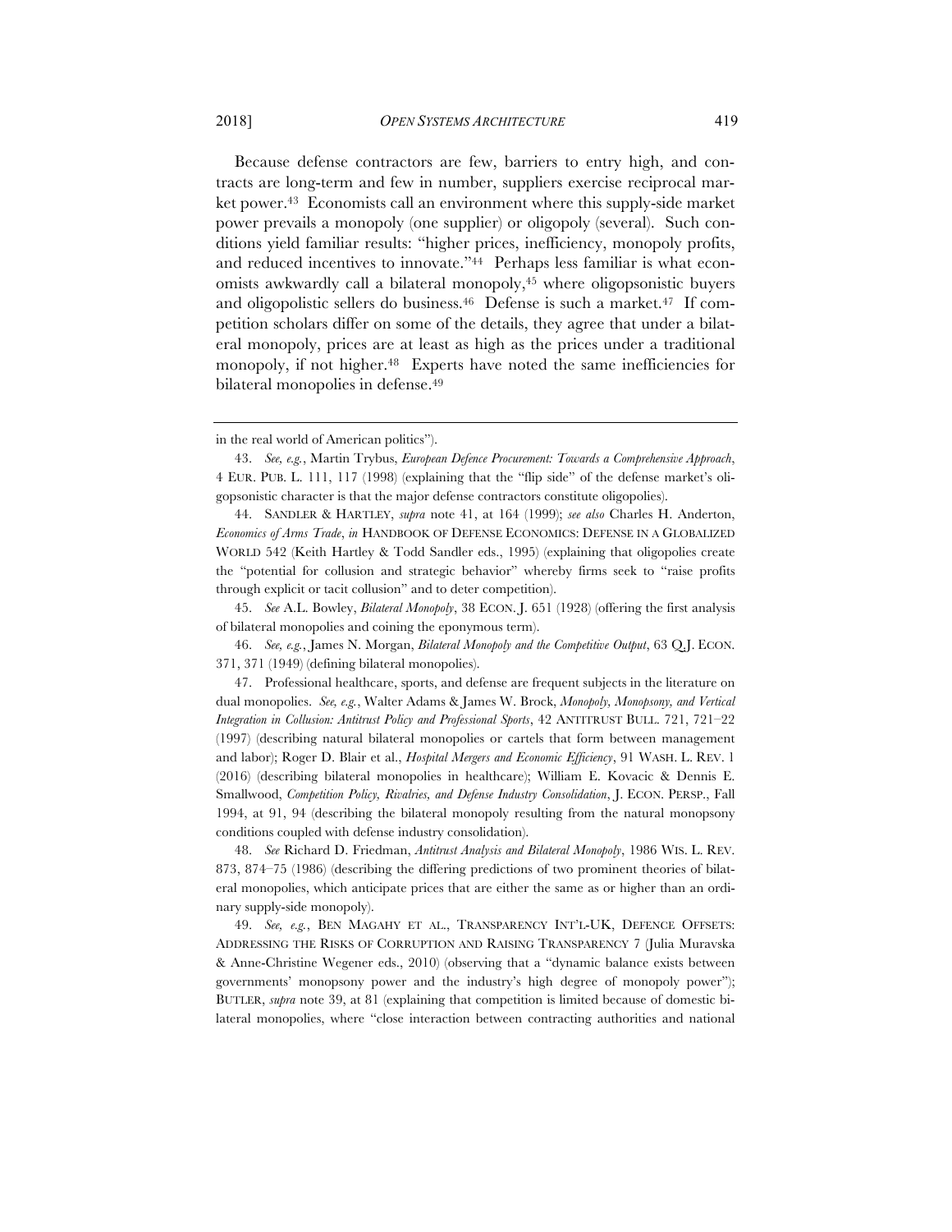Because defense contractors are few, barriers to entry high, and contracts are long-term and few in number, suppliers exercise reciprocal market power.[43] Economists call an environment where this supply-side market power prevails a monopoly (one supplier) or oligopoly (several). Such conditions yield familiar results: "higher prices, inefficiency, monopoly profits, and reduced incentives to innovate."[44] Perhaps less familiar is what economists awkwardly call a bilateral monopoly,[45] where oligopsonistic buyers and oligopolistic sellers do business.[46] Defense is such a market.[47] If competition scholars differ on some of the details, they agree that under a bilateral monopoly, prices are at least as high as the prices under a traditional monopoly, if not higher.[48] Experts have noted the same inefficiencies for bilateral monopolies in defense.[49]

---

in the real world of American politics").

43. *See, e.g.*, Martin Trybus, *European Defence Procurement: Towards a Comprehensive Approach*, 4 EUR. PUB. L. 111, 117 (1998) (explaining that the "flip side" of the defense market's oligopsonistic character is that the major defense contractors constitute oligopolies).

44. SANDLER & HARTLEY, *supra* note 41, at 164 (1999); *see also* Charles H. Anderton, *Economics of Arms Trade*, *in* HANDBOOK OF DEFENSE ECONOMICS: DEFENSE IN A GLOBALIZED WORLD 542 (Keith Hartley & Todd Sandler eds., 1995) (explaining that oligopolies create the "potential for collusion and strategic behavior" whereby firms seek to "raise profits through explicit or tacit collusion" and to deter competition).

45. *See* A.L. Bowley, *Bilateral Monopoly*, 38 ECON. J. 651 (1928) (offering the first analysis of bilateral monopolies and coining the eponymous term).

46. *See, e.g.*, James N. Morgan, *Bilateral Monopoly and the Competitive Output*, 63 Q.J. ECON. 371, 371 (1949) (defining bilateral monopolies).

47. Professional healthcare, sports, and defense are frequent subjects in the literature on dual monopolies. *See, e.g.*, Walter Adams & James W. Brock, *Monopoly, Monopsony, and Vertical Integration in Collusion: Antitrust Policy and Professional Sports*, 42 ANTITRUST BULL. 721, 721–22 (1997) (describing natural bilateral monopolies or cartels that form between management and labor); Roger D. Blair et al., *Hospital Mergers and Economic Efficiency*, 91 WASH. L. REV. 1 (2016) (describing bilateral monopolies in healthcare); William E. Kovacic & Dennis E. Smallwood, *Competition Policy, Rivalries, and Defense Industry Consolidation*, J. ECON. PERSP., Fall 1994, at 91, 94 (describing the bilateral monopoly resulting from the natural monopsony conditions coupled with defense industry consolidation).

48. *See* Richard D. Friedman, *Antitrust Analysis and Bilateral Monopoly*, 1986 WIS. L. REV. 873, 874–75 (1986) (describing the differing predictions of two prominent theories of bilateral monopolies, which anticipate prices that are either the same as or higher than an ordinary supply-side monopoly).

49. *See, e.g.*, BEN MAGAHY ET AL., TRANSPARENCY INT'L-UK, DEFENCE OFFSETS: ADDRESSING THE RISKS OF CORRUPTION AND RAISING TRANSPARENCY 7 (Julia Muravska & Anne-Christine Wegener eds., 2010) (observing that a "dynamic balance exists between governments' monopsony power and the industry's high degree of monopoly power"); BUTLER, *supra* note 39, at 81 (explaining that competition is limited because of domestic bilateral monopolies, where "close interaction between contracting authorities and national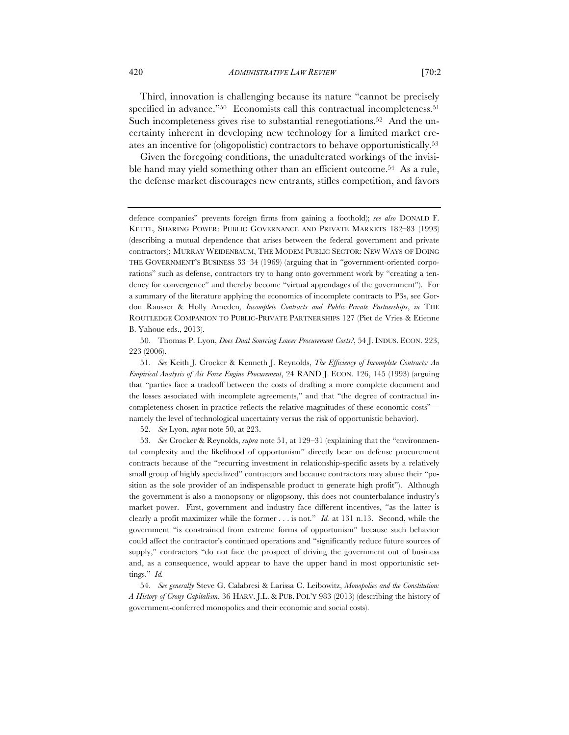Third, innovation is challenging because its nature "cannot be precisely specified in advance."[50] Economists call this contractual incompleteness.[51] Such incompleteness gives rise to substantial renegotiations.[52] And the uncertainty inherent in developing new technology for a limited market creates an incentive for (oligopolistic) contractors to behave opportunistically.[53]

Given the foregoing conditions, the unadulterated workings of the invisible hand may yield something other than an efficient outcome.[54] As a rule, the defense market discourages new entrants, stifles competition, and favors

---

defence companies" prevents foreign firms from gaining a foothold); *see also* DONALD F. KETTL, SHARING POWER: PUBLIC GOVERNANCE AND PRIVATE MARKETS 182–83 (1993) (describing a mutual dependence that arises between the federal government and private contractors); MURRAY WEIDENBAUM, THE MODEM PUBLIC SECTOR: NEW WAYS OF DOING THE GOVERNMENT'S BUSINESS 33–34 (1969) (arguing that in "government-oriented corporations" such as defense, contractors try to hang onto government work by "creating a tendency for convergence" and thereby become "virtual appendages of the government"). For a summary of the literature applying the economics of incomplete contracts to P3s, see Gordon Rausser & Holly Ameden, *Incomplete Contracts and Public-Private Partnerships*, *in* THE ROUTLEDGE COMPANION TO PUBLIC-PRIVATE PARTNERSHIPS 127 (Piet de Vries & Etienne B. Yahoue eds., 2013).

50. Thomas P. Lyon, *Does Dual Sourcing Lower Procurement Costs?*, 54 J. INDUS. ECON. 223, 223 (2006).

51. *See* Keith J. Crocker & Kenneth J. Reynolds, *The Efficiency of Incomplete Contracts: An Empirical Analysis of Air Force Engine Procurement*, 24 RAND J. ECON. 126, 145 (1993) (arguing that "parties face a tradeoff between the costs of drafting a more complete document and the losses associated with incomplete agreements," and that "the degree of contractual incompleteness chosen in practice reflects the relative magnitudes of these economic costs"—namely the level of technological uncertainty versus the risk of opportunistic behavior).

52. *See* Lyon, *supra* note 50, at 223.

53. *See* Crocker & Reynolds, *supra* note 51, at 129–31 (explaining that the "environmental complexity and the likelihood of opportunism" directly bear on defense procurement contracts because of the "recurring investment in relationship-specific assets by a relatively small group of highly specialized" contractors and because contractors may abuse their "position as the sole provider of an indispensable product to generate high profit"). Although the government is also a monopsony or oligopsony, this does not counterbalance industry's market power. First, government and industry face different incentives, "as the latter is clearly a profit maximizer while the former . . . is not." *Id.* at 131 n.13. Second, while the government "is constrained from extreme forms of opportunism" because such behavior could affect the contractor's continued operations and "significantly reduce future sources of supply," contractors "do not face the prospect of driving the government out of business and, as a consequence, would appear to have the upper hand in most opportunistic settings." *Id.*

54. *See generally* Steve G. Calabresi & Larissa C. Leibowitz, *Monopolies and the Constitution: A History of Crony Capitalism*, 36 HARV. J.L. & PUB. POL'Y 983 (2013) (describing the history of government-conferred monopolies and their economic and social costs).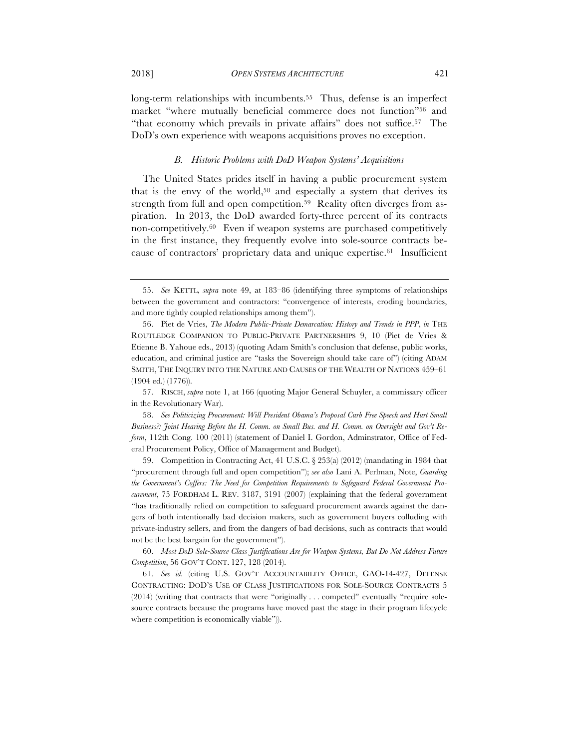long-term relationships with incumbents.[55] Thus, defense is an imperfect market "where mutually beneficial commerce does not function"[56] and "that economy which prevails in private affairs" does not suffice.[57] The DoD's own experience with weapons acquisitions proves no exception.

### *B. Historic Problems with DoD Weapon Systems' Acquisitions*

The United States prides itself in having a public procurement system that is the envy of the world,[58] and especially a system that derives its strength from full and open competition.[59] Reality often diverges from aspiration. In 2013, the DoD awarded forty-three percent of its contracts non-competitively.[60] Even if weapon systems are purchased competitively in the first instance, they frequently evolve into sole-source contracts because of contractors' proprietary data and unique expertise.[61] Insufficient

---

55. *See* KETTL, *supra* note 49, at 183–86 (identifying three symptoms of relationships between the government and contractors: "convergence of interests, eroding boundaries, and more tightly coupled relationships among them").

56. Piet de Vries, *The Modern Public-Private Demarcation: History and Trends in PPP*, *in* THE ROUTLEDGE COMPANION TO PUBLIC-PRIVATE PARTNERSHIPS 9, 10 (Piet de Vries & Etienne B. Yahoue eds., 2013) (quoting Adam Smith's conclusion that defense, public works, education, and criminal justice are "tasks the Sovereign should take care of") (citing ADAM SMITH, THE INQUIRY INTO THE NATURE AND CAUSES OF THE WEALTH OF NATIONS 459–61 (1904 ed.) (1776)).

57. RISCH, *supra* note 1, at 166 (quoting Major General Schuyler, a commissary officer in the Revolutionary War).

58. *See Politicizing Procurement: Will President Obama's Proposal Curb Free Speech and Hurt Small Business?: Joint Hearing Before the H. Comm. on Small Bus. and H. Comm. on Oversight and Gov't Reform*, 112th Cong. 100 (2011) (statement of Daniel I. Gordon, Adminstrator, Office of Federal Procurement Policy, Office of Management and Budget).

59. Competition in Contracting Act, 41 U.S.C. § 253(a) (2012) (mandating in 1984 that "procurement through full and open competition"); *see also* Lani A. Perlman, Note, *Guarding the Government's Coffers: The Need for Competition Requirements to Safeguard Federal Government Procurement*, 75 FORDHAM L. REV. 3187, 3191 (2007) (explaining that the federal government "has traditionally relied on competition to safeguard procurement awards against the dangers of both intentionally bad decision makers, such as government buyers colluding with private-industry sellers, and from the dangers of bad decisions, such as contracts that would not be the best bargain for the government").

60. *Most DoD Sole-Source Class Justifications Are for Weapon Systems, But Do Not Address Future Competition*, 56 GOV'T CONT. 127, 128 (2014).

61. *See id.* (citing U.S. GOV'T ACCOUNTABILITY OFFICE, GAO-14-427, DEFENSE CONTRACTING: DOD'S USE OF CLASS JUSTIFICATIONS FOR SOLE-SOURCE CONTRACTS 5 (2014) (writing that contracts that were "originally . . . competed" eventually "require sole-source contracts because the programs have moved past the stage in their program lifecycle where competition is economically viable")).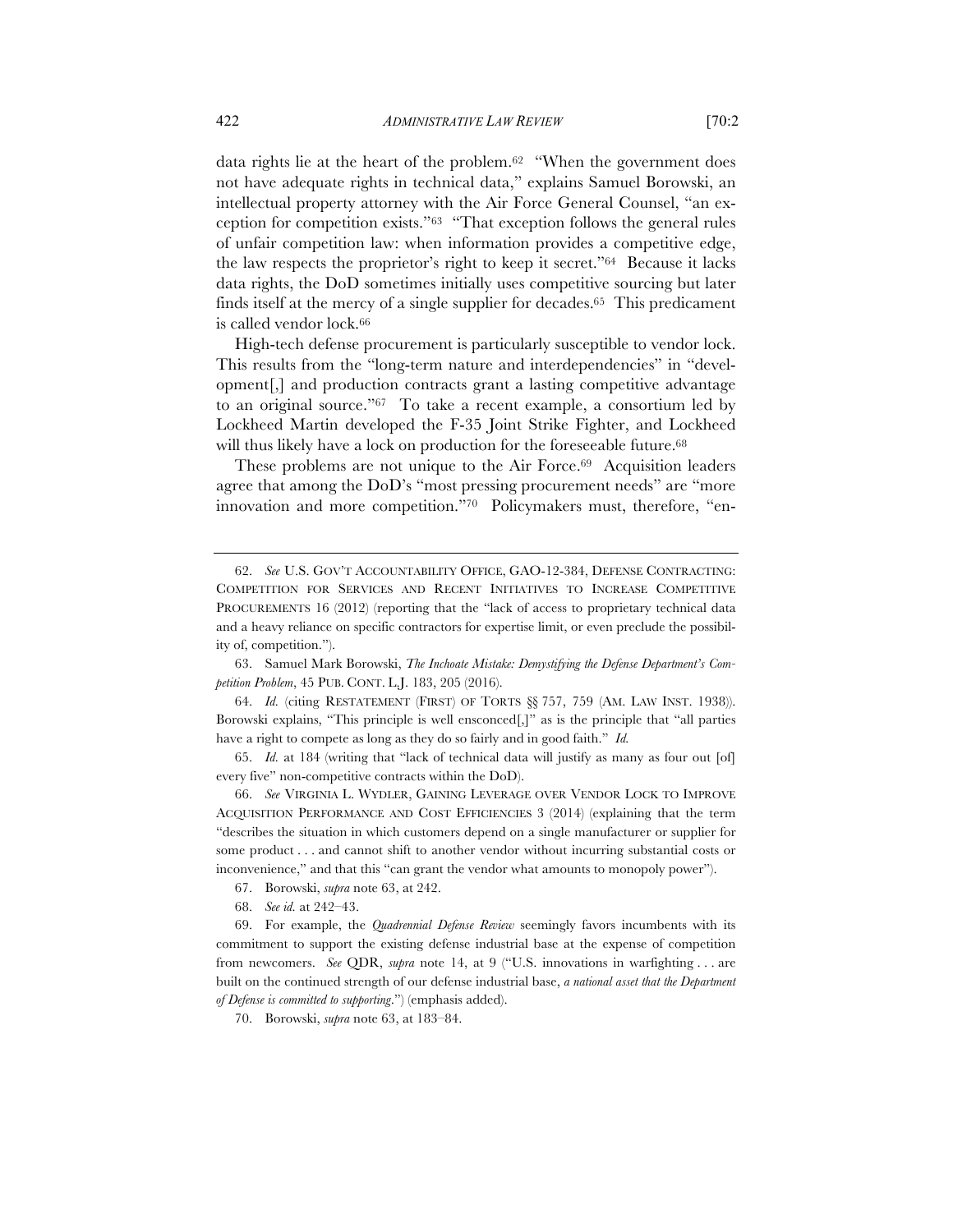data rights lie at the heart of the problem.[62] "When the government does not have adequate rights in technical data," explains Samuel Borowski, an intellectual property attorney with the Air Force General Counsel, "an exception for competition exists."[63] "That exception follows the general rules of unfair competition law: when information provides a competitive edge, the law respects the proprietor's right to keep it secret."[64] Because it lacks data rights, the DoD sometimes initially uses competitive sourcing but later finds itself at the mercy of a single supplier for decades.[65] This predicament is called vendor lock.[66]

High-tech defense procurement is particularly susceptible to vendor lock. This results from the "long-term nature and interdependencies" in "development[,] and production contracts grant a lasting competitive advantage to an original source."[67] To take a recent example, a consortium led by Lockheed Martin developed the F-35 Joint Strike Fighter, and Lockheed will thus likely have a lock on production for the foreseeable future.[68]

These problems are not unique to the Air Force.[69] Acquisition leaders agree that among the DoD's "most pressing procurement needs" are "more innovation and more competition."[70] Policymakers must, therefore, "en-

---

62. *See* U.S. GOV'T ACCOUNTABILITY OFFICE, GAO-12-384, DEFENSE CONTRACTING: COMPETITION FOR SERVICES AND RECENT INITIATIVES TO INCREASE COMPETITIVE PROCUREMENTS 16 (2012) (reporting that the "lack of access to proprietary technical data and a heavy reliance on specific contractors for expertise limit, or even preclude the possibility of, competition.").

63. Samuel Mark Borowski, *The Inchoate Mistake: Demystifying the Defense Department's Competition Problem*, 45 PUB. CONT. L.J. 183, 205 (2016).

64. *Id.* (citing RESTATEMENT (FIRST) OF TORTS §§ 757, 759 (AM. LAW INST. 1938)). Borowski explains, "This principle is well ensconced[,]" as is the principle that "all parties have a right to compete as long as they do so fairly and in good faith." *Id.*

65. *Id.* at 184 (writing that "lack of technical data will justify as many as four out [of] every five" non-competitive contracts within the DoD).

66. *See* VIRGINIA L. WYDLER, GAINING LEVERAGE OVER VENDOR LOCK TO IMPROVE ACQUISITION PERFORMANCE AND COST EFFICIENCIES 3 (2014) (explaining that the term "describes the situation in which customers depend on a single manufacturer or supplier for some product . . . and cannot shift to another vendor without incurring substantial costs or inconvenience," and that this "can grant the vendor what amounts to monopoly power").

67. Borowski, *supra* note 63, at 242.

68. *See id.* at 242–43.

69. For example, the *Quadrennial Defense Review* seemingly favors incumbents with its commitment to support the existing defense industrial base at the expense of competition from newcomers. *See* QDR, *supra* note 14, at 9 ("U.S. innovations in warfighting . . . are built on the continued strength of our defense industrial base, *a national asset that the Department of Defense is committed to supporting*.") (emphasis added).

70. Borowski, *supra* note 63, at 183–84.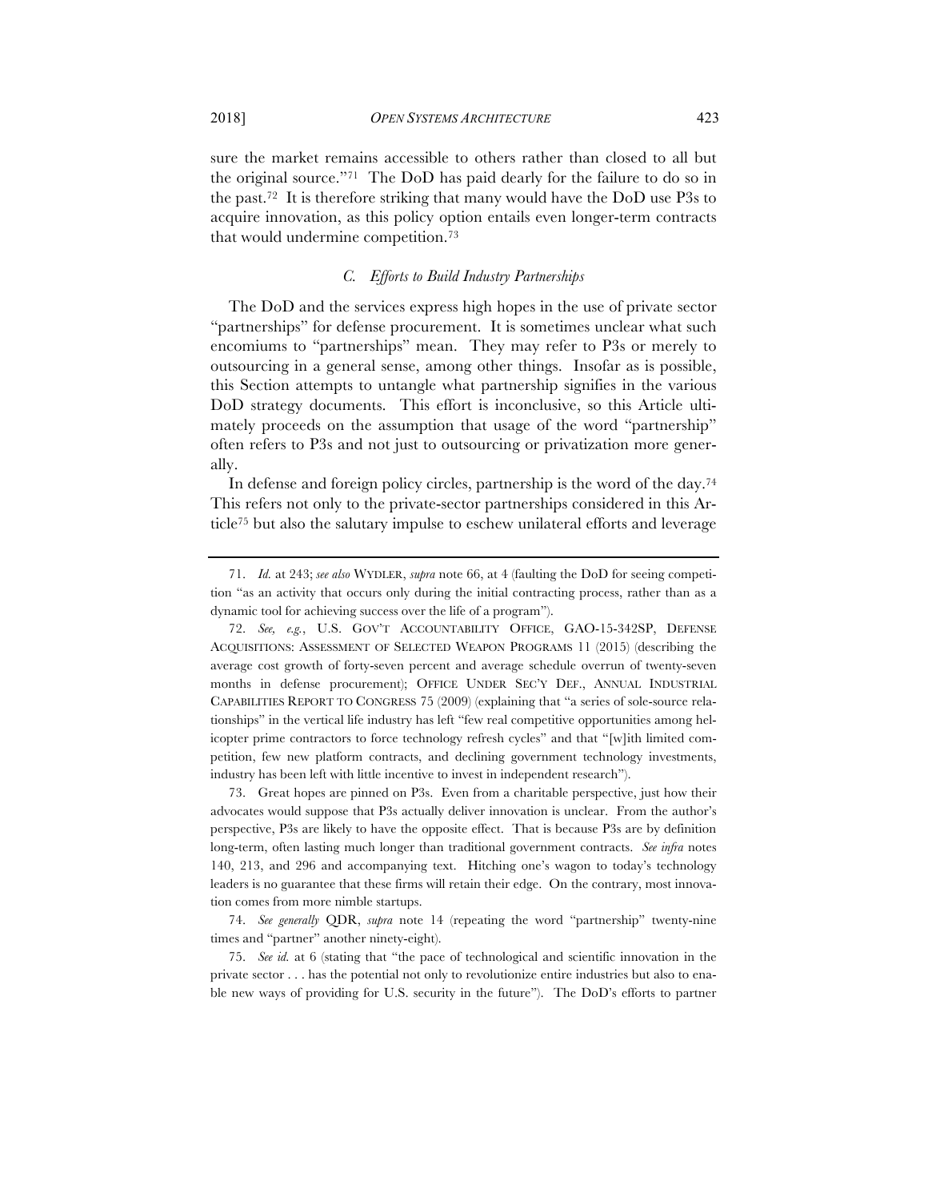sure the market remains accessible to others rather than closed to all but the original source."[71] The DoD has paid dearly for the failure to do so in the past.[72] It is therefore striking that many would have the DoD use P3s to acquire innovation, as this policy option entails even longer-term contracts that would undermine competition.[73]

### *C. Efforts to Build Industry Partnerships*

The DoD and the services express high hopes in the use of private sector "partnerships" for defense procurement. It is sometimes unclear what such encomiums to "partnerships" mean. They may refer to P3s or merely to outsourcing in a general sense, among other things. Insofar as is possible, this Section attempts to untangle what partnership signifies in the various DoD strategy documents. This effort is inconclusive, so this Article ultimately proceeds on the assumption that usage of the word "partnership" often refers to P3s and not just to outsourcing or privatization more generally.

In defense and foreign policy circles, partnership is the word of the day.[74] This refers not only to the private-sector partnerships considered in this Article[75] but also the salutary impulse to eschew unilateral efforts and leverage

---

71. *Id.* at 243; *see also* WYDLER, *supra* note 66, at 4 (faulting the DoD for seeing competition "as an activity that occurs only during the initial contracting process, rather than as a dynamic tool for achieving success over the life of a program").

72. *See, e.g.*, U.S. GOV'T ACCOUNTABILITY OFFICE, GAO-15-342SP, DEFENSE ACQUISITIONS: ASSESSMENT OF SELECTED WEAPON PROGRAMS 11 (2015) (describing the average cost growth of forty-seven percent and average schedule overrun of twenty-seven months in defense procurement); OFFICE UNDER SEC'Y DEF., ANNUAL INDUSTRIAL CAPABILITIES REPORT TO CONGRESS 75 (2009) (explaining that "a series of sole-source relationships" in the vertical life industry has left "few real competitive opportunities among helicopter prime contractors to force technology refresh cycles" and that "[w]ith limited competition, few new platform contracts, and declining government technology investments, industry has been left with little incentive to invest in independent research").

73. Great hopes are pinned on P3s. Even from a charitable perspective, just how their advocates would suppose that P3s actually deliver innovation is unclear. From the author's perspective, P3s are likely to have the opposite effect. That is because P3s are by definition long-term, often lasting much longer than traditional government contracts. *See infra* notes 140, 213, and 296 and accompanying text. Hitching one's wagon to today's technology leaders is no guarantee that these firms will retain their edge. On the contrary, most innovation comes from more nimble startups.

74. *See generally* QDR, *supra* note 14 (repeating the word "partnership" twenty-nine times and "partner" another ninety-eight).

75. *See id.* at 6 (stating that "the pace of technological and scientific innovation in the private sector . . . has the potential not only to revolutionize entire industries but also to enable new ways of providing for U.S. security in the future"). The DoD's efforts to partner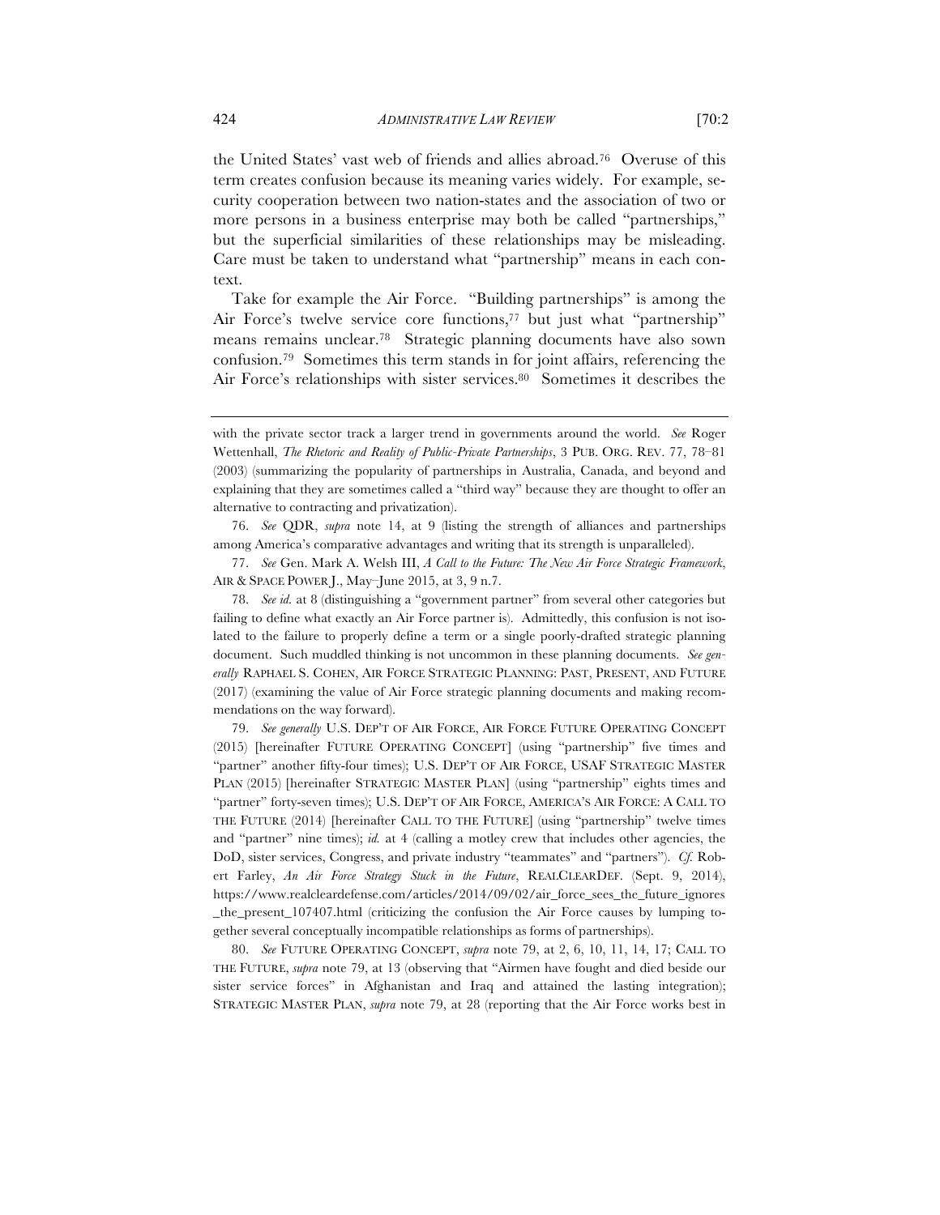the United States' vast web of friends and allies abroad.[76] Overuse of this term creates confusion because its meaning varies widely. For example, security cooperation between two nation-states and the association of two or more persons in a business enterprise may both be called "partnerships," but the superficial similarities of these relationships may be misleading. Care must be taken to understand what "partnership" means in each context.

Take for example the Air Force. "Building partnerships" is among the Air Force's twelve service core functions,[77] but just what "partnership" means remains unclear.[78] Strategic planning documents have also sown confusion.[79] Sometimes this term stands in for joint affairs, referencing the Air Force's relationships with sister services.[80] Sometimes it describes the

---

with the private sector track a larger trend in governments around the world. *See* Roger Wettenhall, *The Rhetoric and Reality of Public-Private Partnerships*, 3 PUB. ORG. REV. 77, 78–81 (2003) (summarizing the popularity of partnerships in Australia, Canada, and beyond and explaining that they are sometimes called a "third way" because they are thought to offer an alternative to contracting and privatization).

76. *See* QDR, *supra* note 14, at 9 (listing the strength of alliances and partnerships among America's comparative advantages and writing that its strength is unparalleled).

77. *See* Gen. Mark A. Welsh III, *A Call to the Future: The New Air Force Strategic Framework*, AIR & SPACE POWER J., May–June 2015, at 3, 9 n.7.

78. *See id.* at 8 (distinguishing a "government partner" from several other categories but failing to define what exactly an Air Force partner is). Admittedly, this confusion is not isolated to the failure to properly define a term or a single poorly-drafted strategic planning document. Such muddled thinking is not uncommon in these planning documents. *See generally* RAPHAEL S. COHEN, AIR FORCE STRATEGIC PLANNING: PAST, PRESENT, AND FUTURE (2017) (examining the value of Air Force strategic planning documents and making recommendations on the way forward).

79. *See generally* U.S. DEP'T OF AIR FORCE, AIR FORCE FUTURE OPERATING CONCEPT (2015) [hereinafter FUTURE OPERATING CONCEPT] (using "partnership" five times and "partner" another fifty-four times); U.S. DEP'T OF AIR FORCE, USAF STRATEGIC MASTER PLAN (2015) [hereinafter STRATEGIC MASTER PLAN] (using "partnership" eights times and "partner" forty-seven times); U.S. DEP'T OF AIR FORCE, AMERICA'S AIR FORCE: A CALL TO THE FUTURE (2014) [hereinafter CALL TO THE FUTURE] (using "partnership" twelve times and "partner" nine times); *id.* at 4 (calling a motley crew that includes other agencies, the DoD, sister services, Congress, and private industry "teammates" and "partners"). *Cf.* Robert Farley, *An Air Force Strategy Stuck in the Future*, REALCLEARDEF. (Sept. 9, 2014), https://www.realcleardefense.com/articles/2014/09/02/air_force_sees_the_future_ignores_the_present_107407.html (criticizing the confusion the Air Force causes by lumping together several conceptually incompatible relationships as forms of partnerships).

80. *See* FUTURE OPERATING CONCEPT, *supra* note 79, at 2, 6, 10, 11, 14, 17; CALL TO THE FUTURE, *supra* note 79, at 13 (observing that "Airmen have fought and died beside our sister service forces" in Afghanistan and Iraq and attained the lasting integration); STRATEGIC MASTER PLAN, *supra* note 79, at 28 (reporting that the Air Force works best in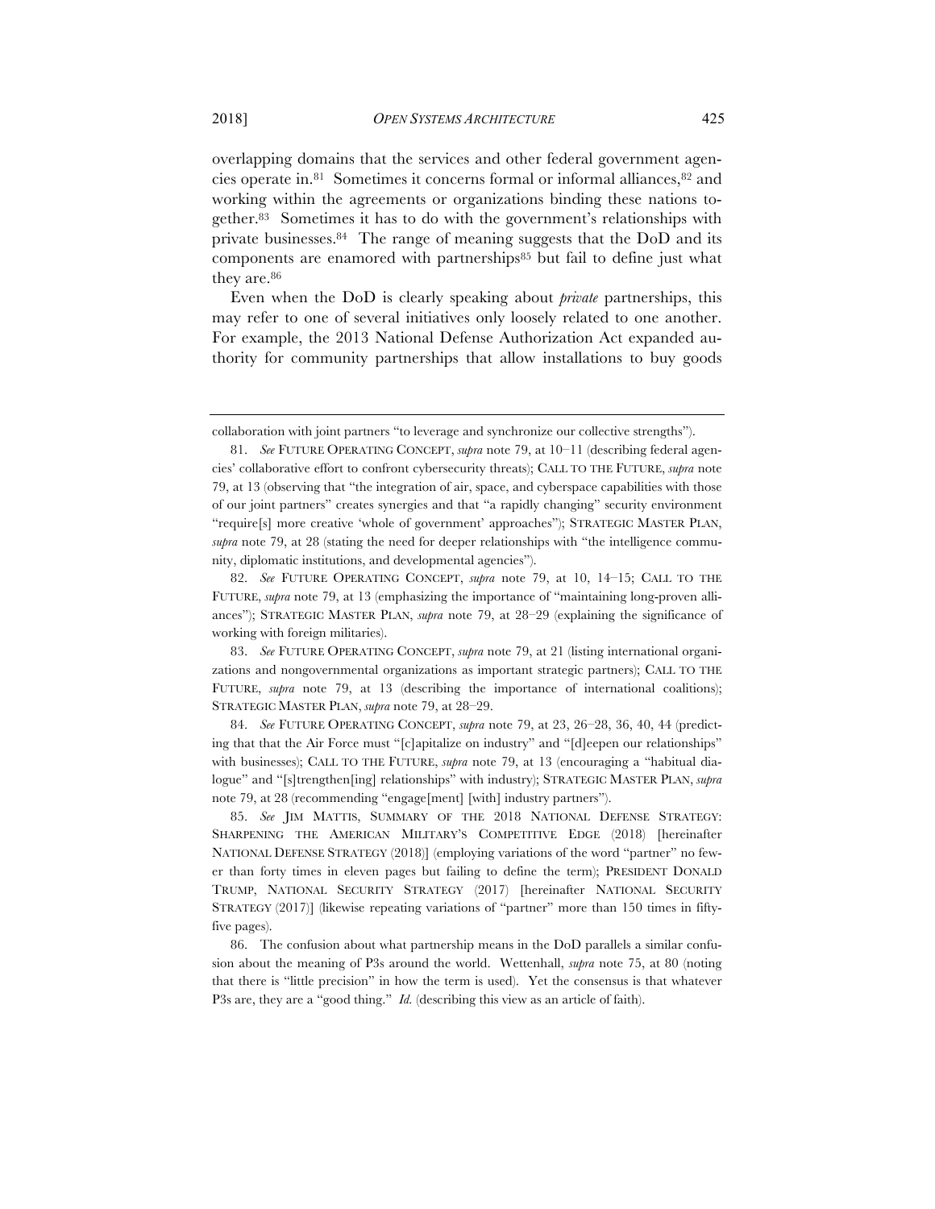overlapping domains that the services and other federal government agencies operate in.[81] Sometimes it concerns formal or informal alliances,[82] and working within the agreements or organizations binding these nations together.[83] Sometimes it has to do with the government's relationships with private businesses.[84] The range of meaning suggests that the DoD and its components are enamored with partnerships[85] but fail to define just what they are.[86]

Even when the DoD is clearly speaking about *private* partnerships, this may refer to one of several initiatives only loosely related to one another. For example, the 2013 National Defense Authorization Act expanded authority for community partnerships that allow installations to buy goods

---

collaboration with joint partners "to leverage and synchronize our collective strengths").

81. *See* FUTURE OPERATING CONCEPT, *supra* note 79, at 10–11 (describing federal agencies' collaborative effort to confront cybersecurity threats); CALL TO THE FUTURE, *supra* note 79, at 13 (observing that "the integration of air, space, and cyberspace capabilities with those of our joint partners" creates synergies and that "a rapidly changing" security environment "require[s] more creative 'whole of government' approaches"); STRATEGIC MASTER PLAN, *supra* note 79, at 28 (stating the need for deeper relationships with "the intelligence community, diplomatic institutions, and developmental agencies").

82. *See* FUTURE OPERATING CONCEPT, *supra* note 79, at 10, 14–15; CALL TO THE FUTURE, *supra* note 79, at 13 (emphasizing the importance of "maintaining long-proven alliances"); STRATEGIC MASTER PLAN, *supra* note 79, at 28–29 (explaining the significance of working with foreign militaries).

83. *See* FUTURE OPERATING CONCEPT, *supra* note 79, at 21 (listing international organizations and nongovernmental organizations as important strategic partners); CALL TO THE FUTURE, *supra* note 79, at 13 (describing the importance of international coalitions); STRATEGIC MASTER PLAN, *supra* note 79, at 28–29.

84. *See* FUTURE OPERATING CONCEPT, *supra* note 79, at 23, 26–28, 36, 40, 44 (predicting that that the Air Force must "[c]apitalize on industry" and "[d]eepen our relationships" with businesses); CALL TO THE FUTURE, *supra* note 79, at 13 (encouraging a "habitual dialogue" and "[s]trengthen[ing] relationships" with industry); STRATEGIC MASTER PLAN, *supra* note 79, at 28 (recommending "engage[ment] [with] industry partners").

85. *See* JIM MATTIS, SUMMARY OF THE 2018 NATIONAL DEFENSE STRATEGY: SHARPENING THE AMERICAN MILITARY'S COMPETITIVE EDGE (2018) [hereinafter NATIONAL DEFENSE STRATEGY (2018)] (employing variations of the word "partner" no fewer than forty times in eleven pages but failing to define the term); PRESIDENT DONALD TRUMP, NATIONAL SECURITY STRATEGY (2017) [hereinafter NATIONAL SECURITY STRATEGY (2017)] (likewise repeating variations of "partner" more than 150 times in fifty-five pages).

86. The confusion about what partnership means in the DoD parallels a similar confusion about the meaning of P3s around the world. Wettenhall, *supra* note 75, at 80 (noting that there is "little precision" in how the term is used). Yet the consensus is that whatever P3s are, they are a "good thing." *Id.* (describing this view as an article of faith).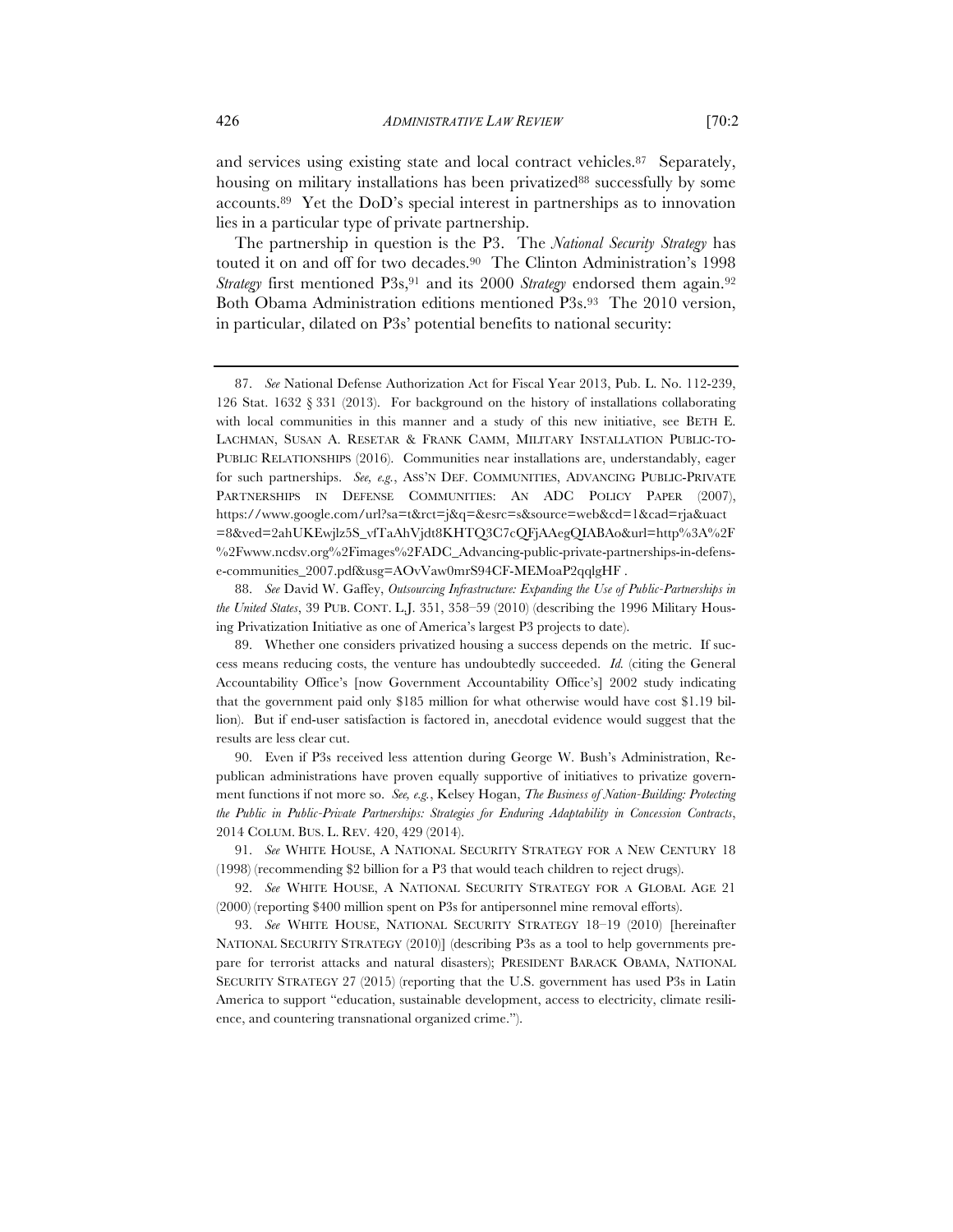and services using existing state and local contract vehicles.[87] Separately, housing on military installations has been privatized[88] successfully by some accounts.[89] Yet the DoD's special interest in partnerships as to innovation lies in a particular type of private partnership.

The partnership in question is the P3. The *National Security Strategy* has touted it on and off for two decades.[90] The Clinton Administration's 1998 *Strategy* first mentioned P3s,[91] and its 2000 *Strategy* endorsed them again.[92] Both Obama Administration editions mentioned P3s.[93] The 2010 version, in particular, dilated on P3s' potential benefits to national security:

---

87. *See* National Defense Authorization Act for Fiscal Year 2013, Pub. L. No. 112-239, 126 Stat. 1632 § 331 (2013). For background on the history of installations collaborating with local communities in this manner and a study of this new initiative, see BETH E. LACHMAN, SUSAN A. RESETAR & FRANK CAMM, MILITARY INSTALLATION PUBLIC-TO-PUBLIC RELATIONSHIPS (2016). Communities near installations are, understandably, eager for such partnerships. *See, e.g.*, ASS'N DEF. COMMUNITIES, ADVANCING PUBLIC-PRIVATE PARTNERSHIPS IN DEFENSE COMMUNITIES: AN ADC POLICY PAPER (2007), https://www.google.com/url?sa=t&rct=j&q=&esrc=s&source=web&cd=1&cad=rja&uact=8&ved=2ahUKEwjlz5S_vfTaAhVjdt8KHTQ3C7cQFjAAegQIABAo&url=http%3A%2F%2Fwww.ncdsv.org%2Fimages%2FADC_Advancing-public-private-partnerships-in-defense-communities_2007.pdf&usg=AOvVaw0mrS94CF-MEMoaP2qqlgHF .

88. *See* David W. Gaffey, *Outsourcing Infrastructure: Expanding the Use of Public-Partnerships in the United States*, 39 PUB. CONT. L.J. 351, 358–59 (2010) (describing the 1996 Military Housing Privatization Initiative as one of America's largest P3 projects to date).

89. Whether one considers privatized housing a success depends on the metric. If success means reducing costs, the venture has undoubtedly succeeded. *Id.* (citing the General Accountability Office's [now Government Accountability Office's] 2002 study indicating that the government paid only $185 million for what otherwise would have cost $1.19 billion). But if end-user satisfaction is factored in, anecdotal evidence would suggest that the results are less clear cut.

90. Even if P3s received less attention during George W. Bush's Administration, Republican administrations have proven equally supportive of initiatives to privatize government functions if not more so. *See, e.g.*, Kelsey Hogan, *The Business of Nation-Building: Protecting the Public in Public-Private Partnerships: Strategies for Enduring Adaptability in Concession Contracts*, 2014 COLUM. BUS. L. REV. 420, 429 (2014).

91. *See* WHITE HOUSE, A NATIONAL SECURITY STRATEGY FOR A NEW CENTURY 18 (1998) (recommending $2 billion for a P3 that would teach children to reject drugs).

92. *See* WHITE HOUSE, A NATIONAL SECURITY STRATEGY FOR A GLOBAL AGE 21 (2000) (reporting $400 million spent on P3s for antipersonnel mine removal efforts).

93. *See* WHITE HOUSE, NATIONAL SECURITY STRATEGY 18–19 (2010) [hereinafter NATIONAL SECURITY STRATEGY (2010)] (describing P3s as a tool to help governments prepare for terrorist attacks and natural disasters); PRESIDENT BARACK OBAMA, NATIONAL SECURITY STRATEGY 27 (2015) (reporting that the U.S. government has used P3s in Latin America to support "education, sustainable development, access to electricity, climate resilience, and countering transnational organized crime.").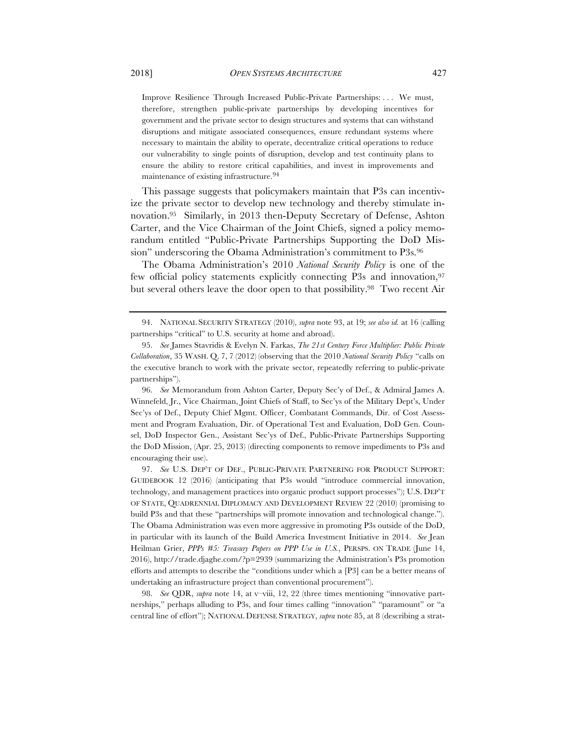> Improve Resilience Through Increased Public-Private Partnerships: . . . We must, therefore, strengthen public-private partnerships by developing incentives for government and the private sector to design structures and systems that can withstand disruptions and mitigate associated consequences, ensure redundant systems where necessary to maintain the ability to operate, decentralize critical operations to reduce our vulnerability to single points of disruption, develop and test continuity plans to ensure the ability to restore critical capabilities, and invest in improvements and maintenance of existing infrastructure.[94]

This passage suggests that policymakers maintain that P3s can incentivize the private sector to develop new technology and thereby stimulate innovation.[95] Similarly, in 2013 then-Deputy Secretary of Defense, Ashton Carter, and the Vice Chairman of the Joint Chiefs, signed a policy memorandum entitled "Public-Private Partnerships Supporting the DoD Mission" underscoring the Obama Administration's commitment to P3s.[96]

The Obama Administration's 2010 *National Security Policy* is one of the few official policy statements explicitly connecting P3s and innovation,[97] but several others leave the door open to that possibility.[98] Two recent Air

---

94. NATIONAL SECURITY STRATEGY (2010), *supra* note 93, at 19; *see also id.* at 16 (calling partnerships "critical" to U.S. security at home and abroad).

95. *See* James Stavridis & Evelyn N. Farkas, *The 21st Century Force Multiplier: Public Private Collaboration*, 35 WASH. Q. 7, 7 (2012) (observing that the 2010 *National Security Policy* "calls on the executive branch to work with the private sector, repeatedly referring to public-private partnerships").

96. *See* Memorandum from Ashton Carter, Deputy Sec'y of Def., & Admiral James A. Winnefeld, Jr., Vice Chairman, Joint Chiefs of Staff, to Sec'ys of the Military Dept's, Under Sec'ys of Def., Deputy Chief Mgmt. Officer, Combatant Commands, Dir. of Cost Assessment and Program Evaluation, Dir. of Operational Test and Evaluation, DoD Gen. Counsel, DoD Inspector Gen., Assistant Sec'ys of Def., Public-Private Partnerships Supporting the DoD Mission, (Apr. 25, 2013) (directing components to remove impediments to P3s and encouraging their use).

97. *See* U.S. DEP'T OF DEF., PUBLIC-PRIVATE PARTNERING FOR PRODUCT SUPPORT: GUIDEBOOK 12 (2016) (anticipating that P3s would "introduce commercial innovation, technology, and management practices into organic product support processes"); U.S. DEP'T OF STATE, QUADRENNIAL DIPLOMACY AND DEVELOPMENT REVIEW 22 (2010) (promising to build P3s and that these "partnerships will promote innovation and technological change."). The Obama Administration was even more aggressive in promoting P3s outside of the DoD, in particular with its launch of the Build America Investment Initiative in 2014. *See* Jean Heilman Grier, *PPPs #5: Treasury Papers on PPP Use in U.S.*, PERSPS. ON TRADE (June 14, 2016), http://trade.djaghe.com/?p=2939 (summarizing the Administration's P3s promotion efforts and attempts to describe the "conditions under which a [P3] can be a better means of undertaking an infrastructure project than conventional procurement").

98. *See* QDR, *supra* note 14, at v–viii, 12, 22 (three times mentioning "innovative partnerships," perhaps alluding to P3s, and four times calling "innovation" "paramount" or "a central line of effort"); NATIONAL DEFENSE STRATEGY, *supra* note 85, at 8 (describing a strat-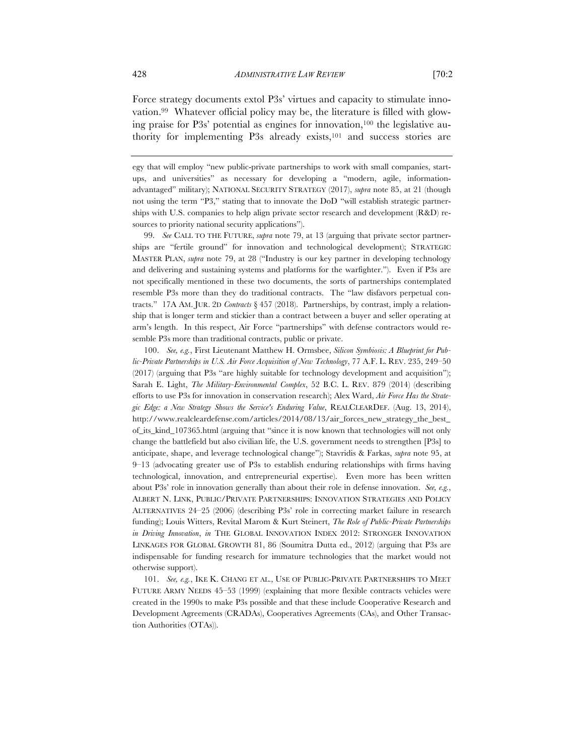Force strategy documents extol P3s' virtues and capacity to stimulate innovation.[99] Whatever official policy may be, the literature is filled with glowing praise for P3s' potential as engines for innovation,[100] the legislative authority for implementing P3s already exists,[101] and success stories are

---

egy that will employ "new public-private partnerships to work with small companies, startups, and universities" as necessary for developing a "modern, agile, information-advantaged" military); NATIONAL SECURITY STRATEGY (2017), *supra* note 85, at 21 (though not using the term "P3," stating that to innovate the DoD "will establish strategic partnerships with U.S. companies to help align private sector research and development (R&D) resources to priority national security applications").

99. *See* CALL TO THE FUTURE, *supra* note 79, at 13 (arguing that private sector partnerships are "fertile ground" for innovation and technological development); STRATEGIC MASTER PLAN, *supra* note 79, at 28 ("Industry is our key partner in developing technology and delivering and sustaining systems and platforms for the warfighter."). Even if P3s are not specifically mentioned in these two documents, the sorts of partnerships contemplated resemble P3s more than they do traditional contracts. The "law disfavors perpetual contracts." 17A AM. JUR. 2D *Contracts* § 457 (2018). Partnerships, by contrast, imply a relationship that is longer term and stickier than a contract between a buyer and seller operating at arm's length. In this respect, Air Force "partnerships" with defense contractors would resemble P3s more than traditional contracts, public or private.

100. *See, e.g.*, First Lieutenant Matthew H. Ormsbee, *Silicon Symbiosis: A Blueprint for Public-Private Partnerships in U.S. Air Force Acquisition of New Technology*, 77 A.F. L. REV. 235, 249–50 (2017) (arguing that P3s "are highly suitable for technology development and acquisition"); Sarah E. Light, *The Military-Environmental Complex*, 52 B.C. L. REV. 879 (2014) (describing efforts to use P3s for innovation in conservation research); Alex Ward, *Air Force Has the Strategic Edge: a New Strategy Shows the Service's Enduring Value*, REALCLEARDEF. (Aug. 13, 2014), http://www.realcleardefense.com/articles/2014/08/13/air_forces_new_strategy_the_best_of_its_kind_107365.html (arguing that "since it is now known that technologies will not only change the battlefield but also civilian life, the U.S. government needs to strengthen [P3s] to anticipate, shape, and leverage technological change"); Stavridis & Farkas, *supra* note 95, at 9–13 (advocating greater use of P3s to establish enduring relationships with firms having technological, innovation, and entrepreneurial expertise). Even more has been written about P3s' role in innovation generally than about their role in defense innovation. *See, e.g.*, ALBERT N. LINK, PUBLIC/PRIVATE PARTNERSHIPS: INNOVATION STRATEGIES AND POLICY ALTERNATIVES 24–25 (2006) (describing P3s' role in correcting market failure in research funding); Louis Witters, Revital Marom & Kurt Steinert, *The Role of Public-Private Partnerships in Driving Innovation*, *in* THE GLOBAL INNOVATION INDEX 2012: STRONGER INNOVATION LINKAGES FOR GLOBAL GROWTH 81, 86 (Soumitra Dutta ed., 2012) (arguing that P3s are indispensable for funding research for immature technologies that the market would not otherwise support).

101. *See, e.g.*, IKE K. CHANG ET AL., USE OF PUBLIC-PRIVATE PARTNERSHIPS TO MEET FUTURE ARMY NEEDS 45–53 (1999) (explaining that more flexible contracts vehicles were created in the 1990s to make P3s possible and that these include Cooperative Research and Development Agreements (CRADAs), Cooperatives Agreements (CAs), and Other Transaction Authorities (OTAs)).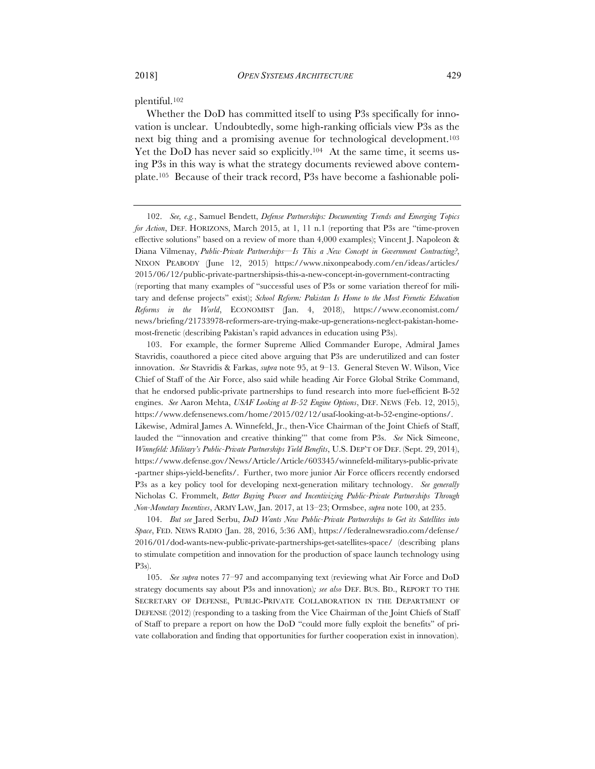plentiful.[102]

Whether the DoD has committed itself to using P3s specifically for innovation is unclear. Undoubtedly, some high-ranking officials view P3s as the next big thing and a promising avenue for technological development.[103] Yet the DoD has never said so explicitly.[104] At the same time, it seems using P3s in this way is what the strategy documents reviewed above contemplate.[105] Because of their track record, P3s have become a fashionable poli-

---

102. *See, e.g.*, Samuel Bendett, *Defense Partnerships: Documenting Trends and Emerging Topics for Action*, DEF. HORIZONS, March 2015, at 1, 11 n.1 (reporting that P3s are "time-proven effective solutions" based on a review of more than 4,000 examples); Vincent J. Napoleon & Diana Vilmenay, *Public-Private Partnerships—Is This a New Concept in Government Contracting?*, NIXON PEABODY (June 12, 2015) https://www.nixonpeabody.com/en/ideas/articles/2015/06/12/public-private-partnershipsis-this-a-new-concept-in-government-contracting (reporting that many examples of "successful uses of P3s or some variation thereof for military and defense projects" exist); *School Reform: Pakistan Is Home to the Most Frenetic Education Reforms in the World*, ECONOMIST (Jan. 4, 2018), https://www.economist.com/news/briefing/21733978-reformers-are-trying-make-up-generations-neglect-pakistan-home-most-frenetic (describing Pakistan's rapid advances in education using P3s).

103. For example, the former Supreme Allied Commander Europe, Admiral James Stavridis, coauthored a piece cited above arguing that P3s are underutilized and can foster innovation. *See* Stavridis & Farkas, *supra* note 95, at 9–13. General Steven W. Wilson, Vice Chief of Staff of the Air Force, also said while heading Air Force Global Strike Command, that he endorsed public-private partnerships to fund research into more fuel-efficient B-52 engines. *See* Aaron Mehta, *USAF Looking at B-52 Engine Options*, DEF. NEWS (Feb. 12, 2015), https://www.defensenews.com/home/2015/02/12/usaf-looking-at-b-52-engine-options/. Likewise, Admiral James A. Winnefeld, Jr., then-Vice Chairman of the Joint Chiefs of Staff, lauded the "'innovation and creative thinking'" that come from P3s. *See* Nick Simeone, *Winnefeld: Military's Public-Private Partnerships Yield Benefits*, U.S. DEP'T OF DEF. (Sept. 29, 2014), https://www.defense.gov/News/Article/Article/603345/winnefeld-militarys-public-private-partner ships-yield-benefits/. Further, two more junior Air Force officers recently endorsed P3s as a key policy tool for developing next-generation military technology. *See generally* Nicholas C. Frommelt, *Better Buying Power and Incentivizing Public-Private Partnerships Through Non-Monetary Incentives*, ARMY LAW, Jan. 2017, at 13–23; Ormsbee, *supra* note 100, at 235.

104. *But see* Jared Serbu, *DoD Wants New Public-Private Partnerships to Get its Satellites into Space*, FED. NEWS RADIO (Jan. 28, 2016, 5:36 AM), https://federalnewsradio.com/defense/2016/01/dod-wants-new-public-private-partnerships-get-satellites-space/ (describing plans to stimulate competition and innovation for the production of space launch technology using P3s).

105. *See supra* notes 77–97 and accompanying text (reviewing what Air Force and DoD strategy documents say about P3s and innovation)*; see also* DEF. BUS. BD., REPORT TO THE SECRETARY OF DEFENSE, PUBLIC-PRIVATE COLLABORATION IN THE DEPARTMENT OF DEFENSE (2012) (responding to a tasking from the Vice Chairman of the Joint Chiefs of Staff of Staff to prepare a report on how the DoD "could more fully exploit the benefits" of private collaboration and finding that opportunities for further cooperation exist in innovation).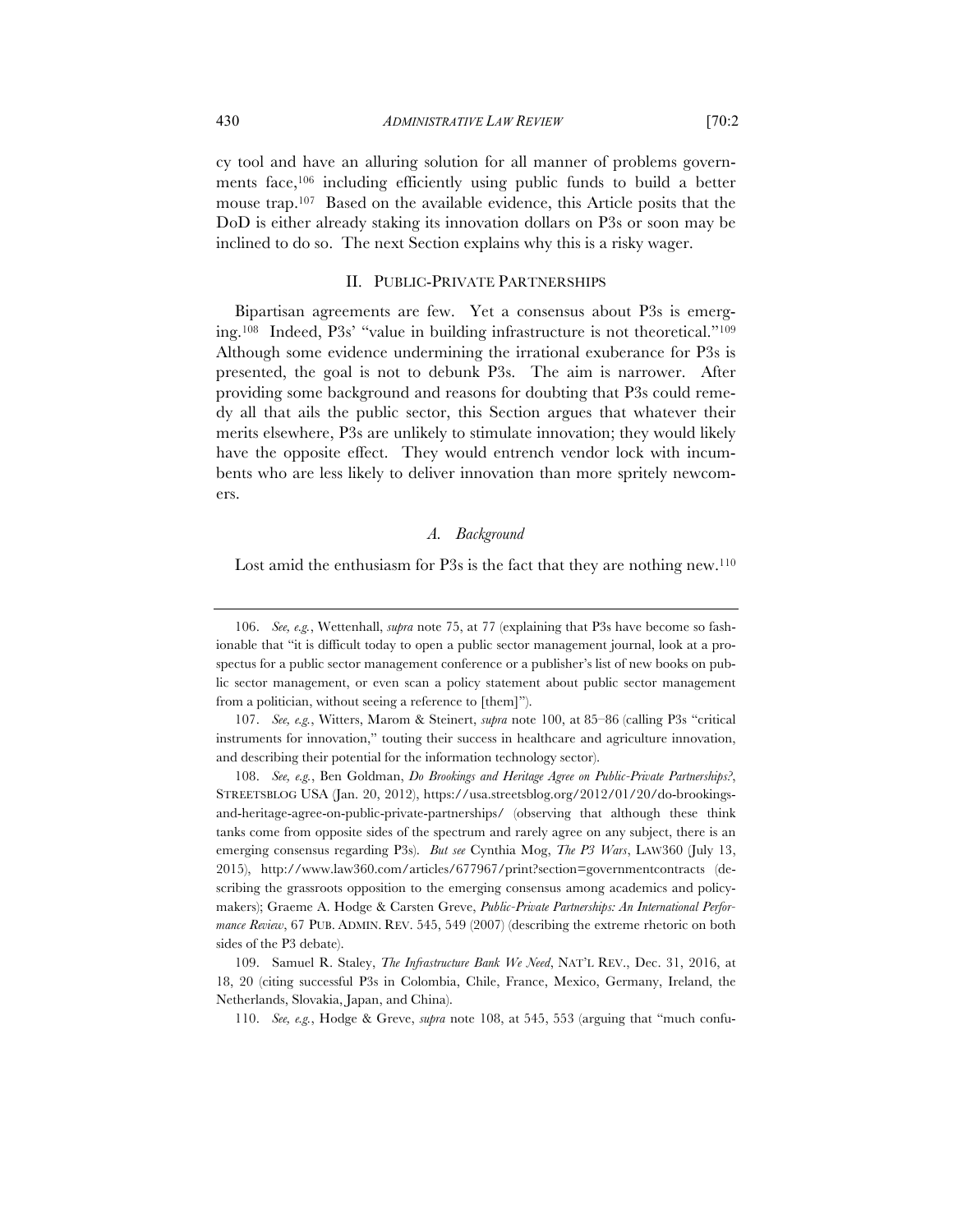cy tool and have an alluring solution for all manner of problems governments face,[106] including efficiently using public funds to build a better mouse trap.[107] Based on the available evidence, this Article posits that the DoD is either already staking its innovation dollars on P3s or soon may be inclined to do so. The next Section explains why this is a risky wager.

## II. PUBLIC-PRIVATE PARTNERSHIPS

Bipartisan agreements are few. Yet a consensus about P3s is emerging.[108] Indeed, P3s' "value in building infrastructure is not theoretical."[109] Although some evidence undermining the irrational exuberance for P3s is presented, the goal is not to debunk P3s. The aim is narrower. After providing some background and reasons for doubting that P3s could remedy all that ails the public sector, this Section argues that whatever their merits elsewhere, P3s are unlikely to stimulate innovation; they would likely have the opposite effect. They would entrench vendor lock with incumbents who are less likely to deliver innovation than more spritely newcomers.

### *A. Background*

Lost amid the enthusiasm for P3s is the fact that they are nothing new.[110]

---

106. *See, e.g.*, Wettenhall, *supra* note 75, at 77 (explaining that P3s have become so fashionable that "it is difficult today to open a public sector management journal, look at a prospectus for a public sector management conference or a publisher's list of new books on public sector management, or even scan a policy statement about public sector management from a politician, without seeing a reference to [them]").

107. *See, e.g.*, Witters, Marom & Steinert, *supra* note 100, at 85–86 (calling P3s "critical instruments for innovation," touting their success in healthcare and agriculture innovation, and describing their potential for the information technology sector).

108. *See, e.g.*, Ben Goldman, *Do Brookings and Heritage Agree on Public-Private Partnerships?*, STREETSBLOG USA (Jan. 20, 2012), https://usa.streetsblog.org/2012/01/20/do-brookings-and-heritage-agree-on-public-private-partnerships/ (observing that although these think tanks come from opposite sides of the spectrum and rarely agree on any subject, there is an emerging consensus regarding P3s). *But see* Cynthia Mog, *The P3 Wars*, LAW360 (July 13, 2015), http://www.law360.com/articles/677967/print?section=governmentcontracts (describing the grassroots opposition to the emerging consensus among academics and policymakers); Graeme A. Hodge & Carsten Greve, *Public-Private Partnerships: An International Performance Review*, 67 PUB. ADMIN. REV. 545, 549 (2007) (describing the extreme rhetoric on both sides of the P3 debate).

109. Samuel R. Staley, *The Infrastructure Bank We Need*, NAT'L REV., Dec. 31, 2016, at 18, 20 (citing successful P3s in Colombia, Chile, France, Mexico, Germany, Ireland, the Netherlands, Slovakia, Japan, and China).

110. *See, e.g.*, Hodge & Greve, *supra* note 108, at 545, 553 (arguing that "much confu-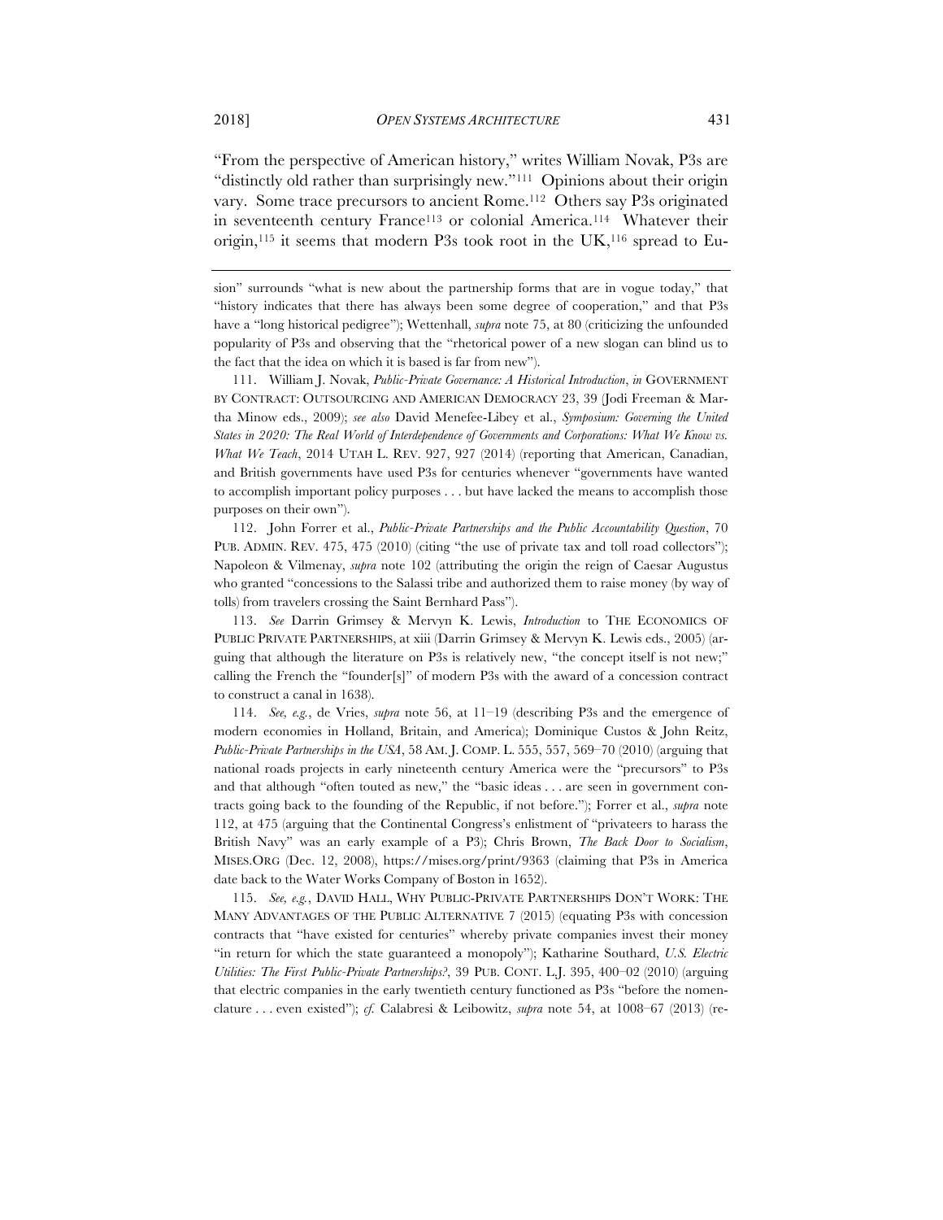"From the perspective of American history," writes William Novak, P3s are "distinctly old rather than surprisingly new."[111] Opinions about their origin vary. Some trace precursors to ancient Rome.[112] Others say P3s originated in seventeenth century France[113] or colonial America.[114] Whatever their origin,[115] it seems that modern P3s took root in the UK,[116] spread to Eu-

---

sion" surrounds "what is new about the partnership forms that are in vogue today," that "history indicates that there has always been some degree of cooperation," and that P3s have a "long historical pedigree"); Wettenhall, *supra* note 75, at 80 (criticizing the unfounded popularity of P3s and observing that the "rhetorical power of a new slogan can blind us to the fact that the idea on which it is based is far from new").

111. William J. Novak, *Public-Private Governance: A Historical Introduction*, *in* GOVERNMENT BY CONTRACT: OUTSOURCING AND AMERICAN DEMOCRACY 23, 39 (Jodi Freeman & Martha Minow eds., 2009); *see also* David Menefee-Libey et al., *Symposium: Governing the United States in 2020: The Real World of Interdependence of Governments and Corporations: What We Know vs. What We Teach*, 2014 UTAH L. REV. 927, 927 (2014) (reporting that American, Canadian, and British governments have used P3s for centuries whenever "governments have wanted to accomplish important policy purposes . . . but have lacked the means to accomplish those purposes on their own").

112. John Forrer et al., *Public-Private Partnerships and the Public Accountability Question*, 70 PUB. ADMIN. REV. 475, 475 (2010) (citing "the use of private tax and toll road collectors"); Napoleon & Vilmenay, *supra* note 102 (attributing the origin the reign of Caesar Augustus who granted "concessions to the Salassi tribe and authorized them to raise money (by way of tolls) from travelers crossing the Saint Bernhard Pass").

113. *See* Darrin Grimsey & Mervyn K. Lewis, *Introduction* to THE ECONOMICS OF PUBLIC PRIVATE PARTNERSHIPS, at xiii (Darrin Grimsey & Mervyn K. Lewis eds., 2005) (arguing that although the literature on P3s is relatively new, "the concept itself is not new;" calling the French the "founder[s]" of modern P3s with the award of a concession contract to construct a canal in 1638).

114. *See, e.g.*, de Vries, *supra* note 56, at 11–19 (describing P3s and the emergence of modern economies in Holland, Britain, and America); Dominique Custos & John Reitz, *Public-Private Partnerships in the USA*, 58 AM. J. COMP. L. 555, 557, 569–70 (2010) (arguing that national roads projects in early nineteenth century America were the "precursors" to P3s and that although "often touted as new," the "basic ideas . . . are seen in government contracts going back to the founding of the Republic, if not before."); Forrer et al., *supra* note 112, at 475 (arguing that the Continental Congress's enlistment of "privateers to harass the British Navy" was an early example of a P3); Chris Brown, *The Back Door to Socialism*, MISES.ORG (Dec. 12, 2008), https://mises.org/print/9363 (claiming that P3s in America date back to the Water Works Company of Boston in 1652).

115. *See, e.g.*, DAVID HALL, WHY PUBLIC-PRIVATE PARTNERSHIPS DON'T WORK: THE MANY ADVANTAGES OF THE PUBLIC ALTERNATIVE 7 (2015) (equating P3s with concession contracts that "have existed for centuries" whereby private companies invest their money "in return for which the state guaranteed a monopoly"); Katharine Southard, *U.S. Electric Utilities: The First Public-Private Partnerships?*, 39 PUB. CONT. L.J. 395, 400–02 (2010) (arguing that electric companies in the early twentieth century functioned as P3s "before the nomenclature . . . even existed"); *cf.* Calabresi & Leibowitz, *supra* note 54, at 1008–67 (2013) (re-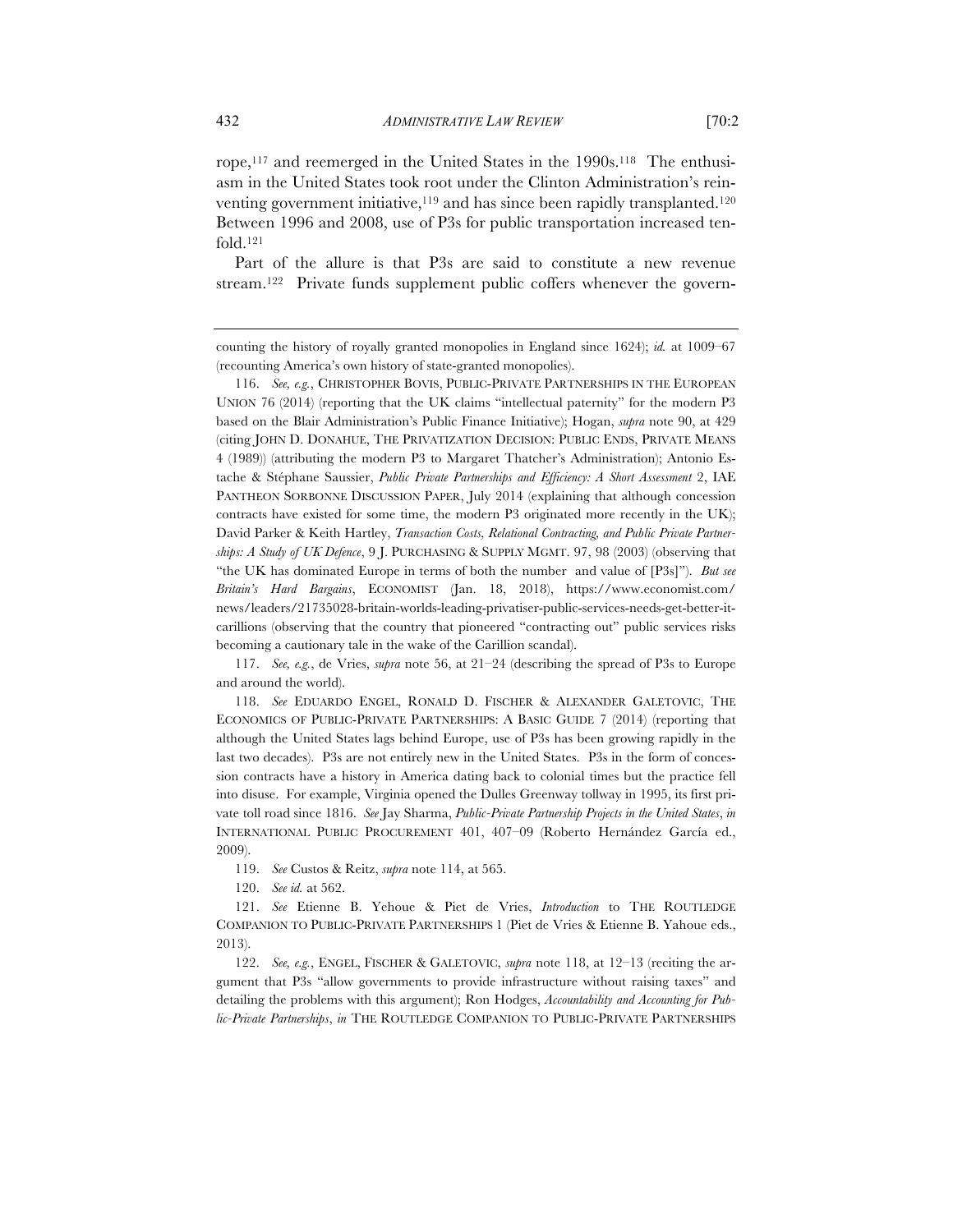rope,[117] and reemerged in the United States in the 1990s.[118] The enthusiasm in the United States took root under the Clinton Administration's reinventing government initiative,[119] and has since been rapidly transplanted.[120] Between 1996 and 2008, use of P3s for public transportation increased tenfold.[121]

Part of the allure is that P3s are said to constitute a new revenue stream.[122] Private funds supplement public coffers whenever the govern-

---

counting the history of royally granted monopolies in England since 1624); *id.* at 1009–67 (recounting America's own history of state-granted monopolies).

116. *See, e.g.*, CHRISTOPHER BOVIS, PUBLIC-PRIVATE PARTNERSHIPS IN THE EUROPEAN UNION 76 (2014) (reporting that the UK claims "intellectual paternity" for the modern P3 based on the Blair Administration's Public Finance Initiative); Hogan, *supra* note 90, at 429 (citing JOHN D. DONAHUE, THE PRIVATIZATION DECISION: PUBLIC ENDS, PRIVATE MEANS 4 (1989)) (attributing the modern P3 to Margaret Thatcher's Administration); Antonio Estache & Stéphane Saussier, *Public Private Partnerships and Efficiency: A Short Assessment* 2, IAE PANTHEON SORBONNE DISCUSSION PAPER, July 2014 (explaining that although concession contracts have existed for some time, the modern P3 originated more recently in the UK); David Parker & Keith Hartley, *Transaction Costs, Relational Contracting, and Public Private Partnerships: A Study of UK Defence*, 9 J. PURCHASING & SUPPLY MGMT. 97, 98 (2003) (observing that "the UK has dominated Europe in terms of both the number and value of [P3s]"). *But see Britain's Hard Bargains*, ECONOMIST (Jan. 18, 2018), https://www.economist.com/news/leaders/21735028-britain-worlds-leading-privatiser-public-services-needs-get-better-it-carillions (observing that the country that pioneered "contracting out" public services risks becoming a cautionary tale in the wake of the Carillion scandal).

117. *See, e.g.*, de Vries, *supra* note 56, at 21–24 (describing the spread of P3s to Europe and around the world).

118. *See* EDUARDO ENGEL, RONALD D. FISCHER & ALEXANDER GALETOVIC, THE ECONOMICS OF PUBLIC-PRIVATE PARTNERSHIPS: A BASIC GUIDE 7 (2014) (reporting that although the United States lags behind Europe, use of P3s has been growing rapidly in the last two decades). P3s are not entirely new in the United States. P3s in the form of concession contracts have a history in America dating back to colonial times but the practice fell into disuse. For example, Virginia opened the Dulles Greenway tollway in 1995, its first private toll road since 1816. *See* Jay Sharma, *Public-Private Partnership Projects in the United States*, *in* INTERNATIONAL PUBLIC PROCUREMENT 401, 407–09 (Roberto Hernández García ed., 2009).

119. *See* Custos & Reitz, *supra* note 114, at 565.

120. *See id.* at 562.

121. *See* Etienne B. Yehoue & Piet de Vries, *Introduction* to THE ROUTLEDGE COMPANION TO PUBLIC-PRIVATE PARTNERSHIPS 1 (Piet de Vries & Etienne B. Yahoue eds., 2013).

122. *See, e.g.*, ENGEL, FISCHER & GALETOVIC, *supra* note 118, at 12–13 (reciting the argument that P3s "allow governments to provide infrastructure without raising taxes" and detailing the problems with this argument); Ron Hodges, *Accountability and Accounting for Public-Private Partnerships*, *in* THE ROUTLEDGE COMPANION TO PUBLIC-PRIVATE PARTNERSHIPS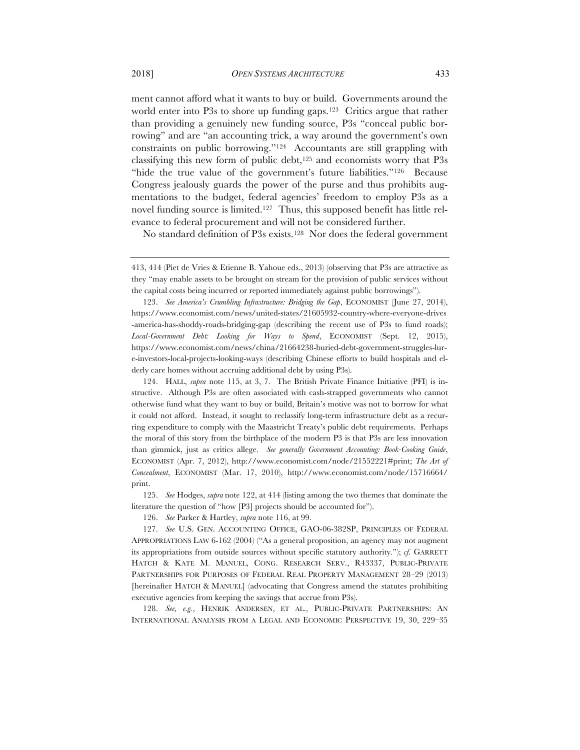ment cannot afford what it wants to buy or build. Governments around the world enter into P3s to shore up funding gaps.[123] Critics argue that rather than providing a genuinely new funding source, P3s "conceal public borrowing" and are "an accounting trick, a way around the government's own constraints on public borrowing."[124] Accountants are still grappling with classifying this new form of public debt,[125] and economists worry that P3s "hide the true value of the government's future liabilities."[126] Because Congress jealously guards the power of the purse and thus prohibits augmentations to the budget, federal agencies' freedom to employ P3s as a novel funding source is limited.[127] Thus, this supposed benefit has little relevance to federal procurement and will not be considered further.

No standard definition of P3s exists.[128] Nor does the federal government

---

413, 414 (Piet de Vries & Etienne B. Yahoue eds., 2013) (observing that P3s are attractive as they "may enable assets to be brought on stream for the provision of public services without the capital costs being incurred or reported immediately against public borrowings").

123. *See America's Crumbling Infrastructure: Bridging the Gap*, ECONOMIST (June 27, 2014), https://www.economist.com/news/united-states/21605932-country-where-everyone-drives-america-has-shoddy-roads-bridging-gap (describing the recent use of P3s to fund roads); *Local-Government Debt: Looking for Ways to Spend*, ECONOMIST (Sept. 12, 2015), https://www.economist.com/news/china/21664238-buried-debt-government-struggles-lure-investors-local-projects-looking-ways (describing Chinese efforts to build hospitals and elderly care homes without accruing additional debt by using P3s).

124. HALL, *supra* note 115, at 3, 7. The British Private Finance Initiative (PFI) is instructive. Although P3s are often associated with cash-strapped governments who cannot otherwise fund what they want to buy or build, Britain's motive was not to borrow for what it could not afford. Instead, it sought to reclassify long-term infrastructure debt as a recurring expenditure to comply with the Maastricht Treaty's public debt requirements. Perhaps the moral of this story from the birthplace of the modern P3 is that P3s are less innovation than gimmick, just as critics allege. *See generally Government Accounting: Book-Cooking Guide*, ECONOMIST (Apr. 7, 2012), http://www.economist.com/node/21552221#print; *The Art of Concealment*, ECONOMIST (Mar. 17, 2010), http://www.economist.com/node/15716664/print.

125. *See* Hodges, *supra* note 122, at 414 (listing among the two themes that dominate the literature the question of "how [P3] projects should be accounted for").

126. *See* Parker & Hartley, *supra* note 116, at 99.

127. *See* U.S. GEN. ACCOUNTING OFFICE, GAO-06-382SP, PRINCIPLES OF FEDERAL APPROPRIATIONS LAW 6-162 (2004) ("As a general proposition, an agency may not augment its appropriations from outside sources without specific statutory authority."); *cf.* GARRETT HATCH & KATE M. MANUEL, CONG. RESEARCH SERV., R43337, PUBLIC-PRIVATE PARTNERSHIPS FOR PURPOSES OF FEDERAL REAL PROPERTY MANAGEMENT 28–29 (2013) [hereinafter HATCH & MANUEL] (advocating that Congress amend the statutes prohibiting executive agencies from keeping the savings that accrue from P3s).

128. *See, e.g.*, HENRIK ANDERSEN, ET AL., PUBLIC-PRIVATE PARTNERSHIPS: AN INTERNATIONAL ANALYSIS FROM A LEGAL AND ECONOMIC PERSPECTIVE 19, 30, 229–35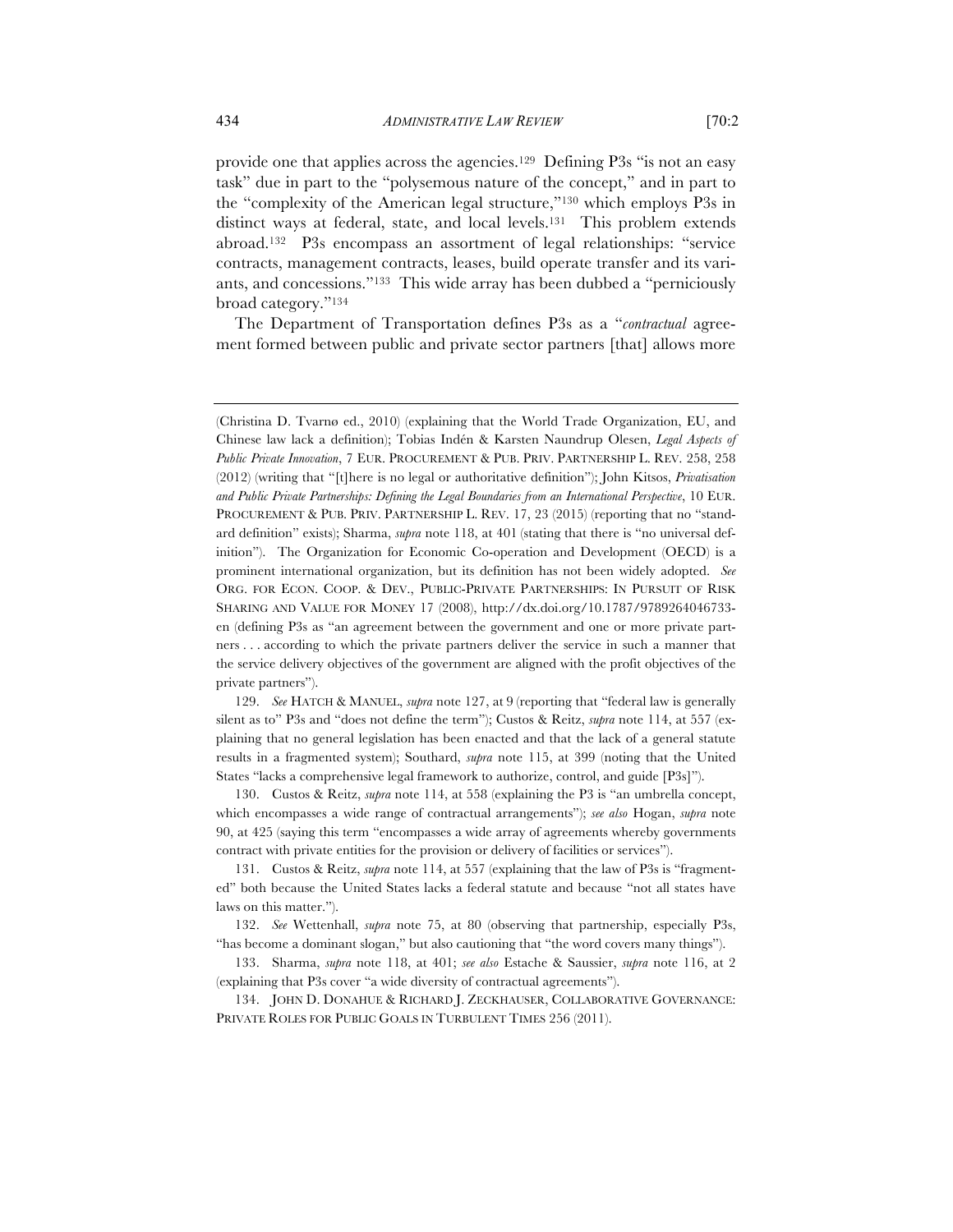provide one that applies across the agencies.[129] Defining P3s "is not an easy task" due in part to the "polysemous nature of the concept," and in part to the "complexity of the American legal structure,"[130] which employs P3s in distinct ways at federal, state, and local levels.[131] This problem extends abroad.[132] P3s encompass an assortment of legal relationships: "service contracts, management contracts, leases, build operate transfer and its variants, and concessions."[133] This wide array has been dubbed a "perniciously broad category."[134]

The Department of Transportation defines P3s as a "*contractual* agreement formed between public and private sector partners [that] allows more

---

(Christina D. Tvarnø ed., 2010) (explaining that the World Trade Organization, EU, and Chinese law lack a definition); Tobias Indén & Karsten Naundrup Olesen, *Legal Aspects of Public Private Innovation*, 7 EUR. PROCUREMENT & PUB. PRIV. PARTNERSHIP L. REV. 258, 258 (2012) (writing that "[t]here is no legal or authoritative definition"); John Kitsos, *Privatisation and Public Private Partnerships: Defining the Legal Boundaries from an International Perspective*, 10 EUR. PROCUREMENT & PUB. PRIV. PARTNERSHIP L. REV. 17, 23 (2015) (reporting that no "standard definition" exists); Sharma, *supra* note 118, at 401 (stating that there is "no universal definition"). The Organization for Economic Co-operation and Development (OECD) is a prominent international organization, but its definition has not been widely adopted. *See* ORG. FOR ECON. COOP. & DEV., PUBLIC-PRIVATE PARTNERSHIPS: IN PURSUIT OF RISK SHARING AND VALUE FOR MONEY 17 (2008), http://dx.doi.org/10.1787/9789264046733-en (defining P3s as "an agreement between the government and one or more private partners . . . according to which the private partners deliver the service in such a manner that the service delivery objectives of the government are aligned with the profit objectives of the private partners").

129. *See* HATCH & MANUEL, *supra* note 127, at 9 (reporting that "federal law is generally silent as to" P3s and "does not define the term"); Custos & Reitz, *supra* note 114, at 557 (explaining that no general legislation has been enacted and that the lack of a general statute results in a fragmented system); Southard, *supra* note 115, at 399 (noting that the United States "lacks a comprehensive legal framework to authorize, control, and guide [P3s]").

130. Custos & Reitz, *supra* note 114, at 558 (explaining the P3 is "an umbrella concept, which encompasses a wide range of contractual arrangements"); *see also* Hogan, *supra* note 90, at 425 (saying this term "encompasses a wide array of agreements whereby governments contract with private entities for the provision or delivery of facilities or services").

131. Custos & Reitz, *supra* note 114, at 557 (explaining that the law of P3s is "fragmented" both because the United States lacks a federal statute and because "not all states have laws on this matter.").

132. *See* Wettenhall, *supra* note 75, at 80 (observing that partnership, especially P3s, "has become a dominant slogan," but also cautioning that "the word covers many things").

133. Sharma, *supra* note 118, at 401; *see also* Estache & Saussier, *supra* note 116, at 2 (explaining that P3s cover "a wide diversity of contractual agreements").

134. JOHN D. DONAHUE & RICHARD J. ZECKHAUSER, COLLABORATIVE GOVERNANCE: PRIVATE ROLES FOR PUBLIC GOALS IN TURBULENT TIMES 256 (2011).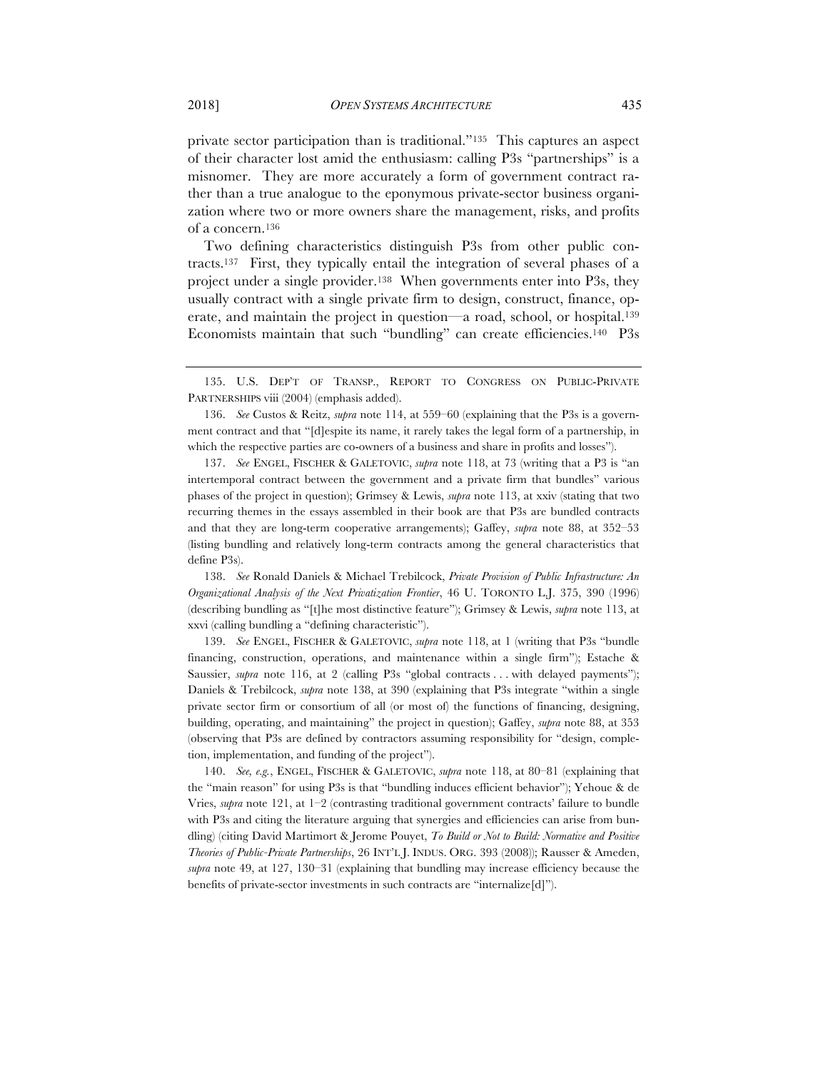private sector participation than is traditional."[135] This captures an aspect of their character lost amid the enthusiasm: calling P3s "partnerships" is a misnomer. They are more accurately a form of government contract rather than a true analogue to the eponymous private-sector business organization where two or more owners share the management, risks, and profits of a concern.[136]

Two defining characteristics distinguish P3s from other public contracts.[137] First, they typically entail the integration of several phases of a project under a single provider.[138] When governments enter into P3s, they usually contract with a single private firm to design, construct, finance, operate, and maintain the project in question—a road, school, or hospital.[139] Economists maintain that such "bundling" can create efficiencies.[140] P3s

---

135. U.S. DEP'T OF TRANSP., REPORT TO CONGRESS ON PUBLIC-PRIVATE PARTNERSHIPS viii (2004) (emphasis added).

136. *See* Custos & Reitz, *supra* note 114, at 559–60 (explaining that the P3s is a government contract and that "[d]espite its name, it rarely takes the legal form of a partnership, in which the respective parties are co-owners of a business and share in profits and losses").

137. *See* ENGEL, FISCHER & GALETOVIC, *supra* note 118, at 73 (writing that a P3 is "an intertemporal contract between the government and a private firm that bundles" various phases of the project in question); Grimsey & Lewis, *supra* note 113, at xxiv (stating that two recurring themes in the essays assembled in their book are that P3s are bundled contracts and that they are long-term cooperative arrangements); Gaffey, *supra* note 88, at 352–53 (listing bundling and relatively long-term contracts among the general characteristics that define P3s).

138. *See* Ronald Daniels & Michael Trebilcock, *Private Provision of Public Infrastructure: An Organizational Analysis of the Next Privatization Frontier*, 46 U. TORONTO L.J. 375, 390 (1996) (describing bundling as "[t]he most distinctive feature"); Grimsey & Lewis, *supra* note 113, at xxvi (calling bundling a "defining characteristic").

139. *See* ENGEL, FISCHER & GALETOVIC, *supra* note 118, at 1 (writing that P3s "bundle financing, construction, operations, and maintenance within a single firm"); Estache & Saussier, *supra* note 116, at 2 (calling P3s "global contracts . . . with delayed payments"); Daniels & Trebilcock, *supra* note 138, at 390 (explaining that P3s integrate "within a single private sector firm or consortium of all (or most of) the functions of financing, designing, building, operating, and maintaining" the project in question); Gaffey, *supra* note 88, at 353 (observing that P3s are defined by contractors assuming responsibility for "design, completion, implementation, and funding of the project").

140. *See, e.g.*, ENGEL, FISCHER & GALETOVIC, *supra* note 118, at 80–81 (explaining that the "main reason" for using P3s is that "bundling induces efficient behavior"); Yehoue & de Vries, *supra* note 121, at 1–2 (contrasting traditional government contracts' failure to bundle with P3s and citing the literature arguing that synergies and efficiencies can arise from bundling) (citing David Martimort & Jerome Pouyet, *To Build or Not to Build: Normative and Positive Theories of Public-Private Partnerships*, 26 INT'L J. INDUS. ORG. 393 (2008)); Rausser & Ameden, *supra* note 49, at 127, 130–31 (explaining that bundling may increase efficiency because the benefits of private-sector investments in such contracts are "internalize[d]").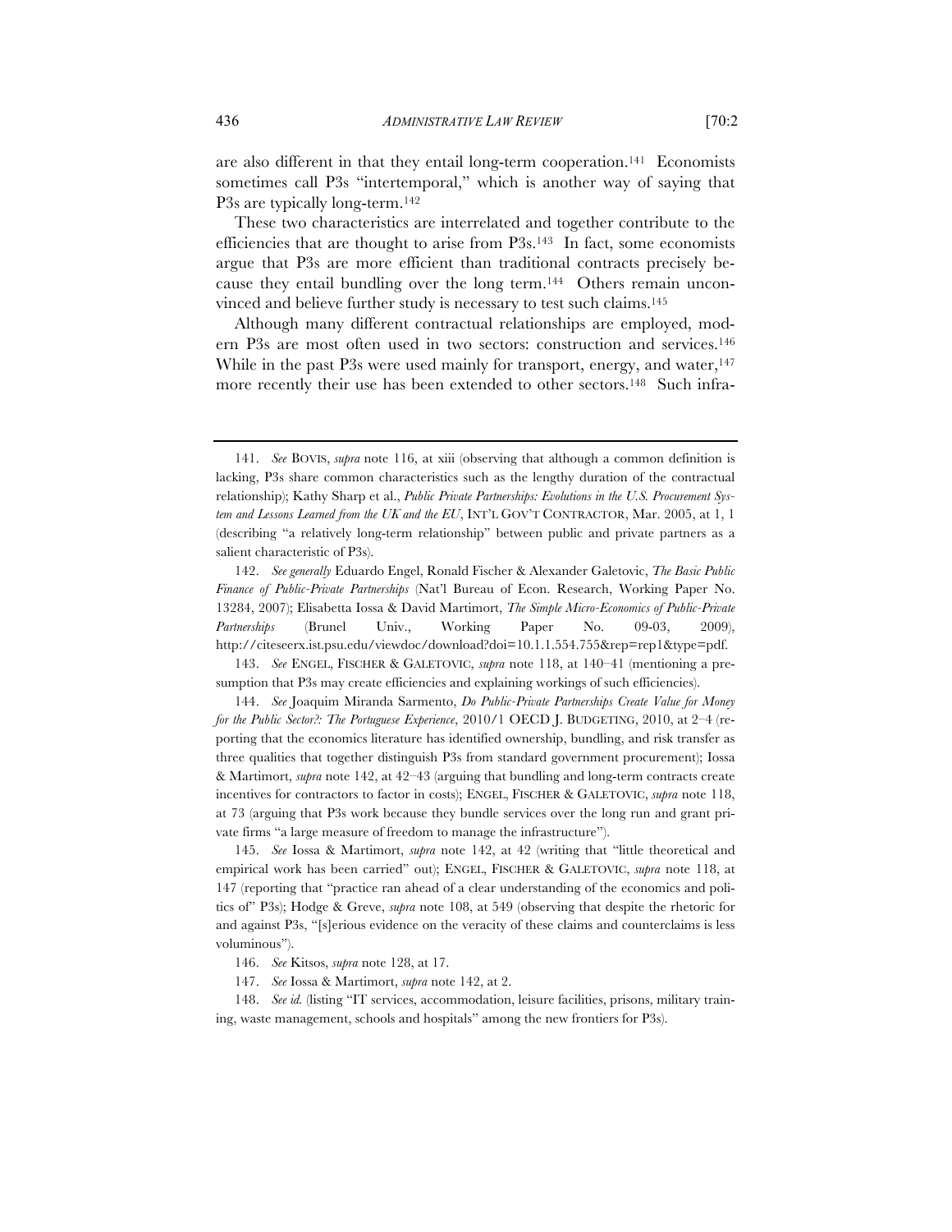are also different in that they entail long-term cooperation.[141] Economists sometimes call P3s "intertemporal," which is another way of saying that P3s are typically long-term.[142]

These two characteristics are interrelated and together contribute to the efficiencies that are thought to arise from P3s.[143] In fact, some economists argue that P3s are more efficient than traditional contracts precisely because they entail bundling over the long term.[144] Others remain unconvinced and believe further study is necessary to test such claims.[145]

Although many different contractual relationships are employed, modern P3s are most often used in two sectors: construction and services.[146] While in the past P3s were used mainly for transport, energy, and water,[147] more recently their use has been extended to other sectors.[148] Such infra-

---

141. *See* BOVIS, *supra* note 116, at xiii (observing that although a common definition is lacking, P3s share common characteristics such as the lengthy duration of the contractual relationship); Kathy Sharp et al., *Public Private Partnerships: Evolutions in the U.S. Procurement System and Lessons Learned from the UK and the EU*, INT'L GOV'T CONTRACTOR, Mar. 2005, at 1, 1 (describing "a relatively long-term relationship" between public and private partners as a salient characteristic of P3s).

142. *See generally* Eduardo Engel, Ronald Fischer & Alexander Galetovic, *The Basic Public Finance of Public-Private Partnerships* (Nat'l Bureau of Econ. Research, Working Paper No. 13284, 2007); Elisabetta Iossa & David Martimort, *The Simple Micro-Economics of Public-Private Partnerships* (Brunel Univ., Working Paper No. 09-03, 2009), http://citeseerx.ist.psu.edu/viewdoc/download?doi=10.1.1.554.755&rep=rep1&type=pdf.

143. *See* ENGEL, FISCHER & GALETOVIC, *supra* note 118, at 140–41 (mentioning a presumption that P3s may create efficiencies and explaining workings of such efficiencies).

144. *See* Joaquim Miranda Sarmento, *Do Public-Private Partnerships Create Value for Money for the Public Sector?: The Portuguese Experience*, 2010/1 OECD J. BUDGETING, 2010, at 2–4 (reporting that the economics literature has identified ownership, bundling, and risk transfer as three qualities that together distinguish P3s from standard government procurement); Iossa & Martimort, *supra* note 142, at 42–43 (arguing that bundling and long-term contracts create incentives for contractors to factor in costs); ENGEL, FISCHER & GALETOVIC, *supra* note 118, at 73 (arguing that P3s work because they bundle services over the long run and grant private firms "a large measure of freedom to manage the infrastructure").

145. *See* Iossa & Martimort, *supra* note 142, at 42 (writing that "little theoretical and empirical work has been carried" out); ENGEL, FISCHER & GALETOVIC, *supra* note 118, at 147 (reporting that "practice ran ahead of a clear understanding of the economics and politics of" P3s); Hodge & Greve, *supra* note 108, at 549 (observing that despite the rhetoric for and against P3s, "[s]erious evidence on the veracity of these claims and counterclaims is less voluminous").

146. *See* Kitsos, *supra* note 128, at 17.

147. *See* Iossa & Martimort, *supra* note 142, at 2.

148. *See id.* (listing "IT services, accommodation, leisure facilities, prisons, military training, waste management, schools and hospitals" among the new frontiers for P3s).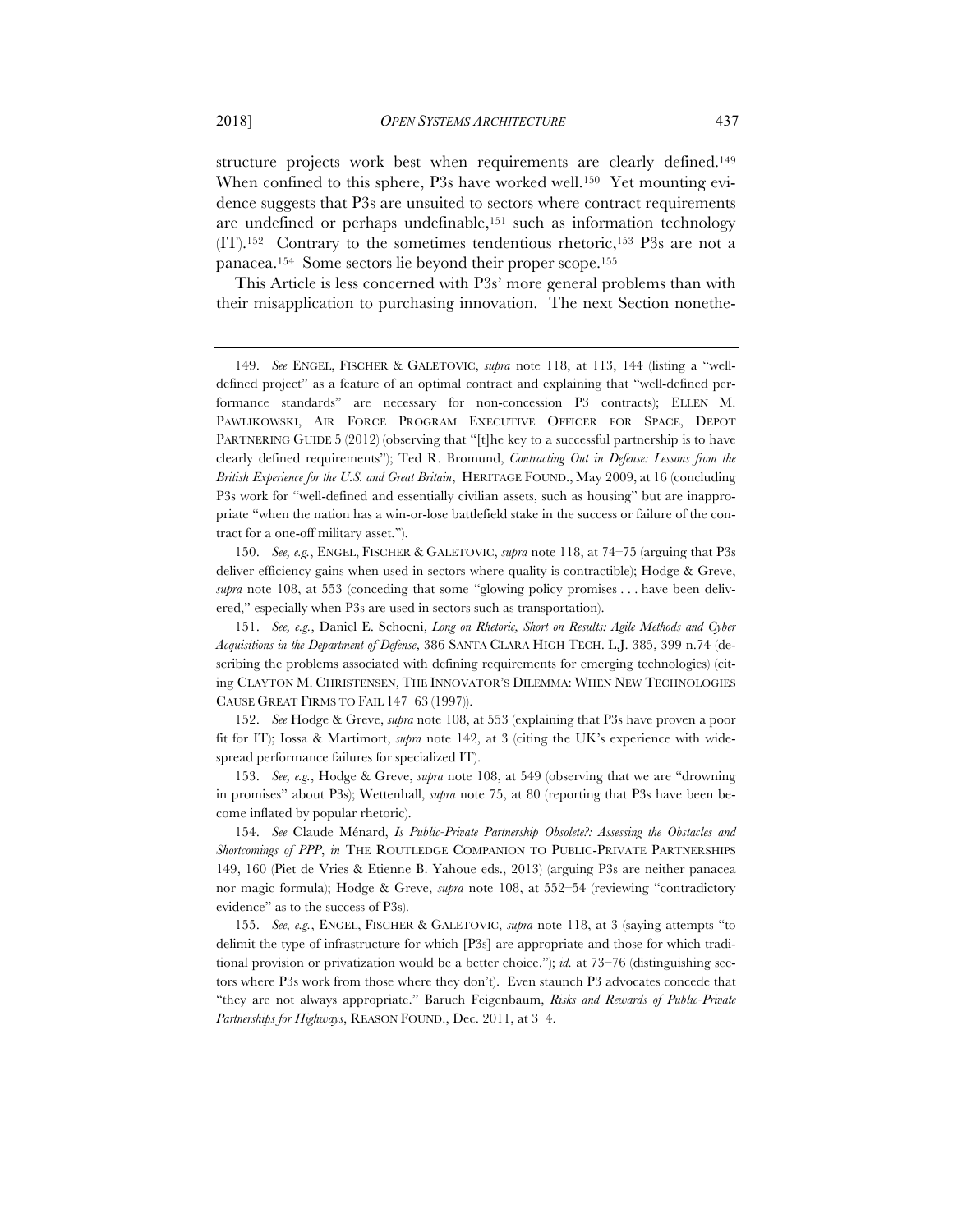structure projects work best when requirements are clearly defined.[149] When confined to this sphere, P3s have worked well.[150] Yet mounting evidence suggests that P3s are unsuited to sectors where contract requirements are undefined or perhaps undefinable,[151] such as information technology (IT).[152] Contrary to the sometimes tendentious rhetoric,[153] P3s are not a panacea.[154] Some sectors lie beyond their proper scope.[155]

This Article is less concerned with P3s' more general problems than with their misapplication to purchasing innovation. The next Section nonethe-

---

149. *See* ENGEL, FISCHER & GALETOVIC, *supra* note 118, at 113, 144 (listing a "well-defined project" as a feature of an optimal contract and explaining that "well-defined performance standards" are necessary for non-concession P3 contracts); ELLEN M. PAWLIKOWSKI, AIR FORCE PROGRAM EXECUTIVE OFFICER FOR SPACE, DEPOT PARTNERING GUIDE 5 (2012) (observing that "[t]he key to a successful partnership is to have clearly defined requirements"); Ted R. Bromund, *Contracting Out in Defense: Lessons from the British Experience for the U.S. and Great Britain*, HERITAGE FOUND., May 2009, at 16 (concluding P3s work for "well-defined and essentially civilian assets, such as housing" but are inappropriate "when the nation has a win-or-lose battlefield stake in the success or failure of the contract for a one-off military asset.").

150. *See, e.g.*, ENGEL, FISCHER & GALETOVIC, *supra* note 118, at 74–75 (arguing that P3s deliver efficiency gains when used in sectors where quality is contractible); Hodge & Greve, *supra* note 108, at 553 (conceding that some "glowing policy promises . . . have been delivered," especially when P3s are used in sectors such as transportation).

151. *See, e.g.*, Daniel E. Schoeni, *Long on Rhetoric, Short on Results: Agile Methods and Cyber Acquisitions in the Department of Defense*, 386 SANTA CLARA HIGH TECH. L.J. 385, 399 n.74 (describing the problems associated with defining requirements for emerging technologies) (citing CLAYTON M. CHRISTENSEN, THE INNOVATOR'S DILEMMA: WHEN NEW TECHNOLOGIES CAUSE GREAT FIRMS TO FAIL 147–63 (1997)).

152. *See* Hodge & Greve, *supra* note 108, at 553 (explaining that P3s have proven a poor fit for IT); Iossa & Martimort, *supra* note 142, at 3 (citing the UK's experience with widespread performance failures for specialized IT).

153. *See, e.g.*, Hodge & Greve, *supra* note 108, at 549 (observing that we are "drowning in promises" about P3s); Wettenhall, *supra* note 75, at 80 (reporting that P3s have been become inflated by popular rhetoric).

154. *See* Claude Ménard, *Is Public-Private Partnership Obsolete?: Assessing the Obstacles and Shortcomings of PPP*, *in* THE ROUTLEDGE COMPANION TO PUBLIC-PRIVATE PARTNERSHIPS 149, 160 (Piet de Vries & Etienne B. Yahoue eds., 2013) (arguing P3s are neither panacea nor magic formula); Hodge & Greve, *supra* note 108, at 552–54 (reviewing "contradictory evidence" as to the success of P3s).

155. *See, e.g.*, ENGEL, FISCHER & GALETOVIC, *supra* note 118, at 3 (saying attempts "to delimit the type of infrastructure for which [P3s] are appropriate and those for which traditional provision or privatization would be a better choice."); *id.* at 73–76 (distinguishing sectors where P3s work from those where they don't). Even staunch P3 advocates concede that "they are not always appropriate." Baruch Feigenbaum, *Risks and Rewards of Public-Private Partnerships for Highways*, REASON FOUND., Dec. 2011, at 3–4.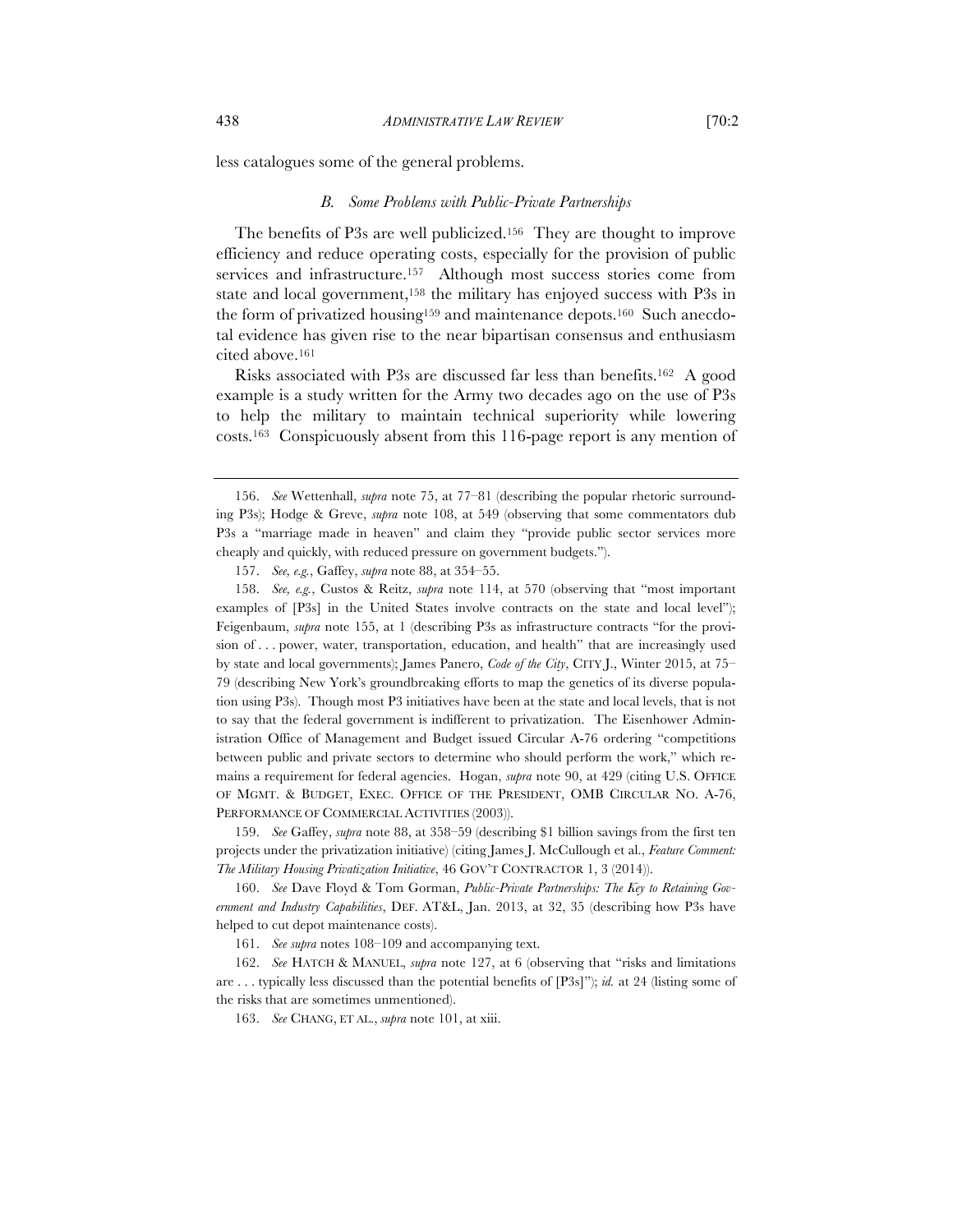less catalogues some of the general problems.

### *B. Some Problems with Public-Private Partnerships*

The benefits of P3s are well publicized.[156] They are thought to improve efficiency and reduce operating costs, especially for the provision of public services and infrastructure.[157] Although most success stories come from state and local government,[158] the military has enjoyed success with P3s in the form of privatized housing[159] and maintenance depots.[160] Such anecdotal evidence has given rise to the near bipartisan consensus and enthusiasm cited above.[161]

Risks associated with P3s are discussed far less than benefits.[162] A good example is a study written for the Army two decades ago on the use of P3s to help the military to maintain technical superiority while lowering costs.[163] Conspicuously absent from this 116-page report is any mention of

---

156. *See* Wettenhall, *supra* note 75, at 77–81 (describing the popular rhetoric surrounding P3s); Hodge & Greve, *supra* note 108, at 549 (observing that some commentators dub P3s a "marriage made in heaven" and claim they "provide public sector services more cheaply and quickly, with reduced pressure on government budgets.").

157. *See, e.g.*, Gaffey, *supra* note 88, at 354–55.

158. *See, e.g.*, Custos & Reitz, *supra* note 114, at 570 (observing that "most important examples of [P3s] in the United States involve contracts on the state and local level"); Feigenbaum, *supra* note 155, at 1 (describing P3s as infrastructure contracts "for the provision of . . . power, water, transportation, education, and health" that are increasingly used by state and local governments); James Panero, *Code of the City*, CITY J., Winter 2015, at 75–79 (describing New York's groundbreaking efforts to map the genetics of its diverse population using P3s). Though most P3 initiatives have been at the state and local levels, that is not to say that the federal government is indifferent to privatization. The Eisenhower Administration Office of Management and Budget issued Circular A-76 ordering "competitions between public and private sectors to determine who should perform the work," which remains a requirement for federal agencies. Hogan, *supra* note 90, at 429 (citing U.S. OFFICE OF MGMT. & BUDGET, EXEC. OFFICE OF THE PRESIDENT, OMB CIRCULAR NO. A-76, PERFORMANCE OF COMMERCIAL ACTIVITIES (2003)).

159. *See* Gaffey, *supra* note 88, at 358–59 (describing $1 billion savings from the first ten projects under the privatization initiative) (citing James J. McCullough et al., *Feature Comment: The Military Housing Privatization Initiative*, 46 GOV'T CONTRACTOR 1, 3 (2014)).

160. *See* Dave Floyd & Tom Gorman, *Public-Private Partnerships: The Key to Retaining Government and Industry Capabilities*, DEF. AT&L, Jan. 2013, at 32, 35 (describing how P3s have helped to cut depot maintenance costs).

161. *See supra* notes 108–109 and accompanying text.

162. *See* HATCH & MANUEL, *supra* note 127, at 6 (observing that "risks and limitations are . . . typically less discussed than the potential benefits of [P3s]"); *id.* at 24 (listing some of the risks that are sometimes unmentioned).

163. *See* CHANG, ET AL., *supra* note 101, at xiii.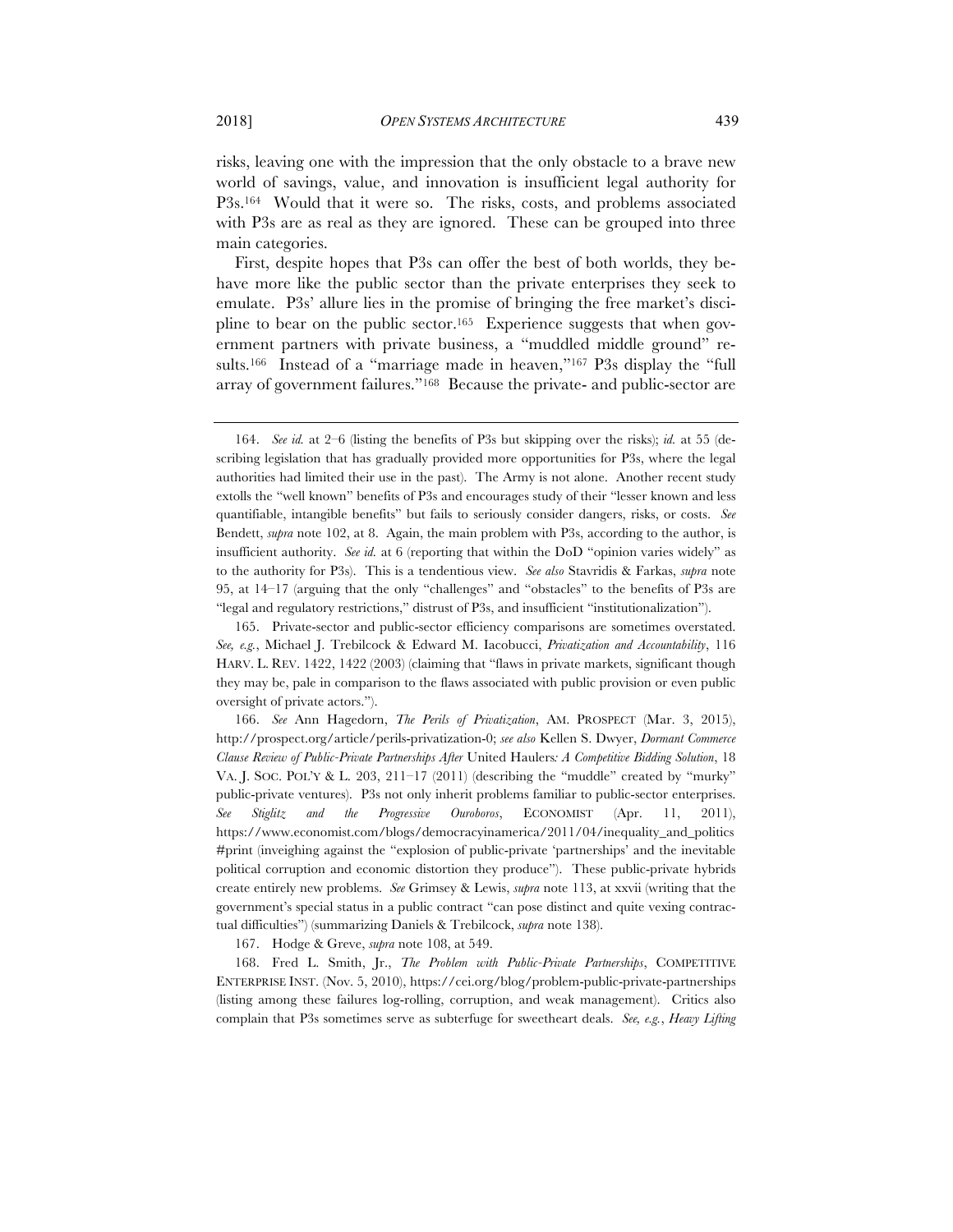risks, leaving one with the impression that the only obstacle to a brave new world of savings, value, and innovation is insufficient legal authority for P3s.[164] Would that it were so. The risks, costs, and problems associated with P3s are as real as they are ignored. These can be grouped into three main categories.

First, despite hopes that P3s can offer the best of both worlds, they behave more like the public sector than the private enterprises they seek to emulate. P3s' allure lies in the promise of bringing the free market's discipline to bear on the public sector.[165] Experience suggests that when government partners with private business, a "muddled middle ground" results.[166] Instead of a "marriage made in heaven,"[167] P3s display the "full array of government failures."[168] Because the private- and public-sector are

---

164. *See id.* at 2–6 (listing the benefits of P3s but skipping over the risks); *id.* at 55 (describing legislation that has gradually provided more opportunities for P3s, where the legal authorities had limited their use in the past). The Army is not alone. Another recent study extolls the "well known" benefits of P3s and encourages study of their "lesser known and less quantifiable, intangible benefits" but fails to seriously consider dangers, risks, or costs. *See* Bendett, *supra* note 102, at 8. Again, the main problem with P3s, according to the author, is insufficient authority. *See id.* at 6 (reporting that within the DoD "opinion varies widely" as to the authority for P3s). This is a tendentious view. *See also* Stavridis & Farkas, *supra* note 95, at 14–17 (arguing that the only "challenges" and "obstacles" to the benefits of P3s are "legal and regulatory restrictions," distrust of P3s, and insufficient "institutionalization").

165. Private-sector and public-sector efficiency comparisons are sometimes overstated. *See, e.g.*, Michael J. Trebilcock & Edward M. Iacobucci, *Privatization and Accountability*, 116 HARV. L. REV. 1422, 1422 (2003) (claiming that "flaws in private markets, significant though they may be, pale in comparison to the flaws associated with public provision or even public oversight of private actors.").

166. *See* Ann Hagedorn, *The Perils of Privatization*, AM. PROSPECT (Mar. 3, 2015), http://prospect.org/article/perils-privatization-0; *see also* Kellen S. Dwyer, *Dormant Commerce Clause Review of Public-Private Partnerships After* United Haulers*: A Competitive Bidding Solution*, 18 VA. J. SOC. POL'Y & L. 203, 211–17 (2011) (describing the "muddle" created by "murky" public-private ventures). P3s not only inherit problems familiar to public-sector enterprises. *See Stiglitz and the Progressive Ouroboros*, ECONOMIST (Apr. 11, 2011), https://www.economist.com/blogs/democracyinamerica/2011/04/inequality_and_politics#print (inveighing against the "explosion of public-private 'partnerships' and the inevitable political corruption and economic distortion they produce"). These public-private hybrids create entirely new problems. *See* Grimsey & Lewis, *supra* note 113, at xxvii (writing that the government's special status in a public contract "can pose distinct and quite vexing contractual difficulties") (summarizing Daniels & Trebilcock, *supra* note 138).

167. Hodge & Greve, *supra* note 108, at 549.

168. Fred L. Smith, Jr., *The Problem with Public-Private Partnerships*, COMPETITIVE ENTERPRISE INST. (Nov. 5, 2010), https://cei.org/blog/problem-public-private-partnerships (listing among these failures log-rolling, corruption, and weak management). Critics also complain that P3s sometimes serve as subterfuge for sweetheart deals. *See, e.g.*, *Heavy Lifting*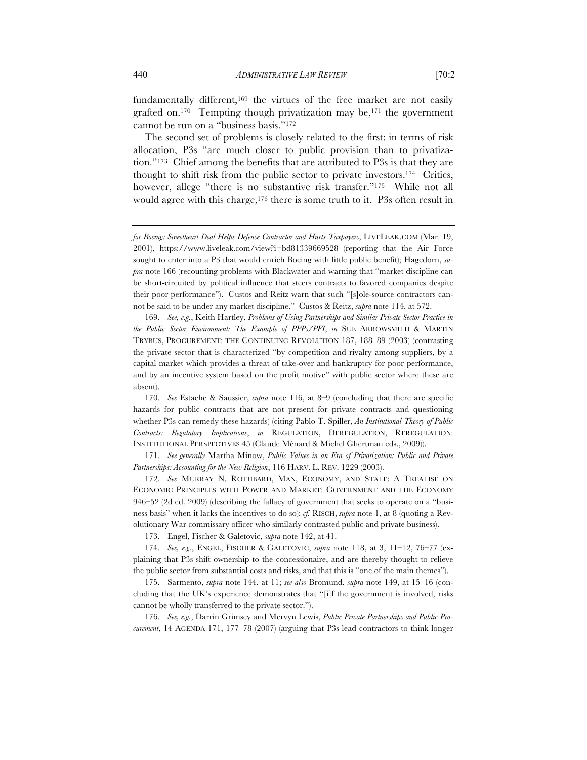fundamentally different,[169] the virtues of the free market are not easily grafted on.[170] Tempting though privatization may be,[171] the government cannot be run on a "business basis."[172]

The second set of problems is closely related to the first: in terms of risk allocation, P3s "are much closer to public provision than to privatization."[173] Chief among the benefits that are attributed to P3s is that they are thought to shift risk from the public sector to private investors.[174] Critics, however, allege "there is no substantive risk transfer."[175] While not all would agree with this charge,[176] there is some truth to it. P3s often result in

---

*for Boeing: Sweetheart Deal Helps Defense Contractor and Hurts Taxpayers*, LIVELEAK.COM (Mar. 19, 2001), https://www.liveleak.com/view?i=bd81339669528 (reporting that the Air Force sought to enter into a P3 that would enrich Boeing with little public benefit); Hagedorn, *supra* note 166 (recounting problems with Blackwater and warning that "market discipline can be short-circuited by political influence that steers contracts to favored companies despite their poor performance"). Custos and Reitz warn that such "[s]ole-source contractors cannot be said to be under any market discipline." Custos & Reitz, *supra* note 114, at 572.

169. *See, e.g.*, Keith Hartley, *Problems of Using Partnerships and Similar Private Sector Practice in the Public Sector Environment: The Example of PPPs/PFI*, *in* SUE ARROWSMITH & MARTIN TRYBUS, PROCUREMENT: THE CONTINUING REVOLUTION 187, 188–89 (2003) (contrasting the private sector that is characterized "by competition and rivalry among suppliers, by a capital market which provides a threat of take-over and bankruptcy for poor performance, and by an incentive system based on the profit motive" with public sector where these are absent).

170. *See* Estache & Saussier, *supra* note 116, at 8–9 (concluding that there are specific hazards for public contracts that are not present for private contracts and questioning whether P3s can remedy these hazards) (citing Pablo T. Spiller, *An Institutional Theory of Public Contracts: Regulatory Implications*, *in* REGULATION, DEREGULATION, REREGULATION: INSTITUTIONAL PERSPECTIVES 45 (Claude Ménard & Michel Ghertman eds., 2009)).

171. *See generally* Martha Minow, *Public Values in an Era of Privatization: Public and Private Partnerships: Accounting for the New Religion*, 116 HARV. L. REV. 1229 (2003).

172. *See* MURRAY N. ROTHBARD, MAN, ECONOMY, AND STATE: A TREATISE ON ECONOMIC PRINCIPLES WITH POWER AND MARKET: GOVERNMENT AND THE ECONOMY 946–52 (2d ed. 2009) (describing the fallacy of government that seeks to operate on a "business basis" when it lacks the incentives to do so); *cf.* RISCH, *supra* note 1, at 8 (quoting a Revolutionary War commissary officer who similarly contrasted public and private business).

173. Engel, Fischer & Galetovic, *supra* note 142, at 41.

174. *See, e.g.*, ENGEL, FISCHER & GALETOVIC, *supra* note 118, at 3, 11–12, 76–77 (explaining that P3s shift ownership to the concessionaire, and are thereby thought to relieve the public sector from substantial costs and risks, and that this is "one of the main themes").

175. Sarmento, *supra* note 144, at 11; *see also* Bromund, *supra* note 149, at 15–16 (concluding that the UK's experience demonstrates that "[i]f the government is involved, risks cannot be wholly transferred to the private sector.").

176. *See, e.g.*, Darrin Grimsey and Mervyn Lewis, *Public Private Partnerships and Public Procurement*, 14 AGENDA 171, 177–78 (2007) (arguing that P3s lead contractors to think longer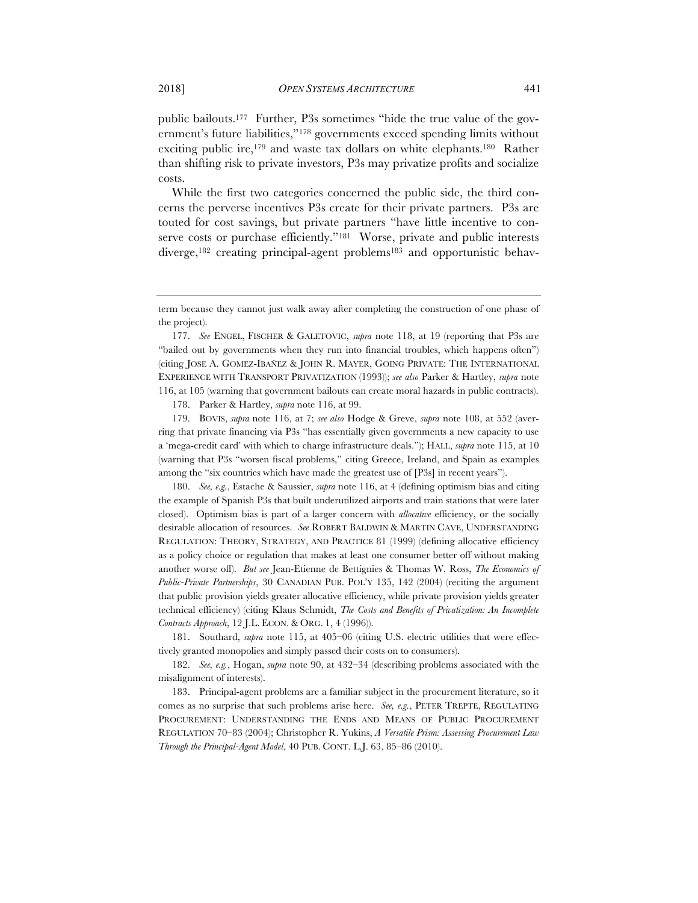public bailouts.[177] Further, P3s sometimes "hide the true value of the government's future liabilities,"[178] governments exceed spending limits without exciting public ire,[179] and waste tax dollars on white elephants.[180] Rather than shifting risk to private investors, P3s may privatize profits and socialize costs.

While the first two categories concerned the public side, the third concerns the perverse incentives P3s create for their private partners. P3s are touted for cost savings, but private partners "have little incentive to conserve costs or purchase efficiently."[181] Worse, private and public interests diverge,[182] creating principal-agent problems[183] and opportunistic behav-

---

term because they cannot just walk away after completing the construction of one phase of the project).

177. *See* ENGEL, FISCHER & GALETOVIC, *supra* note 118, at 19 (reporting that P3s are "bailed out by governments when they run into financial troubles, which happens often") (citing JOSE A. GOMEZ-IBAÑEZ & JOHN R. MAYER, GOING PRIVATE: THE INTERNATIONAL EXPERIENCE WITH TRANSPORT PRIVATIZATION (1993)); *see also* Parker & Hartley, *supra* note 116, at 105 (warning that government bailouts can create moral hazards in public contracts).

178. Parker & Hartley, *supra* note 116, at 99.

179. BOVIS, *supra* note 116, at 7; *see also* Hodge & Greve, *supra* note 108, at 552 (averring that private financing via P3s "has essentially given governments a new capacity to use a 'mega-credit card' with which to charge infrastructure deals."); HALL, *supra* note 115, at 10 (warning that P3s "worsen fiscal problems," citing Greece, Ireland, and Spain as examples among the "six countries which have made the greatest use of [P3s] in recent years").

180. *See, e.g.*, Estache & Saussier, *supra* note 116, at 4 (defining optimism bias and citing the example of Spanish P3s that built underutilized airports and train stations that were later closed). Optimism bias is part of a larger concern with *allocative* efficiency, or the socially desirable allocation of resources. *See* ROBERT BALDWIN & MARTIN CAVE, UNDERSTANDING REGULATION: THEORY, STRATEGY, AND PRACTICE 81 (1999) (defining allocative efficiency as a policy choice or regulation that makes at least one consumer better off without making another worse off). *But see* Jean-Etienne de Bettignies & Thomas W. Ross, *The Economics of Public-Private Partnerships*, 30 CANADIAN PUB. POL'Y 135, 142 (2004) (reciting the argument that public provision yields greater allocative efficiency, while private provision yields greater technical efficiency) (citing Klaus Schmidt, *The Costs and Benefits of Privatization: An Incomplete Contracts Approach*, 12 J.L. ECON. & ORG. 1, 4 (1996)).

181. Southard, *supra* note 115, at 405–06 (citing U.S. electric utilities that were effectively granted monopolies and simply passed their costs on to consumers).

182. *See, e.g.*, Hogan, *supra* note 90, at 432–34 (describing problems associated with the misalignment of interests).

183. Principal-agent problems are a familiar subject in the procurement literature, so it comes as no surprise that such problems arise here. *See, e.g.*, PETER TREPTE, REGULATING PROCUREMENT: UNDERSTANDING THE ENDS AND MEANS OF PUBLIC PROCUREMENT REGULATION 70–83 (2004); Christopher R. Yukins, *A Versatile Prism: Assessing Procurement Law Through the Principal-Agent Model*, 40 PUB. CONT. L.J. 63, 85–86 (2010).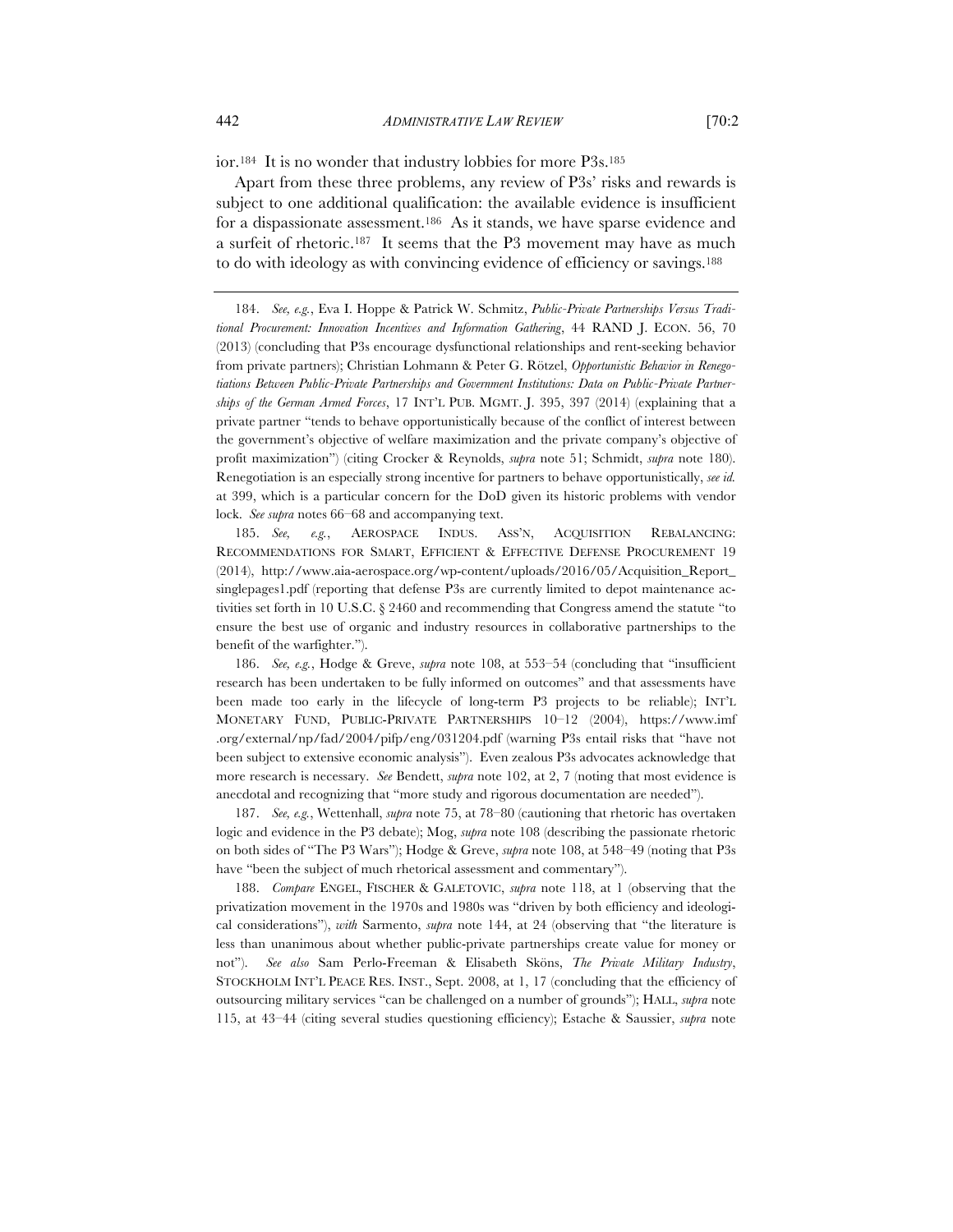ior.[184] It is no wonder that industry lobbies for more P3s.[185]

Apart from these three problems, any review of P3s' risks and rewards is subject to one additional qualification: the available evidence is insufficient for a dispassionate assessment.[186] As it stands, we have sparse evidence and a surfeit of rhetoric.[187] It seems that the P3 movement may have as much to do with ideology as with convincing evidence of efficiency or savings.[188]

---

184. *See, e.g.*, Eva I. Hoppe & Patrick W. Schmitz, *Public-Private Partnerships Versus Traditional Procurement: Innovation Incentives and Information Gathering*, 44 RAND J. ECON. 56, 70 (2013) (concluding that P3s encourage dysfunctional relationships and rent-seeking behavior from private partners); Christian Lohmann & Peter G. Rötzel, *Opportunistic Behavior in Renegotiations Between Public-Private Partnerships and Government Institutions: Data on Public-Private Partnerships of the German Armed Forces*, 17 INT'L PUB. MGMT. J. 395, 397 (2014) (explaining that a private partner "tends to behave opportunistically because of the conflict of interest between the government's objective of welfare maximization and the private company's objective of profit maximization") (citing Crocker & Reynolds, *supra* note 51; Schmidt, *supra* note 180). Renegotiation is an especially strong incentive for partners to behave opportunistically, *see id.* at 399, which is a particular concern for the DoD given its historic problems with vendor lock. *See supra* notes 66–68 and accompanying text.

185. *See, e.g.*, AEROSPACE INDUS. ASS'N, ACQUISITION REBALANCING: RECOMMENDATIONS FOR SMART, EFFICIENT & EFFECTIVE DEFENSE PROCUREMENT 19 (2014), http://www.aia-aerospace.org/wp-content/uploads/2016/05/Acquisition_Report_singlepages1.pdf (reporting that defense P3s are currently limited to depot maintenance activities set forth in 10 U.S.C. § 2460 and recommending that Congress amend the statute "to ensure the best use of organic and industry resources in collaborative partnerships to the benefit of the warfighter.").

186. *See, e.g.*, Hodge & Greve, *supra* note 108, at 553–54 (concluding that "insufficient research has been undertaken to be fully informed on outcomes" and that assessments have been made too early in the lifecycle of long-term P3 projects to be reliable); INT'L MONETARY FUND, PUBLIC-PRIVATE PARTNERSHIPS 10–12 (2004), https://www.imf.org/external/np/fad/2004/pifp/eng/031204.pdf (warning P3s entail risks that "have not been subject to extensive economic analysis"). Even zealous P3s advocates acknowledge that more research is necessary. *See* Bendett, *supra* note 102, at 2, 7 (noting that most evidence is anecdotal and recognizing that "more study and rigorous documentation are needed").

187. *See, e.g.*, Wettenhall, *supra* note 75, at 78–80 (cautioning that rhetoric has overtaken logic and evidence in the P3 debate); Mog, *supra* note 108 (describing the passionate rhetoric on both sides of "The P3 Wars"); Hodge & Greve, *supra* note 108, at 548–49 (noting that P3s have "been the subject of much rhetorical assessment and commentary").

188. *Compare* ENGEL, FISCHER & GALETOVIC, *supra* note 118, at 1 (observing that the privatization movement in the 1970s and 1980s was "driven by both efficiency and ideological considerations"), *with* Sarmento, *supra* note 144, at 24 (observing that "the literature is less than unanimous about whether public-private partnerships create value for money or not"). *See also* Sam Perlo-Freeman & Elisabeth Sköns, *The Private Military Industry*, STOCKHOLM INT'L PEACE RES. INST., Sept. 2008, at 1, 17 (concluding that the efficiency of outsourcing military services "can be challenged on a number of grounds"); HALL, *supra* note 115, at 43–44 (citing several studies questioning efficiency); Estache & Saussier, *supra* note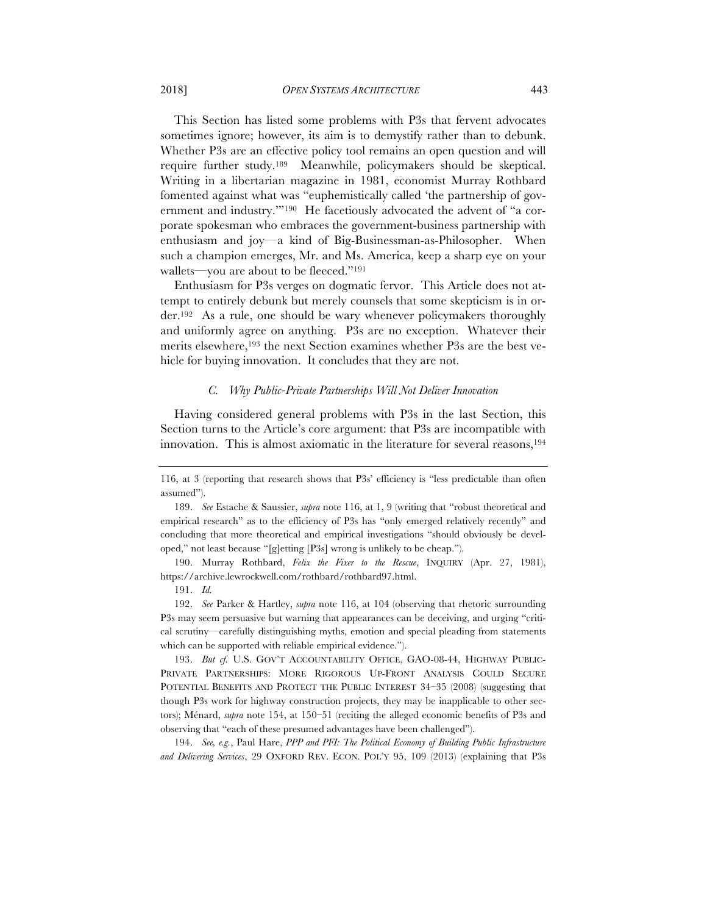This Section has listed some problems with P3s that fervent advocates sometimes ignore; however, its aim is to demystify rather than to debunk. Whether P3s are an effective policy tool remains an open question and will require further study.[189] Meanwhile, policymakers should be skeptical. Writing in a libertarian magazine in 1981, economist Murray Rothbard fomented against what was "euphemistically called 'the partnership of government and industry.'"[190] He facetiously advocated the advent of "a corporate spokesman who embraces the government-business partnership with enthusiasm and joy—a kind of Big-Businessman-as-Philosopher. When such a champion emerges, Mr. and Ms. America, keep a sharp eye on your wallets—you are about to be fleeced."[191]

Enthusiasm for P3s verges on dogmatic fervor. This Article does not attempt to entirely debunk but merely counsels that some skepticism is in order.[192] As a rule, one should be wary whenever policymakers thoroughly and uniformly agree on anything. P3s are no exception. Whatever their merits elsewhere,[193] the next Section examines whether P3s are the best vehicle for buying innovation. It concludes that they are not.

### *C. Why Public-Private Partnerships Will Not Deliver Innovation*

Having considered general problems with P3s in the last Section, this Section turns to the Article's core argument: that P3s are incompatible with innovation. This is almost axiomatic in the literature for several reasons,[194]

---

116, at 3 (reporting that research shows that P3s' efficiency is "less predictable than often assumed").

189. *See* Estache & Saussier, *supra* note 116, at 1, 9 (writing that "robust theoretical and empirical research" as to the efficiency of P3s has "only emerged relatively recently" and concluding that more theoretical and empirical investigations "should obviously be developed," not least because "[g]etting [P3s] wrong is unlikely to be cheap.").

190. Murray Rothbard, *Felix the Fixer to the Rescue*, INQUIRY (Apr. 27, 1981), https://archive.lewrockwell.com/rothbard/rothbard97.html.

191. *Id.*

192. *See* Parker & Hartley, *supra* note 116, at 104 (observing that rhetoric surrounding P3s may seem persuasive but warning that appearances can be deceiving, and urging "critical scrutiny—carefully distinguishing myths, emotion and special pleading from statements which can be supported with reliable empirical evidence.").

193. *But cf.* U.S. GOV'T ACCOUNTABILITY OFFICE, GAO-08-44, HIGHWAY PUBLIC-PRIVATE PARTNERSHIPS: MORE RIGOROUS UP-FRONT ANALYSIS COULD SECURE POTENTIAL BENEFITS AND PROTECT THE PUBLIC INTEREST 34–35 (2008) (suggesting that though P3s work for highway construction projects, they may be inapplicable to other sectors); Ménard, *supra* note 154, at 150–51 (reciting the alleged economic benefits of P3s and observing that "each of these presumed advantages have been challenged").

194. *See, e.g.*, Paul Hare, *PPP and PFI: The Political Economy of Building Public Infrastructure and Delivering Services*, 29 OXFORD REV. ECON. POL'Y 95, 109 (2013) (explaining that P3s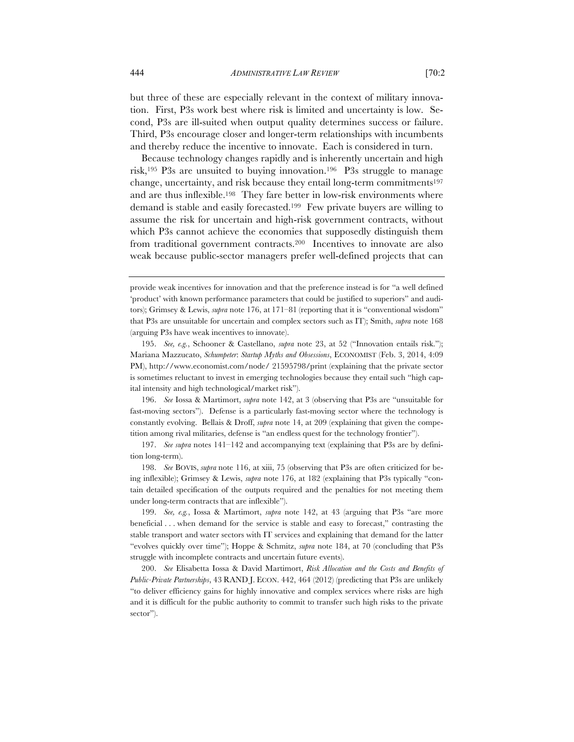but three of these are especially relevant in the context of military innovation. First, P3s work best where risk is limited and uncertainty is low. Second, P3s are ill-suited when output quality determines success or failure. Third, P3s encourage closer and longer-term relationships with incumbents and thereby reduce the incentive to innovate. Each is considered in turn.

Because technology changes rapidly and is inherently uncertain and high risk,[195] P3s are unsuited to buying innovation.[196] P3s struggle to manage change, uncertainty, and risk because they entail long-term commitments[197] and are thus inflexible.[198] They fare better in low-risk environments where demand is stable and easily forecasted.[199] Few private buyers are willing to assume the risk for uncertain and high-risk government contracts, without which P3s cannot achieve the economies that supposedly distinguish them from traditional government contracts.[200] Incentives to innovate are also weak because public-sector managers prefer well-defined projects that can

---

provide weak incentives for innovation and that the preference instead is for "a well defined 'product' with known performance parameters that could be justified to superiors" and auditors); Grimsey & Lewis, *supra* note 176, at 171–81 (reporting that it is "conventional wisdom" that P3s are unsuitable for uncertain and complex sectors such as IT); Smith, *supra* note 168 (arguing P3s have weak incentives to innovate).

195. *See, e.g.*, Schooner & Castellano, *supra* note 23, at 52 ("Innovation entails risk."); Mariana Mazzucato, *Schumpeter*: *Startup Myths and Obsessions*, ECONOMIST (Feb. 3, 2014, 4:09 PM), http://www.economist.com/node/ 21595798/print (explaining that the private sector is sometimes reluctant to invest in emerging technologies because they entail such "high capital intensity and high technological/market risk").

196. *See* Iossa & Martimort, *supra* note 142, at 3 (observing that P3s are "unsuitable for fast-moving sectors"). Defense is a particularly fast-moving sector where the technology is constantly evolving. Bellais & Droff, *supra* note 14, at 209 (explaining that given the competition among rival militaries, defense is "an endless quest for the technology frontier").

197. *See supra* notes 141–142 and accompanying text (explaining that P3s are by definition long-term).

198. *See* BOVIS, *supra* note 116, at xiii, 75 (observing that P3s are often criticized for being inflexible); Grimsey & Lewis, *supra* note 176, at 182 (explaining that P3s typically "contain detailed specification of the outputs required and the penalties for not meeting them under long-term contracts that are inflexible").

199. *See, e.g.*, Iossa & Martimort, *supra* note 142, at 43 (arguing that P3s "are more beneficial . . . when demand for the service is stable and easy to forecast," contrasting the stable transport and water sectors with IT services and explaining that demand for the latter "evolves quickly over time"); Hoppe & Schmitz, *supra* note 184, at 70 (concluding that P3s struggle with incomplete contracts and uncertain future events).

200. *See* Elisabetta Iossa & David Martimort, *Risk Allocation and the Costs and Benefits of Public-Private Partnerships*, 43 RAND J. ECON. 442, 464 (2012) (predicting that P3s are unlikely "to deliver efficiency gains for highly innovative and complex services where risks are high and it is difficult for the public authority to commit to transfer such high risks to the private sector").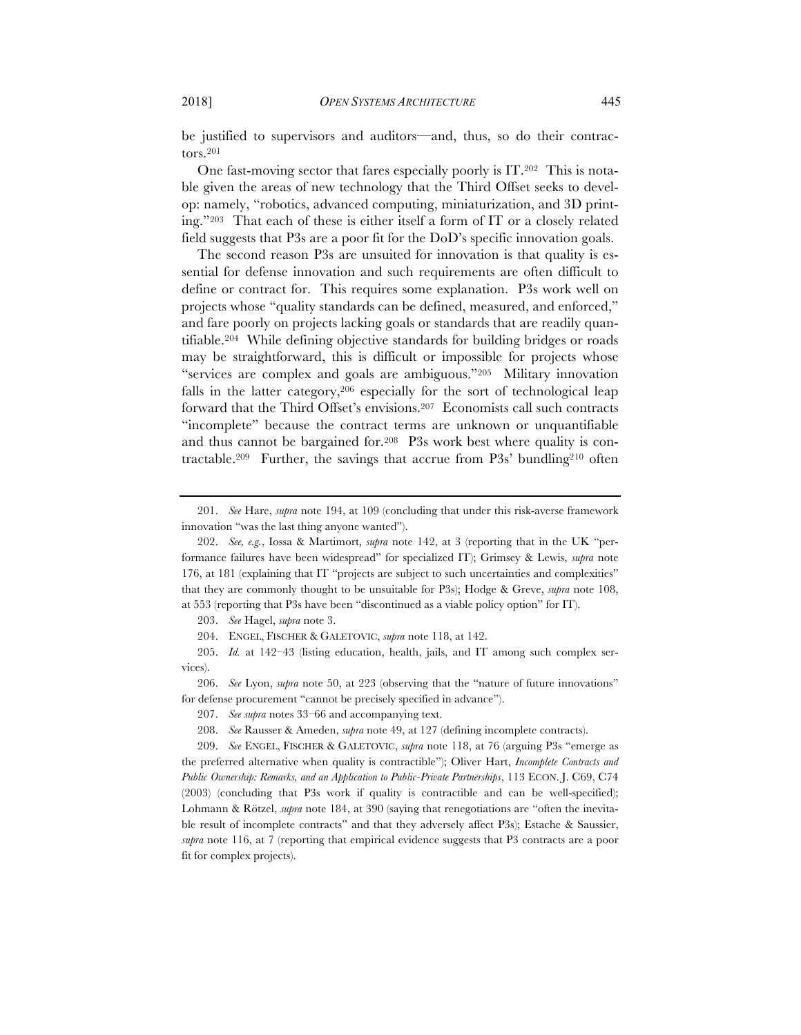be justified to supervisors and auditors—and, thus, so do their contractors.[201]

One fast-moving sector that fares especially poorly is IT.[202] This is notable given the areas of new technology that the Third Offset seeks to develop: namely, "robotics, advanced computing, miniaturization, and 3D printing."[203] That each of these is either itself a form of IT or a closely related field suggests that P3s are a poor fit for the DoD's specific innovation goals.

The second reason P3s are unsuited for innovation is that quality is essential for defense innovation and such requirements are often difficult to define or contract for. This requires some explanation. P3s work well on projects whose "quality standards can be defined, measured, and enforced," and fare poorly on projects lacking goals or standards that are readily quantifiable.[204] While defining objective standards for building bridges or roads may be straightforward, this is difficult or impossible for projects whose "services are complex and goals are ambiguous."[205] Military innovation falls in the latter category,[206] especially for the sort of technological leap forward that the Third Offset's envisions.[207] Economists call such contracts "incomplete" because the contract terms are unknown or unquantifiable and thus cannot be bargained for.[208] P3s work best where quality is contractable.[209] Further, the savings that accrue from P3s' bundling[210] often

---

201. *See* Hare, *supra* note 194, at 109 (concluding that under this risk-averse framework innovation "was the last thing anyone wanted").

202. *See, e.g.*, Iossa & Martimort, *supra* note 142, at 3 (reporting that in the UK "performance failures have been widespread" for specialized IT); Grimsey & Lewis, *supra* note 176, at 181 (explaining that IT "projects are subject to such uncertainties and complexities" that they are commonly thought to be unsuitable for P3s); Hodge & Greve, *supra* note 108, at 553 (reporting that P3s have been "discontinued as a viable policy option" for IT).

203. *See* Hagel, *supra* note 3.

204. ENGEL, FISCHER & GALETOVIC, *supra* note 118, at 142.

205. *Id.* at 142–43 (listing education, health, jails, and IT among such complex services).

206. *See* Lyon, *supra* note 50, at 223 (observing that the "nature of future innovations" for defense procurement "cannot be precisely specified in advance").

207. *See supra* notes 33–66 and accompanying text.

208. *See* Rausser & Ameden, *supra* note 49, at 127 (defining incomplete contracts).

209. *See* ENGEL, FISCHER & GALETOVIC, *supra* note 118, at 76 (arguing P3s "emerge as the preferred alternative when quality is contractible"); Oliver Hart, *Incomplete Contracts and Public Ownership: Remarks, and an Application to Public-Private Partnerships*, 113 ECON. J. C69, C74 (2003) (concluding that P3s work if quality is contractible and can be well-specified); Lohmann & Rötzel, *supra* note 184, at 390 (saying that renegotiations are "often the inevitable result of incomplete contracts" and that they adversely affect P3s); Estache & Saussier, *supra* note 116, at 7 (reporting that empirical evidence suggests that P3 contracts are a poor fit for complex projects).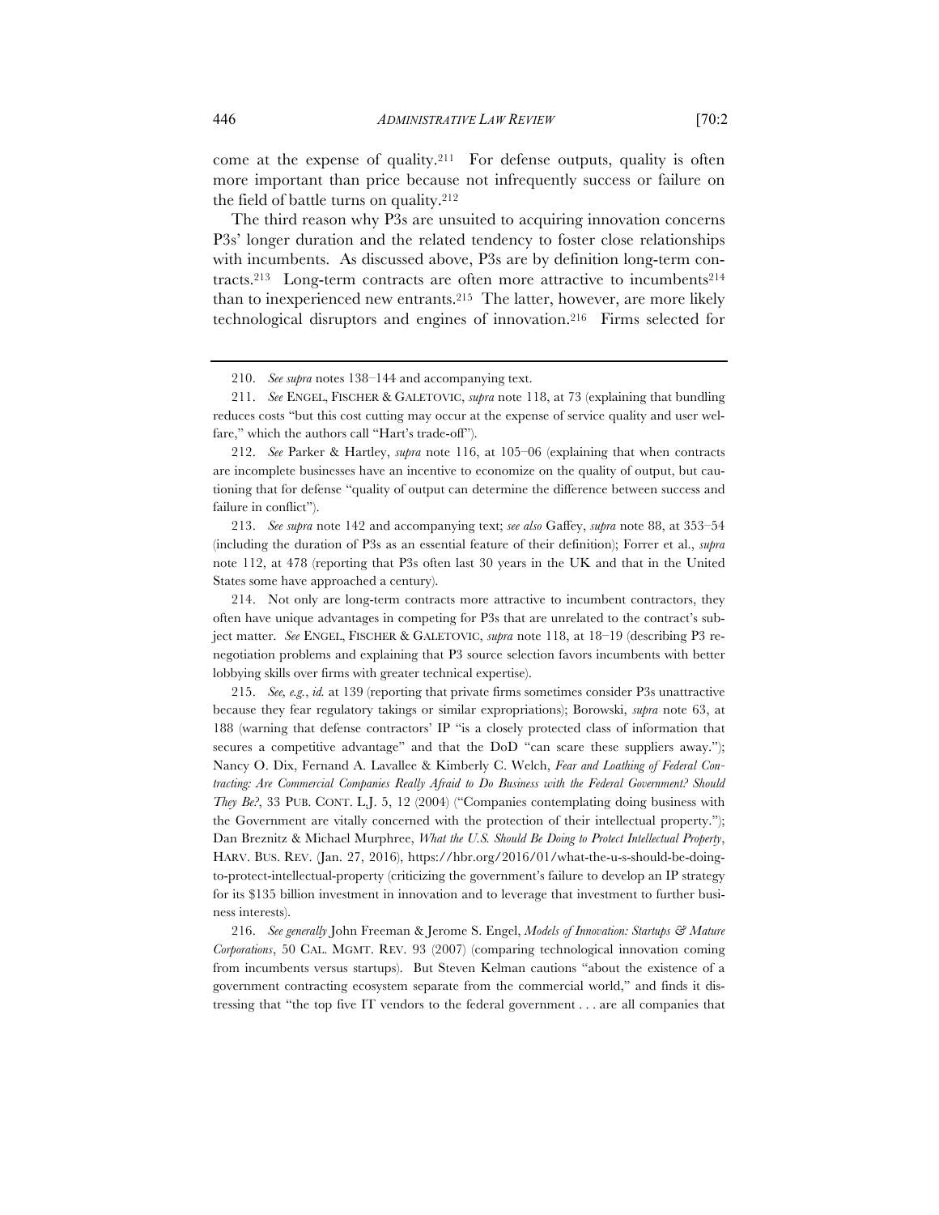come at the expense of quality.[211] For defense outputs, quality is often more important than price because not infrequently success or failure on the field of battle turns on quality.[212]

The third reason why P3s are unsuited to acquiring innovation concerns P3s' longer duration and the related tendency to foster close relationships with incumbents. As discussed above, P3s are by definition long-term contracts.[213] Long-term contracts are often more attractive to incumbents[214] than to inexperienced new entrants.[215] The latter, however, are more likely technological disruptors and engines of innovation.[216] Firms selected for

---

210. *See supra* notes 138–144 and accompanying text.

211. *See* ENGEL, FISCHER & GALETOVIC, *supra* note 118, at 73 (explaining that bundling reduces costs "but this cost cutting may occur at the expense of service quality and user welfare," which the authors call "Hart's trade-off").

212. *See* Parker & Hartley, *supra* note 116, at 105–06 (explaining that when contracts are incomplete businesses have an incentive to economize on the quality of output, but cautioning that for defense "quality of output can determine the difference between success and failure in conflict").

213. *See supra* note 142 and accompanying text; *see also* Gaffey, *supra* note 88, at 353–54 (including the duration of P3s as an essential feature of their definition); Forrer et al., *supra* note 112, at 478 (reporting that P3s often last 30 years in the UK and that in the United States some have approached a century).

214. Not only are long-term contracts more attractive to incumbent contractors, they often have unique advantages in competing for P3s that are unrelated to the contract's subject matter. *See* ENGEL, FISCHER & GALETOVIC, *supra* note 118, at 18–19 (describing P3 renegotiation problems and explaining that P3 source selection favors incumbents with better lobbying skills over firms with greater technical expertise).

215. *See, e.g.*, *id.* at 139 (reporting that private firms sometimes consider P3s unattractive because they fear regulatory takings or similar expropriations); Borowski, *supra* note 63, at 188 (warning that defense contractors' IP "is a closely protected class of information that secures a competitive advantage" and that the DoD "can scare these suppliers away."); Nancy O. Dix, Fernand A. Lavallee & Kimberly C. Welch, *Fear and Loathing of Federal Contracting: Are Commercial Companies Really Afraid to Do Business with the Federal Government? Should They Be?*, 33 PUB. CONT. L.J. 5, 12 (2004) ("Companies contemplating doing business with the Government are vitally concerned with the protection of their intellectual property."); Dan Breznitz & Michael Murphree, *What the U.S. Should Be Doing to Protect Intellectual Property*, HARV. BUS. REV. (Jan. 27, 2016), https://hbr.org/2016/01/what-the-u-s-should-be-doing-to-protect-intellectual-property (criticizing the government's failure to develop an IP strategy for its $135 billion investment in innovation and to leverage that investment to further business interests).

216. *See generally* John Freeman & Jerome S. Engel, *Models of Innovation: Startups & Mature Corporations*, 50 CAL. MGMT. REV. 93 (2007) (comparing technological innovation coming from incumbents versus startups). But Steven Kelman cautions "about the existence of a government contracting ecosystem separate from the commercial world," and finds it distressing that "the top five IT vendors to the federal government . . . are all companies that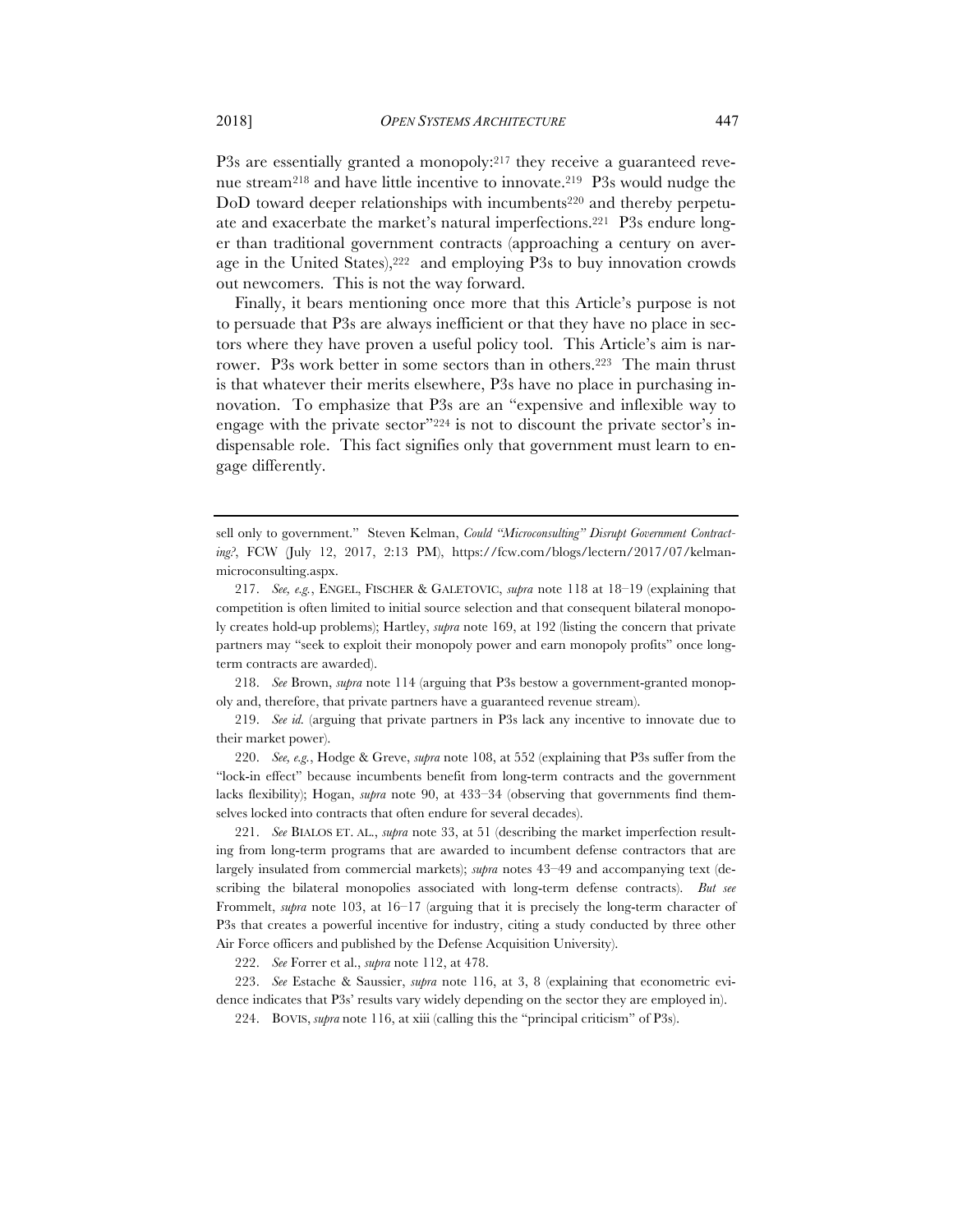P3s are essentially granted a monopoly:[217] they receive a guaranteed revenue stream[218] and have little incentive to innovate.[219] P3s would nudge the DoD toward deeper relationships with incumbents[220] and thereby perpetuate and exacerbate the market's natural imperfections.[221] P3s endure longer than traditional government contracts (approaching a century on average in the United States),[222] and employing P3s to buy innovation crowds out newcomers. This is not the way forward.

Finally, it bears mentioning once more that this Article's purpose is not to persuade that P3s are always inefficient or that they have no place in sectors where they have proven a useful policy tool. This Article's aim is narrower. P3s work better in some sectors than in others.[223] The main thrust is that whatever their merits elsewhere, P3s have no place in purchasing innovation. To emphasize that P3s are an "expensive and inflexible way to engage with the private sector"[224] is not to discount the private sector's indispensable role. This fact signifies only that government must learn to engage differently.

---

sell only to government." Steven Kelman, *Could "Microconsulting" Disrupt Government Contracting?*, FCW (July 12, 2017, 2:13 PM), https://fcw.com/blogs/lectern/2017/07/kelman-microconsulting.aspx.

217. *See, e.g.*, ENGEL, FISCHER & GALETOVIC, *supra* note 118 at 18–19 (explaining that competition is often limited to initial source selection and that consequent bilateral monopoly creates hold-up problems); Hartley, *supra* note 169, at 192 (listing the concern that private partners may "seek to exploit their monopoly power and earn monopoly profits" once long-term contracts are awarded).

218. *See* Brown, *supra* note 114 (arguing that P3s bestow a government-granted monopoly and, therefore, that private partners have a guaranteed revenue stream).

219. *See id.* (arguing that private partners in P3s lack any incentive to innovate due to their market power).

220. *See, e.g.*, Hodge & Greve, *supra* note 108, at 552 (explaining that P3s suffer from the "lock-in effect" because incumbents benefit from long-term contracts and the government lacks flexibility); Hogan, *supra* note 90, at 433–34 (observing that governments find themselves locked into contracts that often endure for several decades).

221. *See* BIALOS ET. AL., *supra* note 33, at 51 (describing the market imperfection resulting from long-term programs that are awarded to incumbent defense contractors that are largely insulated from commercial markets); *supra* notes 43–49 and accompanying text (describing the bilateral monopolies associated with long-term defense contracts). *But see* Frommelt, *supra* note 103, at 16–17 (arguing that it is precisely the long-term character of P3s that creates a powerful incentive for industry, citing a study conducted by three other Air Force officers and published by the Defense Acquisition University).

222. *See* Forrer et al., *supra* note 112, at 478.

223. *See* Estache & Saussier, *supra* note 116, at 3, 8 (explaining that econometric evidence indicates that P3s' results vary widely depending on the sector they are employed in).

224. BOVIS, *supra* note 116, at xiii (calling this the "principal criticism" of P3s).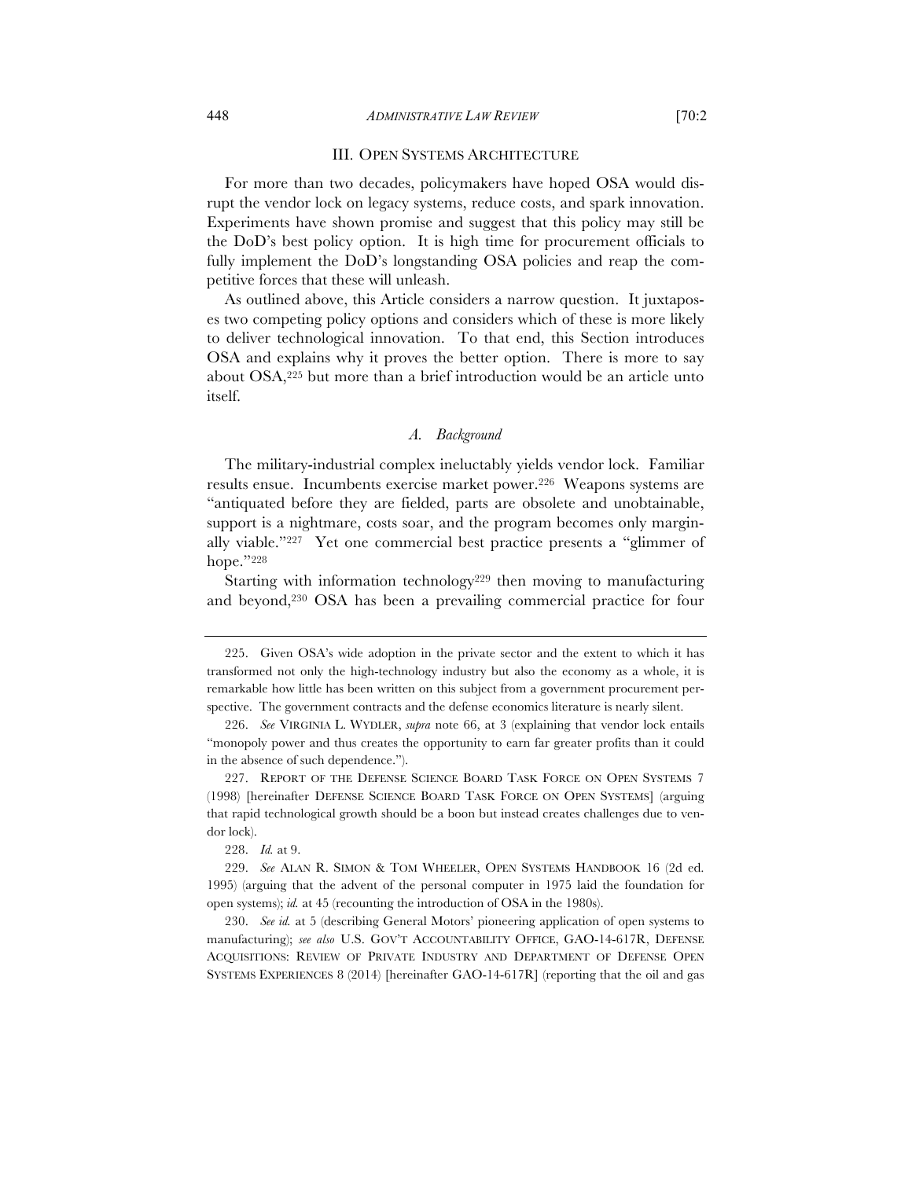## III. OPEN SYSTEMS ARCHITECTURE

For more than two decades, policymakers have hoped OSA would disrupt the vendor lock on legacy systems, reduce costs, and spark innovation. Experiments have shown promise and suggest that this policy may still be the DoD's best policy option. It is high time for procurement officials to fully implement the DoD's longstanding OSA policies and reap the competitive forces that these will unleash.

As outlined above, this Article considers a narrow question. It juxtaposes two competing policy options and considers which of these is more likely to deliver technological innovation. To that end, this Section introduces OSA and explains why it proves the better option. There is more to say about OSA,[225] but more than a brief introduction would be an article unto itself.

### *A. Background*

The military-industrial complex ineluctably yields vendor lock. Familiar results ensue. Incumbents exercise market power.[226] Weapons systems are "antiquated before they are fielded, parts are obsolete and unobtainable, support is a nightmare, costs soar, and the program becomes only marginally viable."[227] Yet one commercial best practice presents a "glimmer of hope."[228]

Starting with information technology[229] then moving to manufacturing and beyond,[230] OSA has been a prevailing commercial practice for four

---

225. Given OSA's wide adoption in the private sector and the extent to which it has transformed not only the high-technology industry but also the economy as a whole, it is remarkable how little has been written on this subject from a government procurement perspective. The government contracts and the defense economics literature is nearly silent.

226. *See* VIRGINIA L. WYDLER, *supra* note 66, at 3 (explaining that vendor lock entails "monopoly power and thus creates the opportunity to earn far greater profits than it could in the absence of such dependence.").

227. REPORT OF THE DEFENSE SCIENCE BOARD TASK FORCE ON OPEN SYSTEMS 7 (1998) [hereinafter DEFENSE SCIENCE BOARD TASK FORCE ON OPEN SYSTEMS] (arguing that rapid technological growth should be a boon but instead creates challenges due to vendor lock).

228. *Id.* at 9.

229. *See* ALAN R. SIMON & TOM WHEELER, OPEN SYSTEMS HANDBOOK 16 (2d ed. 1995) (arguing that the advent of the personal computer in 1975 laid the foundation for open systems); *id.* at 45 (recounting the introduction of OSA in the 1980s).

230. *See id.* at 5 (describing General Motors' pioneering application of open systems to manufacturing); *see also* U.S. GOV'T ACCOUNTABILITY OFFICE, GAO-14-617R, DEFENSE ACQUISITIONS: REVIEW OF PRIVATE INDUSTRY AND DEPARTMENT OF DEFENSE OPEN SYSTEMS EXPERIENCES 8 (2014) [hereinafter GAO-14-617R] (reporting that the oil and gas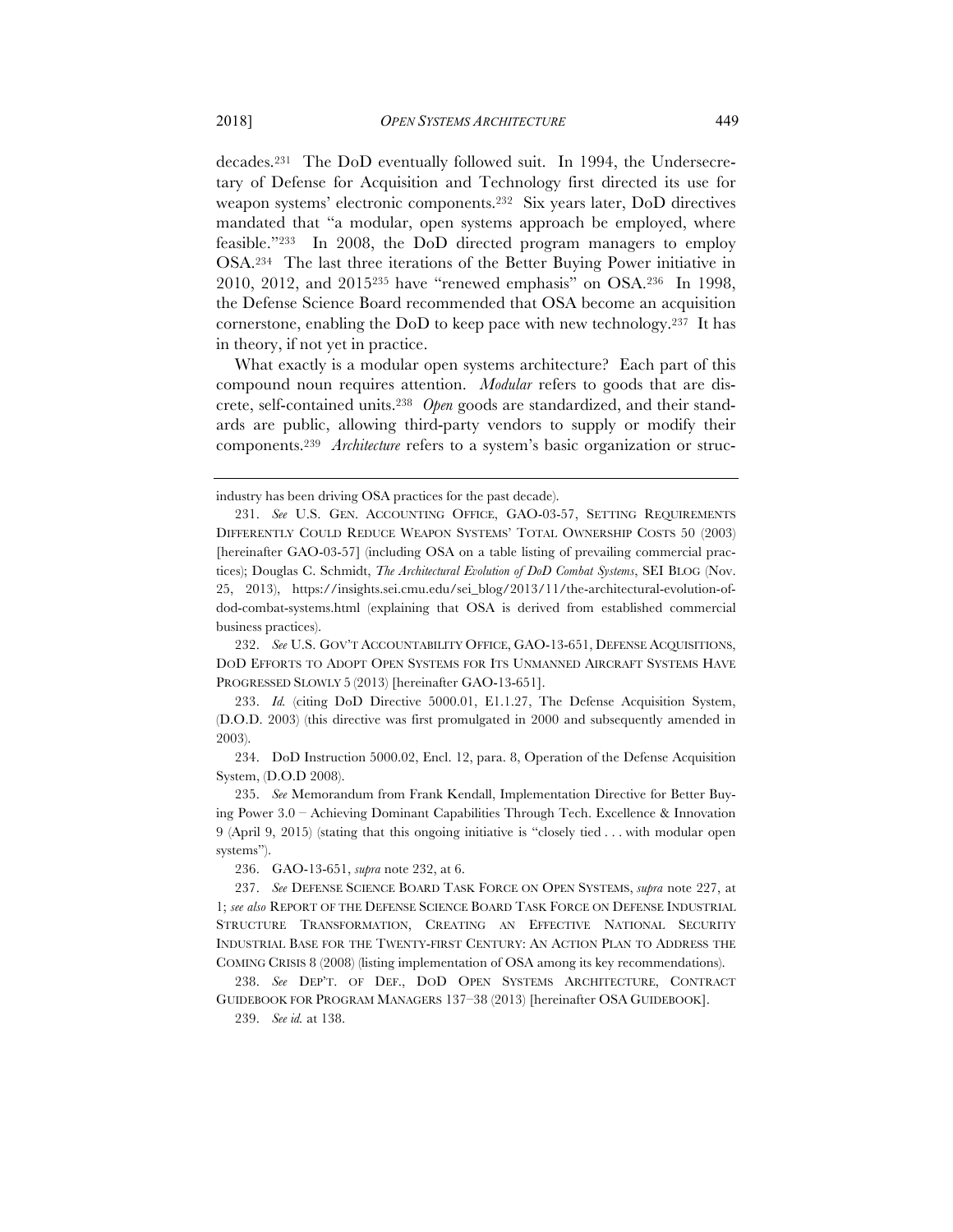decades.[231] The DoD eventually followed suit. In 1994, the Undersecretary of Defense for Acquisition and Technology first directed its use for weapon systems' electronic components.[232] Six years later, DoD directives mandated that "a modular, open systems approach be employed, where feasible."[233] In 2008, the DoD directed program managers to employ OSA.[234] The last three iterations of the Better Buying Power initiative in 2010, 2012, and 2015[235] have "renewed emphasis" on OSA.[236] In 1998, the Defense Science Board recommended that OSA become an acquisition cornerstone, enabling the DoD to keep pace with new technology.[237] It has in theory, if not yet in practice.

What exactly is a modular open systems architecture? Each part of this compound noun requires attention. *Modular* refers to goods that are discrete, self-contained units.[238] *Open* goods are standardized, and their standards are public, allowing third-party vendors to supply or modify their components.[239] *Architecture* refers to a system's basic organization or struc-

---

industry has been driving OSA practices for the past decade).

231. *See* U.S. GEN. ACCOUNTING OFFICE, GAO-03-57, SETTING REQUIREMENTS DIFFERENTLY COULD REDUCE WEAPON SYSTEMS' TOTAL OWNERSHIP COSTS 50 (2003) [hereinafter GAO-03-57] (including OSA on a table listing of prevailing commercial practices); Douglas C. Schmidt, *The Architectural Evolution of DoD Combat Systems*, SEI BLOG (Nov. 25, 2013), https://insights.sei.cmu.edu/sei_blog/2013/11/the-architectural-evolution-of-dod-combat-systems.html (explaining that OSA is derived from established commercial business practices).

232. *See* U.S. GOV'T ACCOUNTABILITY OFFICE, GAO-13-651, DEFENSE ACQUISITIONS, DOD EFFORTS TO ADOPT OPEN SYSTEMS FOR ITS UNMANNED AIRCRAFT SYSTEMS HAVE PROGRESSED SLOWLY 5 (2013) [hereinafter GAO-13-651].

233. *Id.* (citing DoD Directive 5000.01, E1.1.27, The Defense Acquisition System, (D.O.D. 2003) (this directive was first promulgated in 2000 and subsequently amended in 2003).

234. DoD Instruction 5000.02, Encl. 12, para. 8, Operation of the Defense Acquisition System, (D.O.D 2008).

235. *See* Memorandum from Frank Kendall, Implementation Directive for Better Buying Power 3.0 – Achieving Dominant Capabilities Through Tech. Excellence & Innovation 9 (April 9, 2015) (stating that this ongoing initiative is "closely tied . . . with modular open systems").

236. GAO-13-651, *supra* note 232, at 6.

237. *See* DEFENSE SCIENCE BOARD TASK FORCE ON OPEN SYSTEMS, *supra* note 227, at 1; *see also* REPORT OF THE DEFENSE SCIENCE BOARD TASK FORCE ON DEFENSE INDUSTRIAL STRUCTURE TRANSFORMATION, CREATING AN EFFECTIVE NATIONAL SECURITY INDUSTRIAL BASE FOR THE TWENTY-FIRST CENTURY: AN ACTION PLAN TO ADDRESS THE COMING CRISIS 8 (2008) (listing implementation of OSA among its key recommendations).

238. *See* DEP'T. OF DEF., DOD OPEN SYSTEMS ARCHITECTURE, CONTRACT GUIDEBOOK FOR PROGRAM MANAGERS 137–38 (2013) [hereinafter OSA GUIDEBOOK].

239. *See id.* at 138.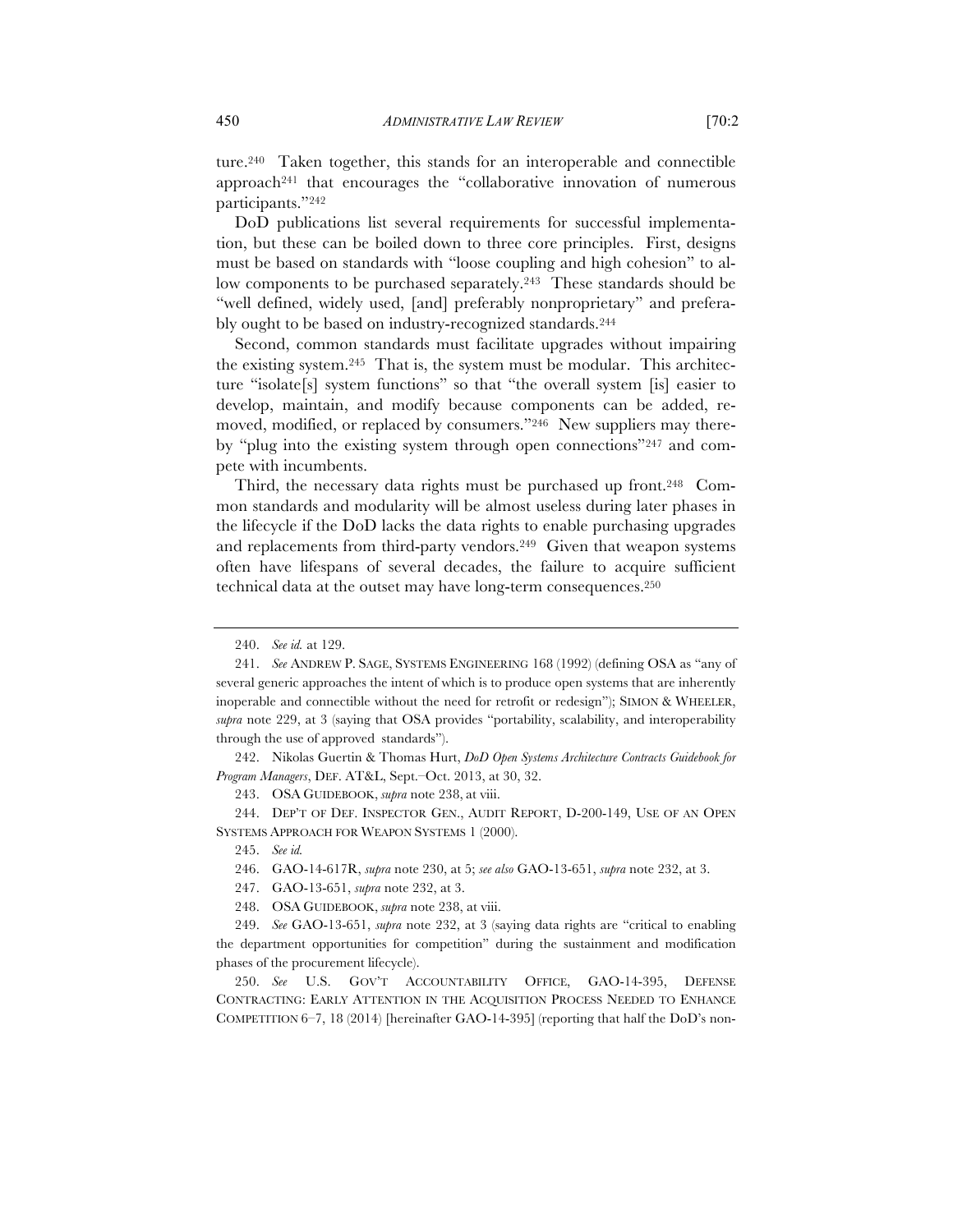ture.[240] Taken together, this stands for an interoperable and connectible approach[241] that encourages the "collaborative innovation of numerous participants."[242]

DoD publications list several requirements for successful implementation, but these can be boiled down to three core principles. First, designs must be based on standards with "loose coupling and high cohesion" to allow components to be purchased separately.[243] These standards should be "well defined, widely used, [and] preferably nonproprietary" and preferably ought to be based on industry-recognized standards.[244]

Second, common standards must facilitate upgrades without impairing the existing system.[245] That is, the system must be modular. This architecture "isolate[s] system functions" so that "the overall system [is] easier to develop, maintain, and modify because components can be added, removed, modified, or replaced by consumers."[246] New suppliers may thereby "plug into the existing system through open connections"[247] and compete with incumbents.

Third, the necessary data rights must be purchased up front.[248] Common standards and modularity will be almost useless during later phases in the lifecycle if the DoD lacks the data rights to enable purchasing upgrades and replacements from third-party vendors.[249] Given that weapon systems often have lifespans of several decades, the failure to acquire sufficient technical data at the outset may have long-term consequences.[250]

---

240. *See id.* at 129.

241. *See* ANDREW P. SAGE, SYSTEMS ENGINEERING 168 (1992) (defining OSA as "any of several generic approaches the intent of which is to produce open systems that are inherently inoperable and connectible without the need for retrofit or redesign"); SIMON & WHEELER, *supra* note 229, at 3 (saying that OSA provides "portability, scalability, and interoperability through the use of approved standards").

242. Nikolas Guertin & Thomas Hurt, *DoD Open Systems Architecture Contracts Guidebook for Program Managers*, DEF. AT&L, Sept.–Oct. 2013, at 30, 32.

243. OSA GUIDEBOOK, *supra* note 238, at viii.

244. DEP'T OF DEF. INSPECTOR GEN., AUDIT REPORT, D-200-149, USE OF AN OPEN SYSTEMS APPROACH FOR WEAPON SYSTEMS 1 (2000).

245. *See id.*

246. GAO-14-617R, *supra* note 230, at 5; *see also* GAO-13-651, *supra* note 232, at 3.

247. GAO-13-651, *supra* note 232, at 3.

248. OSA GUIDEBOOK, *supra* note 238, at viii.

249. *See* GAO-13-651, *supra* note 232, at 3 (saying data rights are "critical to enabling the department opportunities for competition" during the sustainment and modification phases of the procurement lifecycle).

250. *See* U.S. GOV'T ACCOUNTABILITY OFFICE, GAO-14-395, DEFENSE CONTRACTING: EARLY ATTENTION IN THE ACQUISITION PROCESS NEEDED TO ENHANCE COMPETITION 6–7, 18 (2014) [hereinafter GAO-14-395] (reporting that half the DoD's non-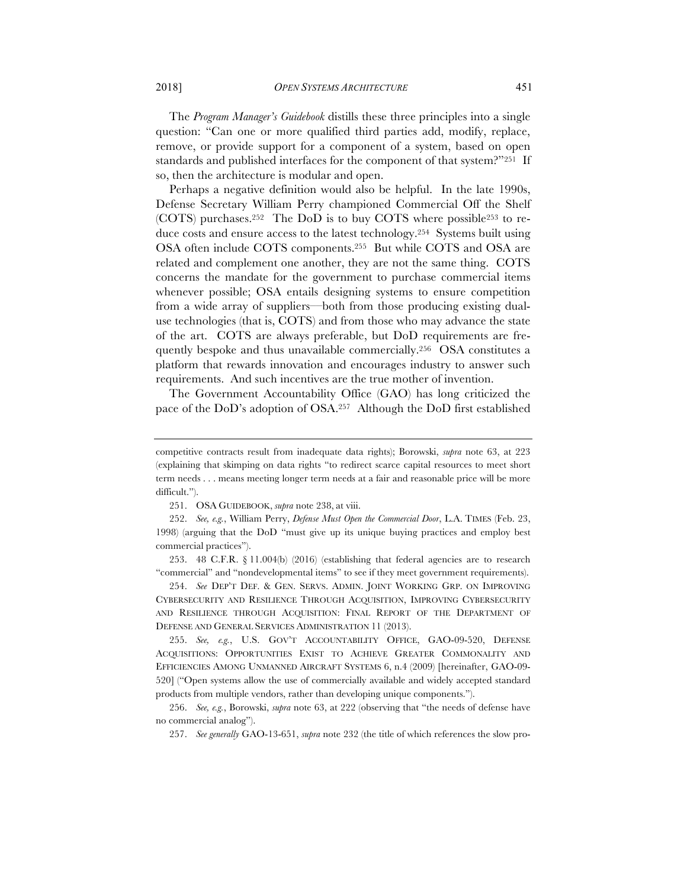The *Program Manager's Guidebook* distills these three principles into a single question: "Can one or more qualified third parties add, modify, replace, remove, or provide support for a component of a system, based on open standards and published interfaces for the component of that system?"[251] If so, then the architecture is modular and open.

Perhaps a negative definition would also be helpful. In the late 1990s, Defense Secretary William Perry championed Commercial Off the Shelf (COTS) purchases.[252] The DoD is to buy COTS where possible[253] to reduce costs and ensure access to the latest technology.[254] Systems built using OSA often include COTS components.[255] But while COTS and OSA are related and complement one another, they are not the same thing. COTS concerns the mandate for the government to purchase commercial items whenever possible; OSA entails designing systems to ensure competition from a wide array of suppliers—both from those producing existing dual-use technologies (that is, COTS) and from those who may advance the state of the art. COTS are always preferable, but DoD requirements are frequently bespoke and thus unavailable commercially.[256] OSA constitutes a platform that rewards innovation and encourages industry to answer such requirements. And such incentives are the true mother of invention.

The Government Accountability Office (GAO) has long criticized the pace of the DoD's adoption of OSA.[257] Although the DoD first established

---

competitive contracts result from inadequate data rights); Borowski, *supra* note 63, at 223 (explaining that skimping on data rights "to redirect scarce capital resources to meet short term needs . . . means meeting longer term needs at a fair and reasonable price will be more difficult.").

251. OSA GUIDEBOOK, *supra* note 238, at viii.

252. *See, e.g.*, William Perry, *Defense Must Open the Commercial Door*, L.A. TIMES (Feb. 23, 1998) (arguing that the DoD "must give up its unique buying practices and employ best commercial practices").

253. 48 C.F.R. § 11.004(b) (2016) (establishing that federal agencies are to research "commercial" and "nondevelopmental items" to see if they meet government requirements).

254. *See* DEP'T DEF. & GEN. SERVS. ADMIN. JOINT WORKING GRP. ON IMPROVING CYBERSECURITY AND RESILIENCE THROUGH ACQUISITION, IMPROVING CYBERSECURITY AND RESILIENCE THROUGH ACQUISITION: FINAL REPORT OF THE DEPARTMENT OF DEFENSE AND GENERAL SERVICES ADMINISTRATION 11 (2013).

255. *See, e.g.*, U.S. GOV'T ACCOUNTABILITY OFFICE, GAO-09-520, DEFENSE ACQUISITIONS: OPPORTUNITIES EXIST TO ACHIEVE GREATER COMMONALITY AND EFFICIENCIES AMONG UNMANNED AIRCRAFT SYSTEMS 6, n.4 (2009) [hereinafter, GAO-09-520] ("Open systems allow the use of commercially available and widely accepted standard products from multiple vendors, rather than developing unique components.").

256. *See, e.g.*, Borowski, *supra* note 63, at 222 (observing that "the needs of defense have no commercial analog").

257. *See generally* GAO-13-651, *supra* note 232 (the title of which references the slow pro-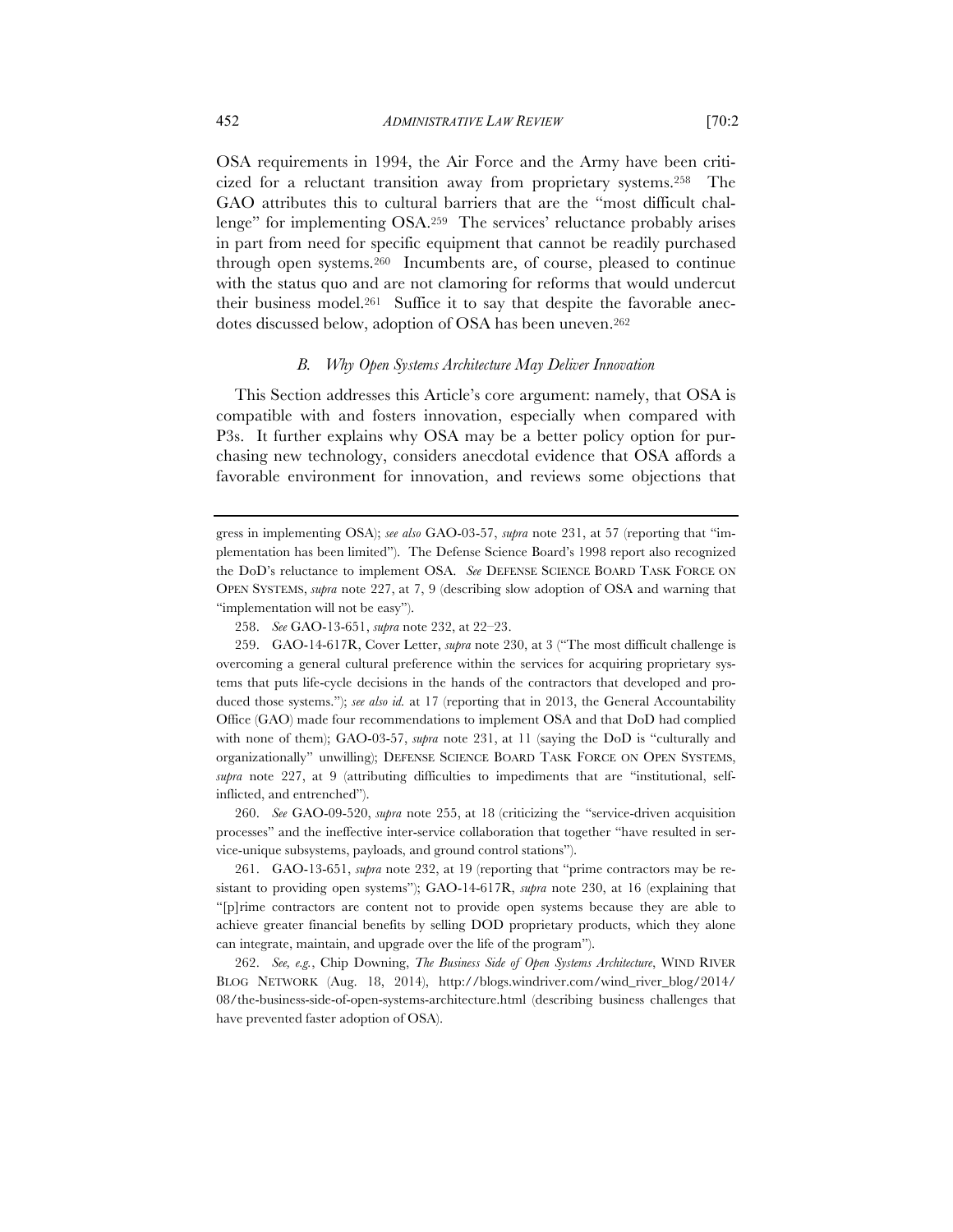OSA requirements in 1994, the Air Force and the Army have been criticized for a reluctant transition away from proprietary systems.[258] The GAO attributes this to cultural barriers that are the "most difficult challenge" for implementing OSA.[259] The services' reluctance probably arises in part from need for specific equipment that cannot be readily purchased through open systems.[260] Incumbents are, of course, pleased to continue with the status quo and are not clamoring for reforms that would undercut their business model.[261] Suffice it to say that despite the favorable anecdotes discussed below, adoption of OSA has been uneven.[262]

### *B. Why Open Systems Architecture May Deliver Innovation*

This Section addresses this Article's core argument: namely, that OSA is compatible with and fosters innovation, especially when compared with P3s. It further explains why OSA may be a better policy option for purchasing new technology, considers anecdotal evidence that OSA affords a favorable environment for innovation, and reviews some objections that

---

gress in implementing OSA); *see also* GAO-03-57, *supra* note 231, at 57 (reporting that "implementation has been limited"). The Defense Science Board's 1998 report also recognized the DoD's reluctance to implement OSA. *See* DEFENSE SCIENCE BOARD TASK FORCE ON OPEN SYSTEMS, *supra* note 227, at 7, 9 (describing slow adoption of OSA and warning that "implementation will not be easy").

258. *See* GAO-13-651, *supra* note 232, at 22–23.

259. GAO-14-617R, Cover Letter, *supra* note 230, at 3 ("The most difficult challenge is overcoming a general cultural preference within the services for acquiring proprietary systems that puts life-cycle decisions in the hands of the contractors that developed and produced those systems."); *see also id.* at 17 (reporting that in 2013, the General Accountability Office (GAO) made four recommendations to implement OSA and that DoD had complied with none of them); GAO-03-57, *supra* note 231, at 11 (saying the DoD is "culturally and organizationally" unwilling); DEFENSE SCIENCE BOARD TASK FORCE ON OPEN SYSTEMS, *supra* note 227, at 9 (attributing difficulties to impediments that are "institutional, self-inflicted, and entrenched").

260. *See* GAO-09-520, *supra* note 255, at 18 (criticizing the "service-driven acquisition processes" and the ineffective inter-service collaboration that together "have resulted in service-unique subsystems, payloads, and ground control stations").

261. GAO-13-651, *supra* note 232, at 19 (reporting that "prime contractors may be resistant to providing open systems"); GAO-14-617R, *supra* note 230, at 16 (explaining that "[p]rime contractors are content not to provide open systems because they are able to achieve greater financial benefits by selling DOD proprietary products, which they alone can integrate, maintain, and upgrade over the life of the program").

262. *See, e.g.*, Chip Downing, *The Business Side of Open Systems Architecture*, WIND RIVER BLOG NETWORK (Aug. 18, 2014), http://blogs.windriver.com/wind_river_blog/2014/08/the-business-side-of-open-systems-architecture.html (describing business challenges that have prevented faster adoption of OSA).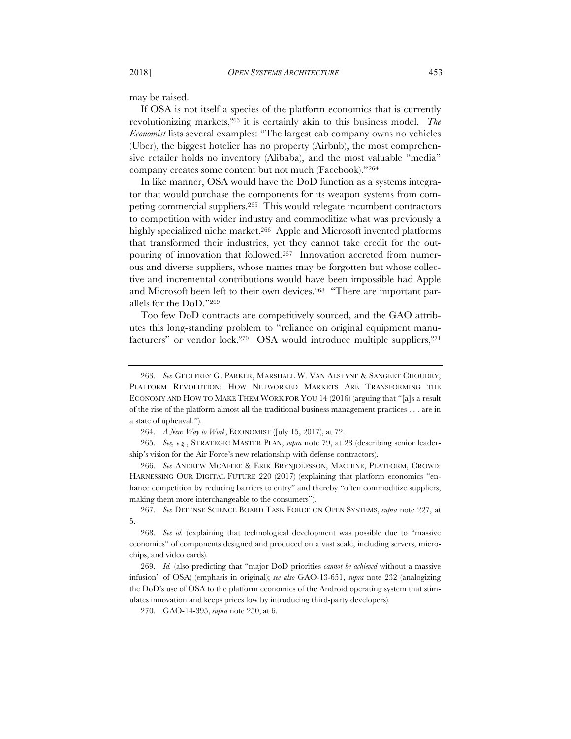may be raised.

If OSA is not itself a species of the platform economics that is currently revolutionizing markets,[263] it is certainly akin to this business model. *The Economist* lists several examples: "The largest cab company owns no vehicles (Uber), the biggest hotelier has no property (Airbnb), the most comprehensive retailer holds no inventory (Alibaba), and the most valuable "media" company creates some content but not much (Facebook)."[264]

In like manner, OSA would have the DoD function as a systems integrator that would purchase the components for its weapon systems from competing commercial suppliers.[265] This would relegate incumbent contractors to competition with wider industry and commoditize what was previously a highly specialized niche market.[266] Apple and Microsoft invented platforms that transformed their industries, yet they cannot take credit for the outpouring of innovation that followed.[267] Innovation accreted from numerous and diverse suppliers, whose names may be forgotten but whose collective and incremental contributions would have been impossible had Apple and Microsoft been left to their own devices.[268] "There are important parallels for the DoD."[269]

Too few DoD contracts are competitively sourced, and the GAO attributes this long-standing problem to "reliance on original equipment manufacturers" or vendor lock.[270] OSA would introduce multiple suppliers,[271]

---

263. *See* GEOFFREY G. PARKER, MARSHALL W. VAN ALSTYNE & SANGEET CHOUDRY, PLATFORM REVOLUTION: HOW NETWORKED MARKETS ARE TRANSFORMING THE ECONOMY AND HOW TO MAKE THEM WORK FOR YOU 14 (2016) (arguing that "[a]s a result of the rise of the platform almost all the traditional business management practices . . . are in a state of upheaval.").

264. *A New Way to Work*, ECONOMIST (July 15, 2017), at 72.

265. *See, e.g.*, STRATEGIC MASTER PLAN, *supra* note 79, at 28 (describing senior leadership's vision for the Air Force's new relationship with defense contractors).

266. *See* ANDREW MCAFFEE & ERIK BRYNJOLFSSON, MACHINE, PLATFORM, CROWD: HARNESSING OUR DIGITAL FUTURE 220 (2017) (explaining that platform economics "enhance competition by reducing barriers to entry" and thereby "often commoditize suppliers, making them more interchangeable to the consumers").

267. *See* DEFENSE SCIENCE BOARD TASK FORCE ON OPEN SYSTEMS, *supra* note 227, at 5.

268. *See id.* (explaining that technological development was possible due to "massive economies" of components designed and produced on a vast scale, including servers, microchips, and video cards).

269. *Id.* (also predicting that "major DoD priorities *cannot be achieved* without a massive infusion" of OSA) (emphasis in original); *see also* GAO-13-651, *supra* note 232 (analogizing the DoD's use of OSA to the platform economics of the Android operating system that stimulates innovation and keeps prices low by introducing third-party developers).

270. GAO-14-395, *supra* note 250, at 6.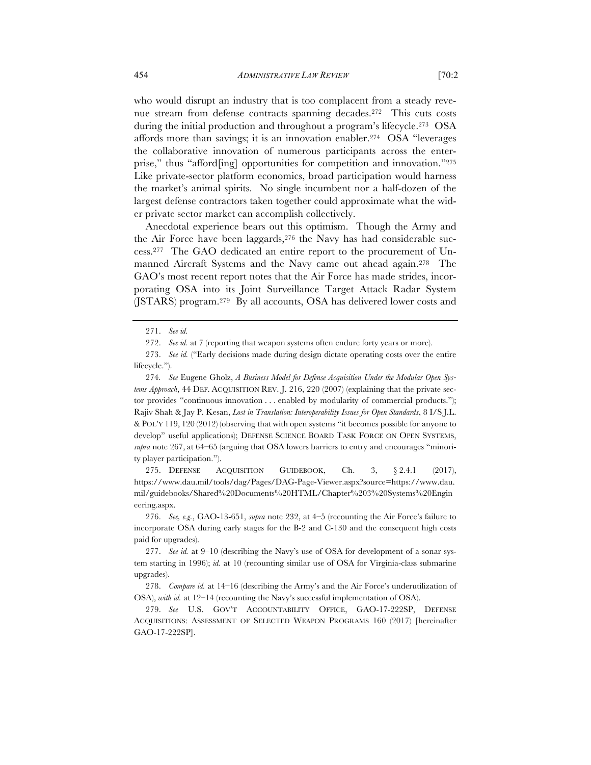who would disrupt an industry that is too complacent from a steady revenue stream from defense contracts spanning decades.[272] This cuts costs during the initial production and throughout a program's lifecycle.[273] OSA affords more than savings; it is an innovation enabler.[274] OSA "leverages the collaborative innovation of numerous participants across the enterprise," thus "afford[ing] opportunities for competition and innovation."[275] Like private-sector platform economics, broad participation would harness the market's animal spirits. No single incumbent nor a half-dozen of the largest defense contractors taken together could approximate what the wider private sector market can accomplish collectively.

Anecdotal experience bears out this optimism. Though the Army and the Air Force have been laggards,[276] the Navy has had considerable success.[277] The GAO dedicated an entire report to the procurement of Unmanned Aircraft Systems and the Navy came out ahead again.[278] The GAO's most recent report notes that the Air Force has made strides, incorporating OSA into its Joint Surveillance Target Attack Radar System (JSTARS) program.[279] By all accounts, OSA has delivered lower costs and

---

271. *See id.*

272. *See id.* at 7 (reporting that weapon systems often endure forty years or more).

273. *See id.* ("Early decisions made during design dictate operating costs over the entire lifecycle.").

274. *See* Eugene Gholz, *A Business Model for Defense Acquisition Under the Modular Open Systems Approach*, 44 DEF. ACQUISITION REV. J. 216, 220 (2007) (explaining that the private sector provides "continuous innovation . . . enabled by modularity of commercial products."); Rajiv Shah & Jay P. Kesan, *Lost in Translation: Interoperability Issues for Open Standards*, 8 I/S J.L. & POL'Y 119, 120 (2012) (observing that with open systems "it becomes possible for anyone to develop" useful applications); DEFENSE SCIENCE BOARD TASK FORCE ON OPEN SYSTEMS, *supra* note 267, at 64–65 (arguing that OSA lowers barriers to entry and encourages "minority player participation.").

275. DEFENSE ACQUISITION GUIDEBOOK, Ch. 3, § 2.4.1 (2017), https://www.dau.mil/tools/dag/Pages/DAG-Page-Viewer.aspx?source=https://www.dau.mil/guidebooks/Shared%20Documents%20HTML/Chapter%203%20Systems%20Engineering.aspx.

276. *See, e.g.*, GAO-13-651, *supra* note 232, at 4–5 (recounting the Air Force's failure to incorporate OSA during early stages for the B-2 and C-130 and the consequent high costs paid for upgrades).

277. *See id.* at 9–10 (describing the Navy's use of OSA for development of a sonar system starting in 1996); *id.* at 10 (recounting similar use of OSA for Virginia-class submarine upgrades).

278. *Compare id.* at 14–16 (describing the Army's and the Air Force's underutilization of OSA), *with id.* at 12–14 (recounting the Navy's successful implementation of OSA).

279. *See* U.S. GOV'T ACCOUNTABILITY OFFICE, GAO-17-222SP, DEFENSE ACQUISITIONS: ASSESSMENT OF SELECTED WEAPON PROGRAMS 160 (2017) [hereinafter GAO-17-222SP].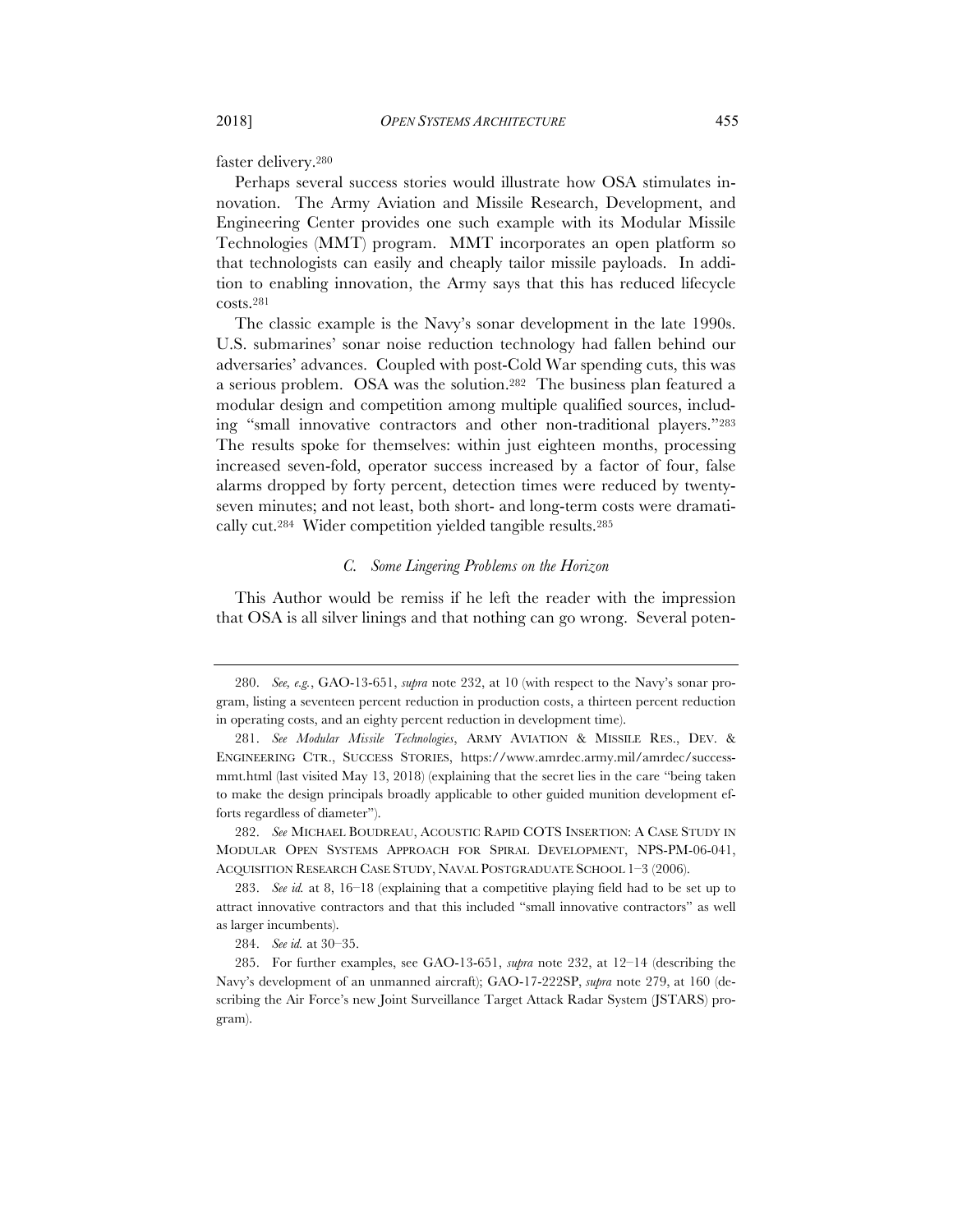faster delivery.[280]

Perhaps several success stories would illustrate how OSA stimulates innovation. The Army Aviation and Missile Research, Development, and Engineering Center provides one such example with its Modular Missile Technologies (MMT) program. MMT incorporates an open platform so that technologists can easily and cheaply tailor missile payloads. In addition to enabling innovation, the Army says that this has reduced lifecycle costs.[281]

The classic example is the Navy's sonar development in the late 1990s. U.S. submarines' sonar noise reduction technology had fallen behind our adversaries' advances. Coupled with post-Cold War spending cuts, this was a serious problem. OSA was the solution.[282] The business plan featured a modular design and competition among multiple qualified sources, including "small innovative contractors and other non-traditional players."[283] The results spoke for themselves: within just eighteen months, processing increased seven-fold, operator success increased by a factor of four, false alarms dropped by forty percent, detection times were reduced by twenty-seven minutes; and not least, both short- and long-term costs were dramatically cut.[284] Wider competition yielded tangible results.[285]

### *C. Some Lingering Problems on the Horizon*

This Author would be remiss if he left the reader with the impression that OSA is all silver linings and that nothing can go wrong. Several poten-

---

280. *See, e.g.*, GAO-13-651, *supra* note 232, at 10 (with respect to the Navy's sonar program, listing a seventeen percent reduction in production costs, a thirteen percent reduction in operating costs, and an eighty percent reduction in development time).

281. *See Modular Missile Technologies*, ARMY AVIATION & MISSILE RES., DEV. & ENGINEERING CTR., SUCCESS STORIES, https://www.amrdec.army.mil/amrdec/success-mmt.html (last visited May 13, 2018) (explaining that the secret lies in the care "being taken to make the design principals broadly applicable to other guided munition development efforts regardless of diameter").

282. *See* MICHAEL BOUDREAU, ACOUSTIC RAPID COTS INSERTION: A CASE STUDY IN MODULAR OPEN SYSTEMS APPROACH FOR SPIRAL DEVELOPMENT, NPS-PM-06-041, ACQUISITION RESEARCH CASE STUDY, NAVAL POSTGRADUATE SCHOOL 1–3 (2006).

283. *See id.* at 8, 16–18 (explaining that a competitive playing field had to be set up to attract innovative contractors and that this included "small innovative contractors" as well as larger incumbents).

284. *See id.* at 30–35.

285. For further examples, see GAO-13-651, *supra* note 232, at 12–14 (describing the Navy's development of an unmanned aircraft); GAO-17-222SP, *supra* note 279, at 160 (describing the Air Force's new Joint Surveillance Target Attack Radar System (JSTARS) program).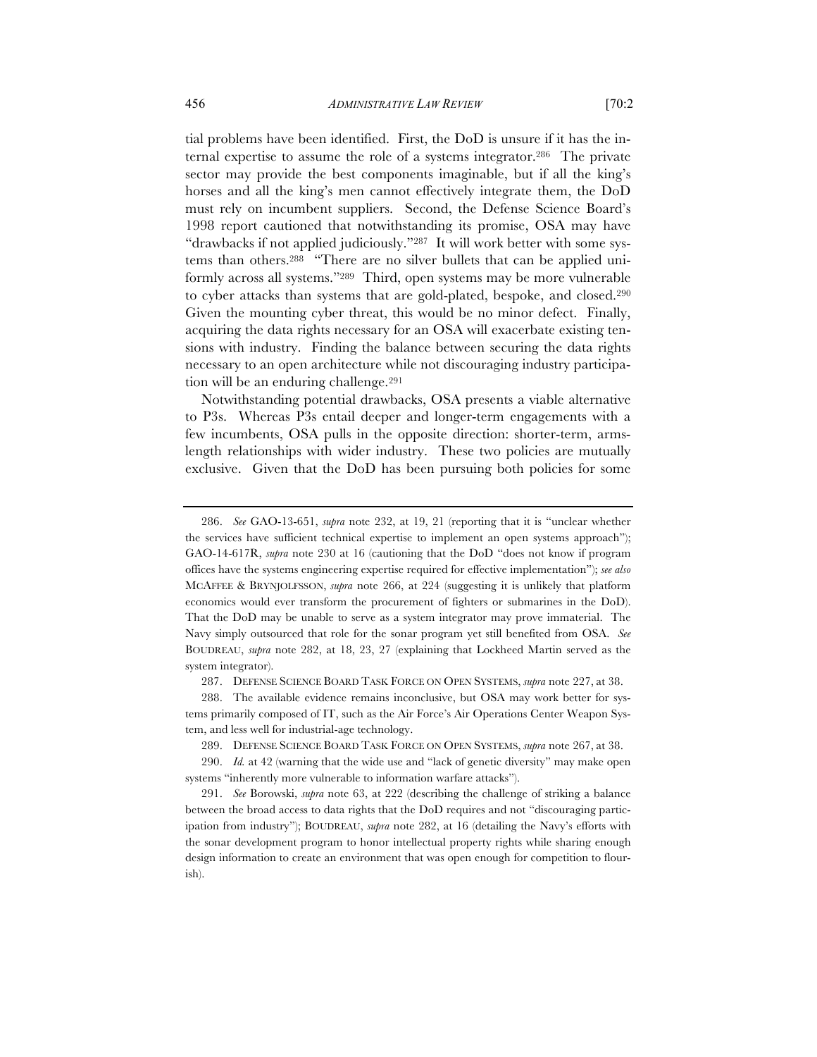tial problems have been identified. First, the DoD is unsure if it has the internal expertise to assume the role of a systems integrator.[286] The private sector may provide the best components imaginable, but if all the king's horses and all the king's men cannot effectively integrate them, the DoD must rely on incumbent suppliers. Second, the Defense Science Board's 1998 report cautioned that notwithstanding its promise, OSA may have "drawbacks if not applied judiciously."[287] It will work better with some systems than others.[288] "There are no silver bullets that can be applied uniformly across all systems."[289] Third, open systems may be more vulnerable to cyber attacks than systems that are gold-plated, bespoke, and closed.[290] Given the mounting cyber threat, this would be no minor defect. Finally, acquiring the data rights necessary for an OSA will exacerbate existing tensions with industry. Finding the balance between securing the data rights necessary to an open architecture while not discouraging industry participation will be an enduring challenge.[291]

Notwithstanding potential drawbacks, OSA presents a viable alternative to P3s. Whereas P3s entail deeper and longer-term engagements with a few incumbents, OSA pulls in the opposite direction: shorter-term, arms-length relationships with wider industry. These two policies are mutually exclusive. Given that the DoD has been pursuing both policies for some

---

286. *See* GAO-13-651, *supra* note 232, at 19, 21 (reporting that it is "unclear whether the services have sufficient technical expertise to implement an open systems approach"); GAO-14-617R, *supra* note 230 at 16 (cautioning that the DoD "does not know if program offices have the systems engineering expertise required for effective implementation"); *see also* MCAFEE & BRYNJOLFSSON, *supra* note 266, at 224 (suggesting it is unlikely that platform economics would ever transform the procurement of fighters or submarines in the DoD). That the DoD may be unable to serve as a system integrator may prove immaterial. The Navy simply outsourced that role for the sonar program yet still benefited from OSA. *See* BOUDREAU, *supra* note 282, at 18, 23, 27 (explaining that Lockheed Martin served as the system integrator).

287. DEFENSE SCIENCE BOARD TASK FORCE ON OPEN SYSTEMS, *supra* note 227, at 38.

288. The available evidence remains inconclusive, but OSA may work better for systems primarily composed of IT, such as the Air Force's Air Operations Center Weapon System, and less well for industrial-age technology.

289. DEFENSE SCIENCE BOARD TASK FORCE ON OPEN SYSTEMS, *supra* note 267, at 38.

290. *Id.* at 42 (warning that the wide use and "lack of genetic diversity" may make open systems "inherently more vulnerable to information warfare attacks").

291. *See* Borowski, *supra* note 63, at 222 (describing the challenge of striking a balance between the broad access to data rights that the DoD requires and not "discouraging participation from industry"); BOUDREAU, *supra* note 282, at 16 (detailing the Navy's efforts with the sonar development program to honor intellectual property rights while sharing enough design information to create an environment that was open enough for competition to flourish).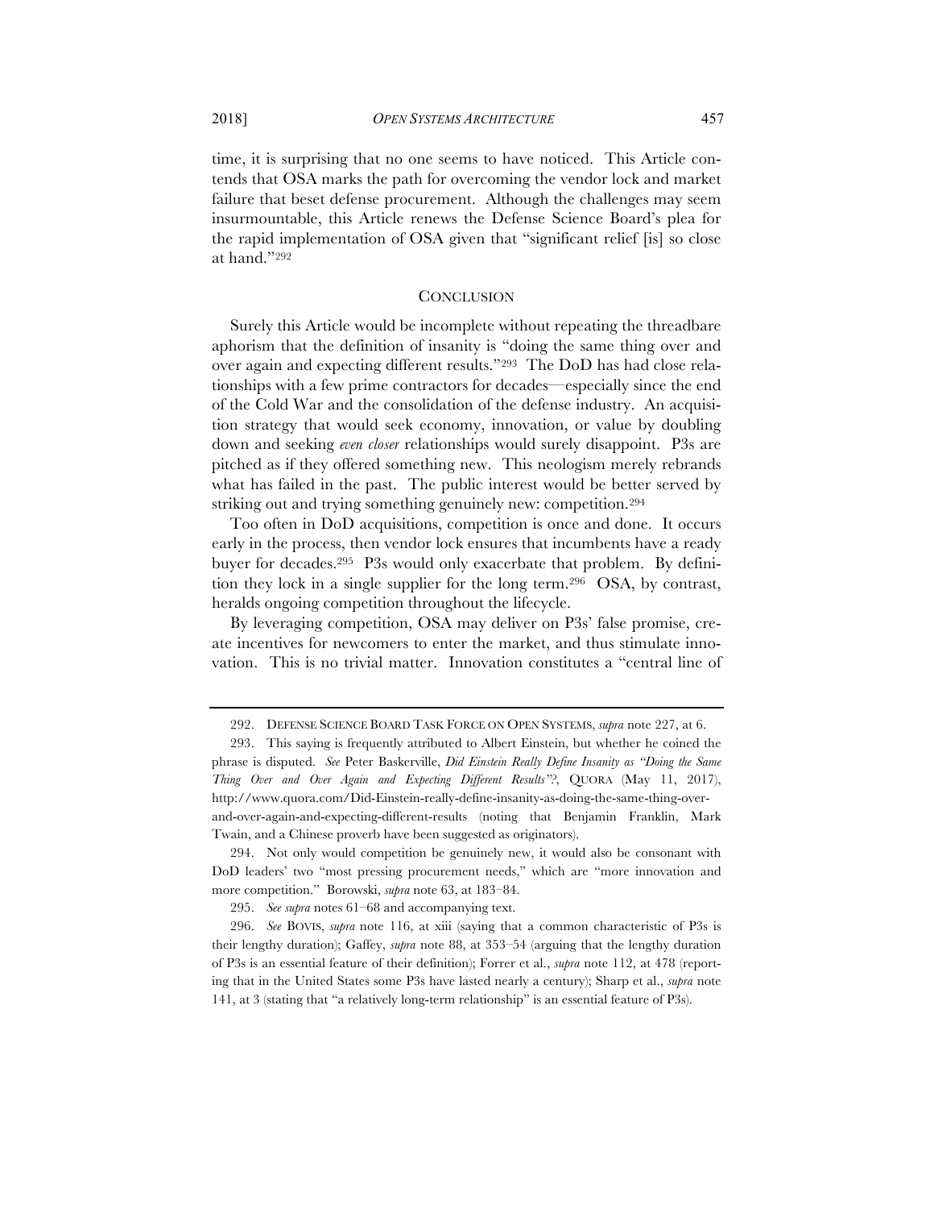time, it is surprising that no one seems to have noticed. This Article contends that OSA marks the path for overcoming the vendor lock and market failure that beset defense procurement. Although the challenges may seem insurmountable, this Article renews the Defense Science Board's plea for the rapid implementation of OSA given that "significant relief [is] so close at hand."[292]

## CONCLUSION

Surely this Article would be incomplete without repeating the threadbare aphorism that the definition of insanity is "doing the same thing over and over again and expecting different results."[293] The DoD has had close relationships with a few prime contractors for decades—especially since the end of the Cold War and the consolidation of the defense industry. An acquisition strategy that would seek economy, innovation, or value by doubling down and seeking *even closer* relationships would surely disappoint. P3s are pitched as if they offered something new. This neologism merely rebrands what has failed in the past. The public interest would be better served by striking out and trying something genuinely new: competition.[294]

Too often in DoD acquisitions, competition is once and done. It occurs early in the process, then vendor lock ensures that incumbents have a ready buyer for decades.[295] P3s would only exacerbate that problem. By definition they lock in a single supplier for the long term.[296] OSA, by contrast, heralds ongoing competition throughout the lifecycle.

By leveraging competition, OSA may deliver on P3s' false promise, create incentives for newcomers to enter the market, and thus stimulate innovation. This is no trivial matter. Innovation constitutes a "central line of

---

292. DEFENSE SCIENCE BOARD TASK FORCE ON OPEN SYSTEMS, *supra* note 227, at 6.

293. This saying is frequently attributed to Albert Einstein, but whether he coined the phrase is disputed. *See* Peter Baskerville, *Did Einstein Really Define Insanity as "Doing the Same Thing Over and Over Again and Expecting Different Results"?*, QUORA (May 11, 2017), http://www.quora.com/Did-Einstein-really-define-insanity-as-doing-the-same-thing-over-and-over-again-and-expecting-different-results (noting that Benjamin Franklin, Mark Twain, and a Chinese proverb have been suggested as originators).

294. Not only would competition be genuinely new, it would also be consonant with DoD leaders' two "most pressing procurement needs," which are "more innovation and more competition." Borowski, *supra* note 63, at 183–84.

295. *See supra* notes 61–68 and accompanying text.

296. *See* BOVIS, *supra* note 116, at xiii (saying that a common characteristic of P3s is their lengthy duration); Gaffey, *supra* note 88, at 353–54 (arguing that the lengthy duration of P3s is an essential feature of their definition); Forrer et al., *supra* note 112, at 478 (reporting that in the United States some P3s have lasted nearly a century); Sharp et al., *supra* note 141, at 3 (stating that "a relatively long-term relationship" is an essential feature of P3s).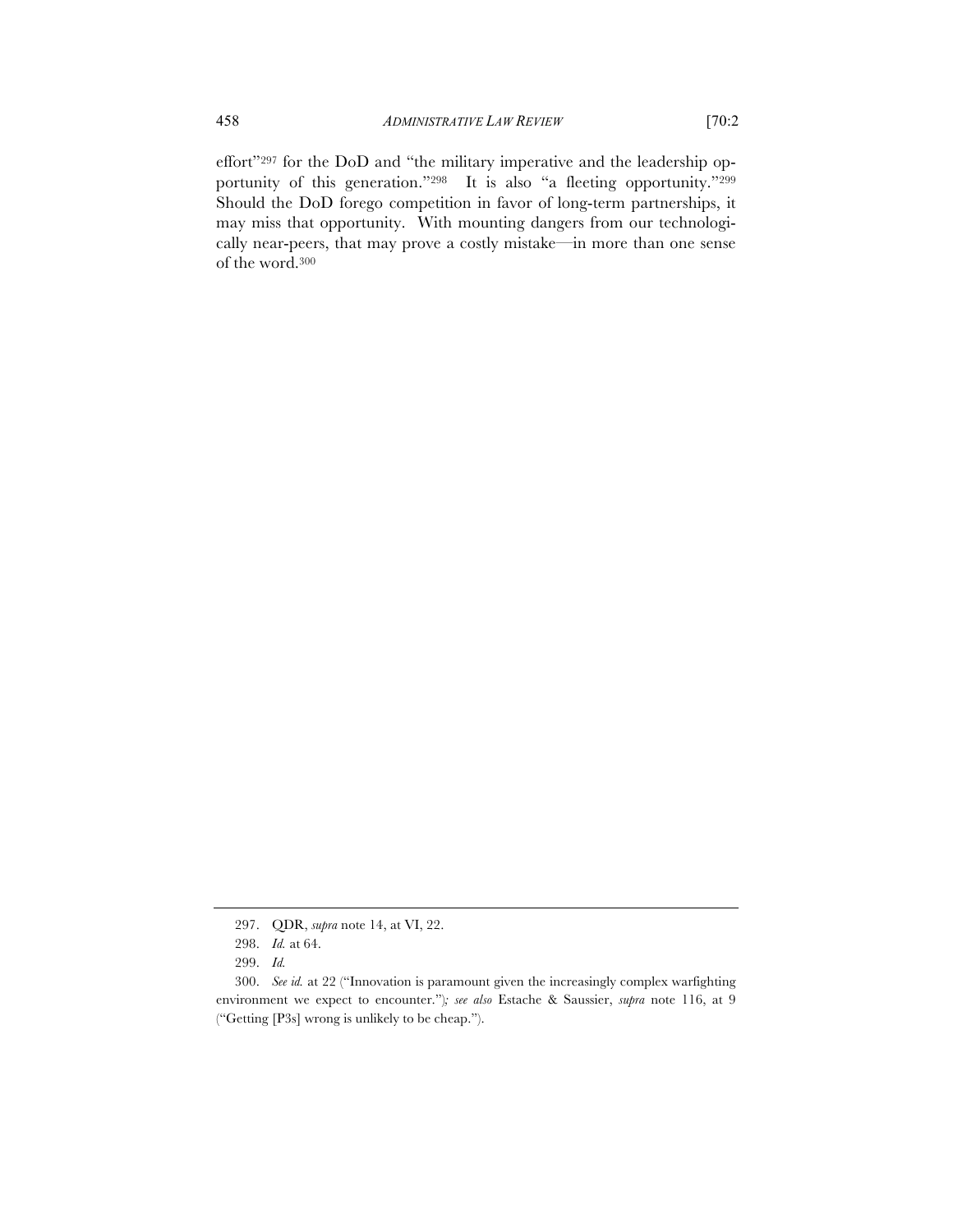effort"[297] for the DoD and "the military imperative and the leadership opportunity of this generation."[298] It is also "a fleeting opportunity."[299] Should the DoD forego competition in favor of long-term partnerships, it may miss that opportunity. With mounting dangers from our technologically near-peers, that may prove a costly mistake—in more than one sense of the word.[300]

---

297. QDR, *supra* note 14, at VI, 22.

298. *Id.* at 64.

299. *Id.*

300. *See id.* at 22 ("Innovation is paramount given the increasingly complex warfighting environment we expect to encounter."); *see also* Estache & Saussier, *supra* note 116, at 9 ("Getting [P3s] wrong is unlikely to be cheap.").